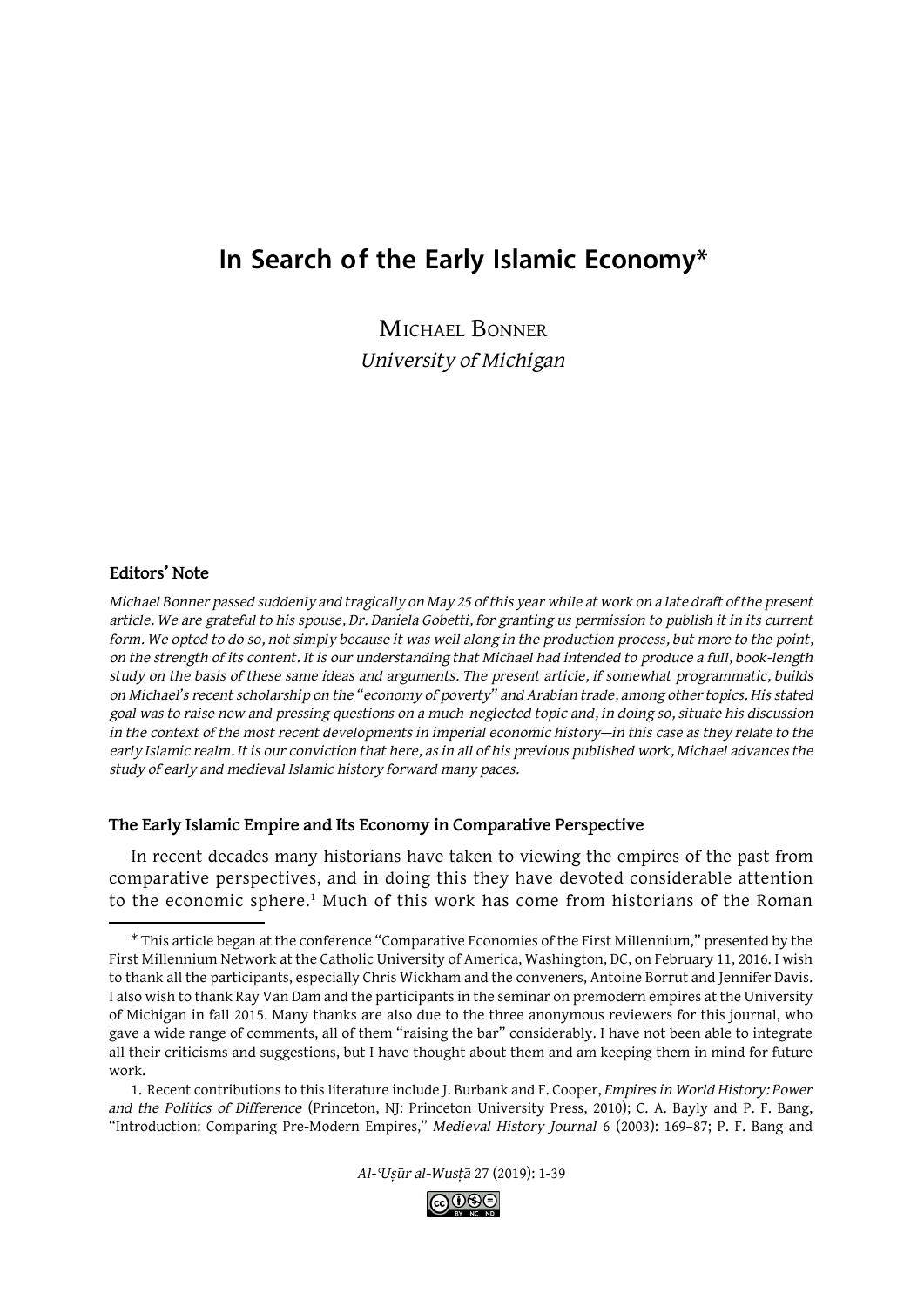# In Search of the Early Islamic Economy*

Michael Bonner
*University of Michigan*

#### Editors' Note

*Michael Bonner passed suddenly and tragically on May 25 of this year while at work on a late draft of the present article. We are grateful to his spouse, Dr. Daniela Gobetti, for granting us permission to publish it in its current form. We opted to do so, not simply because it was well along in the production process, but more to the point, on the strength of its content. It is our understanding that Michael had intended to produce a full, book-length study on the basis of these same ideas and arguments. The present article, if somewhat programmatic, builds on Michael's recent scholarship on the "economy of poverty" and Arabian trade, among other topics. His stated goal was to raise new and pressing questions on a much-neglected topic and, in doing so, situate his discussion in the context of the most recent developments in imperial economic history—in this case as they relate to the early Islamic realm. It is our conviction that here, as in all of his previous published work, Michael advances the study of early and medieval Islamic history forward many paces.*

#### The Early Islamic Empire and Its Economy in Comparative Perspective

In recent decades many historians have taken to viewing the empires of the past from comparative perspectives, and in doing this they have devoted considerable attention to the economic sphere.[1] Much of this work has come from historians of the Roman

---

\* This article began at the conference "Comparative Economies of the First Millennium," presented by the First Millennium Network at the Catholic University of America, Washington, DC, on February 11, 2016. I wish to thank all the participants, especially Chris Wickham and the conveners, Antoine Borrut and Jennifer Davis. I also wish to thank Ray Van Dam and the participants in the seminar on premodern empires at the University of Michigan in fall 2015. Many thanks are also due to the three anonymous reviewers for this journal, who gave a wide range of comments, all of them "raising the bar" considerably. I have not been able to integrate all their criticisms and suggestions, but I have thought about them and am keeping them in mind for future work.

1. Recent contributions to this literature include J. Burbank and F. Cooper, *Empires in World History: Power and the Politics of Difference* (Princeton, NJ: Princeton University Press, 2010); C. A. Bayly and P. F. Bang, "Introduction: Comparing Pre-Modern Empires," *Medieval History Journal* 6 (2003): 169–87; P. F. Bang and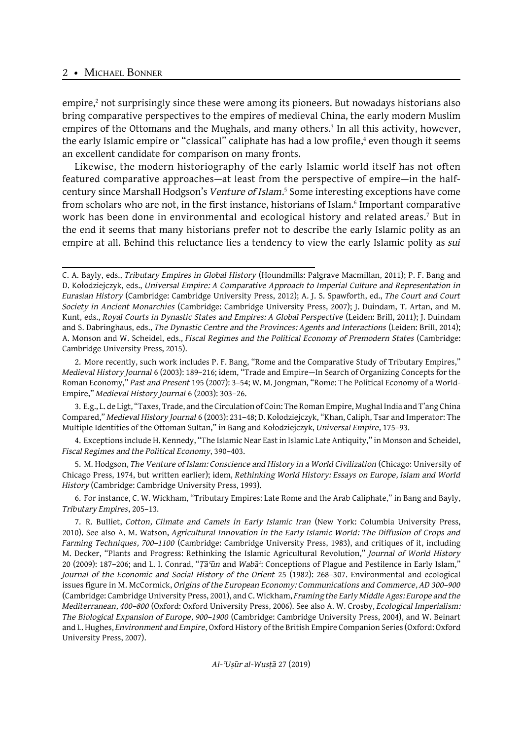empire,[2] not surprisingly since these were among its pioneers. But nowadays historians also bring comparative perspectives to the empires of medieval China, the early modern Muslim empires of the Ottomans and the Mughals, and many others.[3] In all this activity, however, the early Islamic empire or "classical" caliphate has had a low profile,[4] even though it seems an excellent candidate for comparison on many fronts.

Likewise, the modern historiography of the early Islamic world itself has not often featured comparative approaches—at least from the perspective of empire—in the half-century since Marshall Hodgson's *Venture of Islam*.[5] Some interesting exceptions have come from scholars who are not, in the first instance, historians of Islam.[6] Important comparative work has been done in environmental and ecological history and related areas.[7] But in the end it seems that many historians prefer not to describe the early Islamic polity as an empire at all. Behind this reluctance lies a tendency to view the early Islamic polity as *sui*

---

C. A. Bayly, eds., *Tributary Empires in Global History* (Houndmills: Palgrave Macmillan, 2011); P. F. Bang and D. Kołodziejczyk, eds., *Universal Empire: A Comparative Approach to Imperial Culture and Representation in Eurasian History* (Cambridge: Cambridge University Press, 2012); A. J. S. Spawforth, ed., *The Court and Court Society in Ancient Monarchies* (Cambridge: Cambridge University Press, 2007); J. Duindam, T. Artan, and M. Kunt, eds., *Royal Courts in Dynastic States and Empires: A Global Perspective* (Leiden: Brill, 2011); J. Duindam and S. Dabringhaus, eds., *The Dynastic Centre and the Provinces: Agents and Interactions* (Leiden: Brill, 2014); A. Monson and W. Scheidel, eds., *Fiscal Regimes and the Political Economy of Premodern States* (Cambridge: Cambridge University Press, 2015).

2. More recently, such work includes P. F. Bang, "Rome and the Comparative Study of Tributary Empires," *Medieval History Journal* 6 (2003): 189–216; idem, "Trade and Empire—In Search of Organizing Concepts for the Roman Economy," *Past and Present* 195 (2007): 3–54; W. M. Jongman, "Rome: The Political Economy of a World-Empire," *Medieval History Journal* 6 (2003): 303–26.

3. E.g., L. de Ligt, "Taxes, Trade, and the Circulation of Coin: The Roman Empire, Mughal India and T'ang China Compared," *Medieval History Journal* 6 (2003): 231–48; D. Kołodziejczyk, "Khan, Caliph, Tsar and Imperator: The Multiple Identities of the Ottoman Sultan," in Bang and Kołodziejczyk, *Universal Empire*, 175–93.

4. Exceptions include H. Kennedy, "The Islamic Near East in Islamic Late Antiquity," in Monson and Scheidel, *Fiscal Regimes and the Political Economy*, 390–403.

5. M. Hodgson, *The Venture of Islam: Conscience and History in a World Civilization* (Chicago: University of Chicago Press, 1974, but written earlier); idem, *Rethinking World History: Essays on Europe, Islam and World History* (Cambridge: Cambridge University Press, 1993).

6. For instance, C. W. Wickham, "Tributary Empires: Late Rome and the Arab Caliphate," in Bang and Bayly, *Tributary Empires*, 205–13.

7. R. Bulliet, *Cotton, Climate and Camels in Early Islamic Iran* (New York: Columbia University Press, 2010). See also A. M. Watson, *Agricultural Innovation in the Early Islamic World: The Diffusion of Crops and Farming Techniques, 700–1100* (Cambridge: Cambridge University Press, 1983), and critiques of it, including M. Decker, "Plants and Progress: Rethinking the Islamic Agricultural Revolution," *Journal of World History* 20 (2009): 187–206; and L. I. Conrad, "*Ṭāʿūn* and *Wabāʾ*: Conceptions of Plague and Pestilence in Early Islam," *Journal of the Economic and Social History of the Orient* 25 (1982): 268–307. Environmental and ecological issues figure in M. McCormick, *Origins of the European Economy: Communications and Commerce, AD 300–900* (Cambridge: Cambridge University Press, 2001), and C. Wickham, *Framing the Early Middle Ages: Europe and the Mediterranean, 400–800* (Oxford: Oxford University Press, 2006). See also A. W. Crosby, *Ecological Imperialism: The Biological Expansion of Europe, 900–1900* (Cambridge: Cambridge University Press, 2004), and W. Beinart and L. Hughes, *Environment and Empire*, Oxford History of the British Empire Companion Series (Oxford: Oxford University Press, 2007).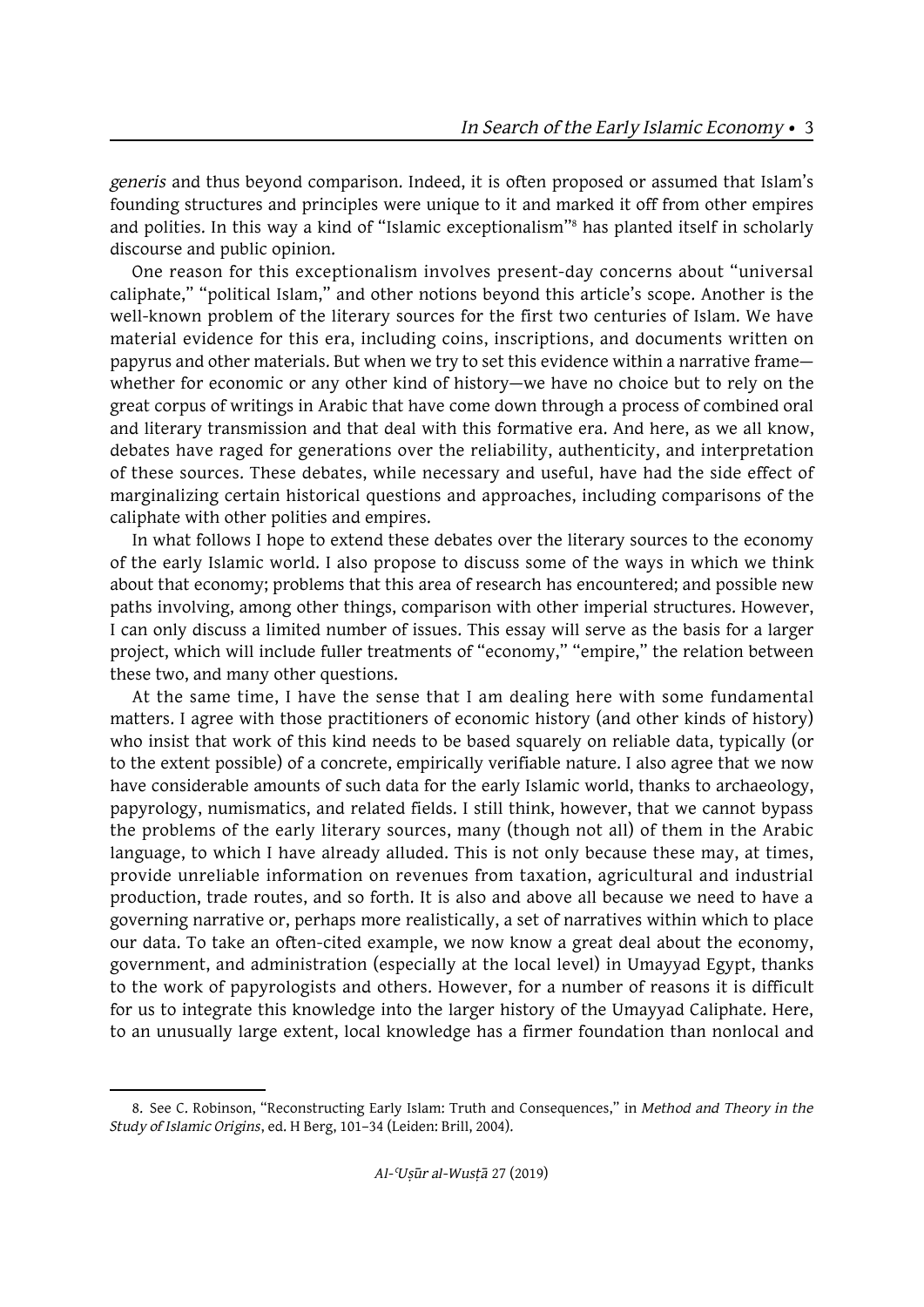*generis* and thus beyond comparison. Indeed, it is often proposed or assumed that Islam's founding structures and principles were unique to it and marked it off from other empires and polities. In this way a kind of "Islamic exceptionalism"[8] has planted itself in scholarly discourse and public opinion.

One reason for this exceptionalism involves present-day concerns about "universal caliphate," "political Islam," and other notions beyond this article's scope. Another is the well-known problem of the literary sources for the first two centuries of Islam. We have material evidence for this era, including coins, inscriptions, and documents written on papyrus and other materials. But when we try to set this evidence within a narrative frame—whether for economic or any other kind of history—we have no choice but to rely on the great corpus of writings in Arabic that have come down through a process of combined oral and literary transmission and that deal with this formative era. And here, as we all know, debates have raged for generations over the reliability, authenticity, and interpretation of these sources. These debates, while necessary and useful, have had the side effect of marginalizing certain historical questions and approaches, including comparisons of the caliphate with other polities and empires.

In what follows I hope to extend these debates over the literary sources to the economy of the early Islamic world. I also propose to discuss some of the ways in which we think about that economy; problems that this area of research has encountered; and possible new paths involving, among other things, comparison with other imperial structures. However, I can only discuss a limited number of issues. This essay will serve as the basis for a larger project, which will include fuller treatments of "economy," "empire," the relation between these two, and many other questions.

At the same time, I have the sense that I am dealing here with some fundamental matters. I agree with those practitioners of economic history (and other kinds of history) who insist that work of this kind needs to be based squarely on reliable data, typically (or to the extent possible) of a concrete, empirically verifiable nature. I also agree that we now have considerable amounts of such data for the early Islamic world, thanks to archaeology, papyrology, numismatics, and related fields. I still think, however, that we cannot bypass the problems of the early literary sources, many (though not all) of them in the Arabic language, to which I have already alluded. This is not only because these may, at times, provide unreliable information on revenues from taxation, agricultural and industrial production, trade routes, and so forth. It is also and above all because we need to have a governing narrative or, perhaps more realistically, a set of narratives within which to place our data. To take an often-cited example, we now know a great deal about the economy, government, and administration (especially at the local level) in Umayyad Egypt, thanks to the work of papyrologists and others. However, for a number of reasons it is difficult for us to integrate this knowledge into the larger history of the Umayyad Caliphate. Here, to an unusually large extent, local knowledge has a firmer foundation than nonlocal and

8. See C. Robinson, "Reconstructing Early Islam: Truth and Consequences," in *Method and Theory in the Study of Islamic Origins*, ed. H Berg, 101–34 (Leiden: Brill, 2004).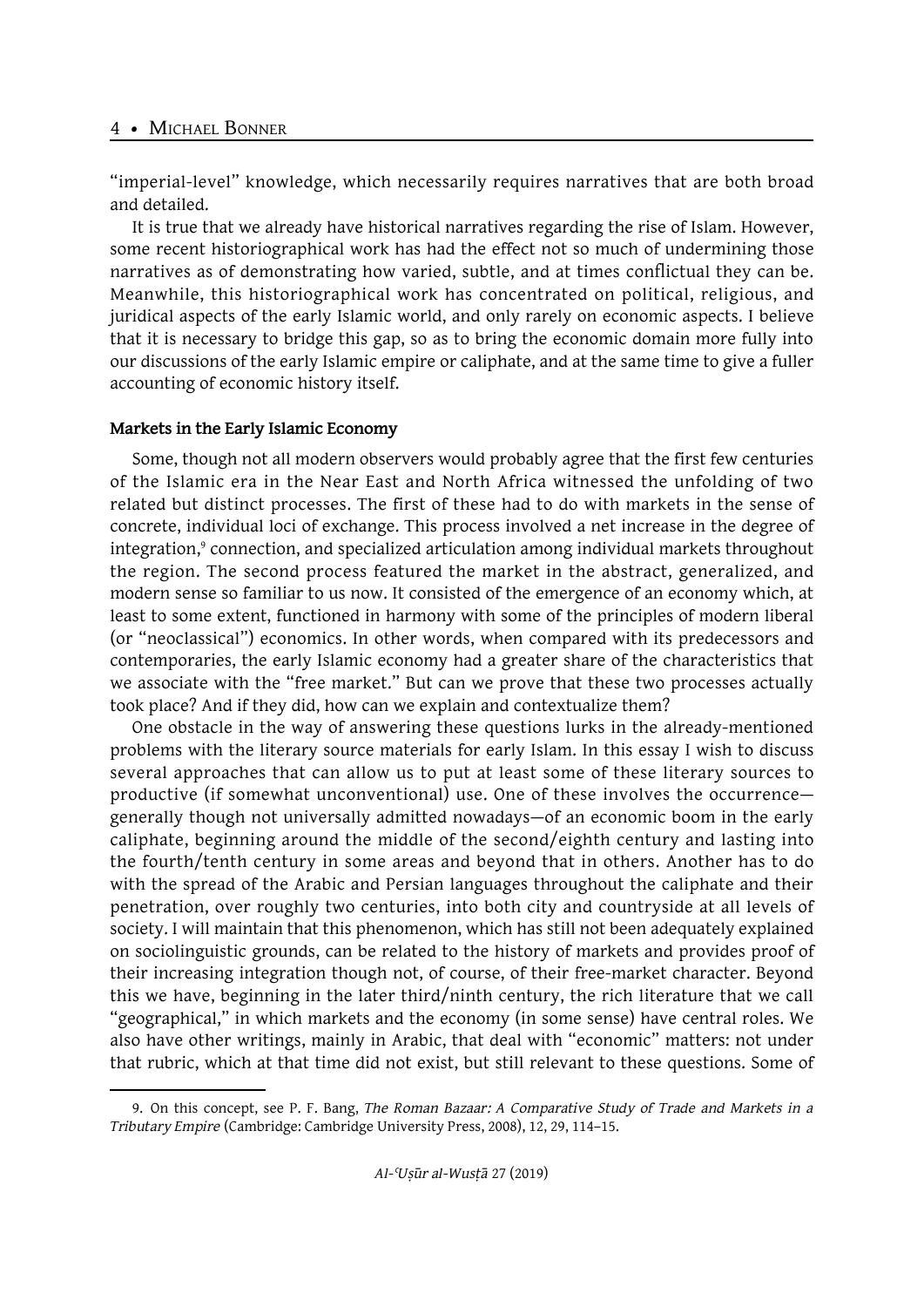"imperial-level" knowledge, which necessarily requires narratives that are both broad and detailed.

It is true that we already have historical narratives regarding the rise of Islam. However, some recent historiographical work has had the effect not so much of undermining those narratives as of demonstrating how varied, subtle, and at times conflictual they can be. Meanwhile, this historiographical work has concentrated on political, religious, and juridical aspects of the early Islamic world, and only rarely on economic aspects. I believe that it is necessary to bridge this gap, so as to bring the economic domain more fully into our discussions of the early Islamic empire or caliphate, and at the same time to give a fuller accounting of economic history itself.

### Markets in the Early Islamic Economy

Some, though not all modern observers would probably agree that the first few centuries of the Islamic era in the Near East and North Africa witnessed the unfolding of two related but distinct processes. The first of these had to do with markets in the sense of concrete, individual loci of exchange. This process involved a net increase in the degree of integration,[9] connection, and specialized articulation among individual markets throughout the region. The second process featured the market in the abstract, generalized, and modern sense so familiar to us now. It consisted of the emergence of an economy which, at least to some extent, functioned in harmony with some of the principles of modern liberal (or "neoclassical") economics. In other words, when compared with its predecessors and contemporaries, the early Islamic economy had a greater share of the characteristics that we associate with the "free market." But can we prove that these two processes actually took place? And if they did, how can we explain and contextualize them?

One obstacle in the way of answering these questions lurks in the already-mentioned problems with the literary source materials for early Islam. In this essay I wish to discuss several approaches that can allow us to put at least some of these literary sources to productive (if somewhat unconventional) use. One of these involves the occurrence—generally though not universally admitted nowadays—of an economic boom in the early caliphate, beginning around the middle of the second/eighth century and lasting into the fourth/tenth century in some areas and beyond that in others. Another has to do with the spread of the Arabic and Persian languages throughout the caliphate and their penetration, over roughly two centuries, into both city and countryside at all levels of society. I will maintain that this phenomenon, which has still not been adequately explained on sociolinguistic grounds, can be related to the history of markets and provides proof of their increasing integration though not, of course, of their free-market character. Beyond this we have, beginning in the later third/ninth century, the rich literature that we call "geographical," in which markets and the economy (in some sense) have central roles. We also have other writings, mainly in Arabic, that deal with "economic" matters: not under that rubric, which at that time did not exist, but still relevant to these questions. Some of

---

9. On this concept, see P. F. Bang, *The Roman Bazaar: A Comparative Study of Trade and Markets in a Tributary Empire* (Cambridge: Cambridge University Press, 2008), 12, 29, 114–15.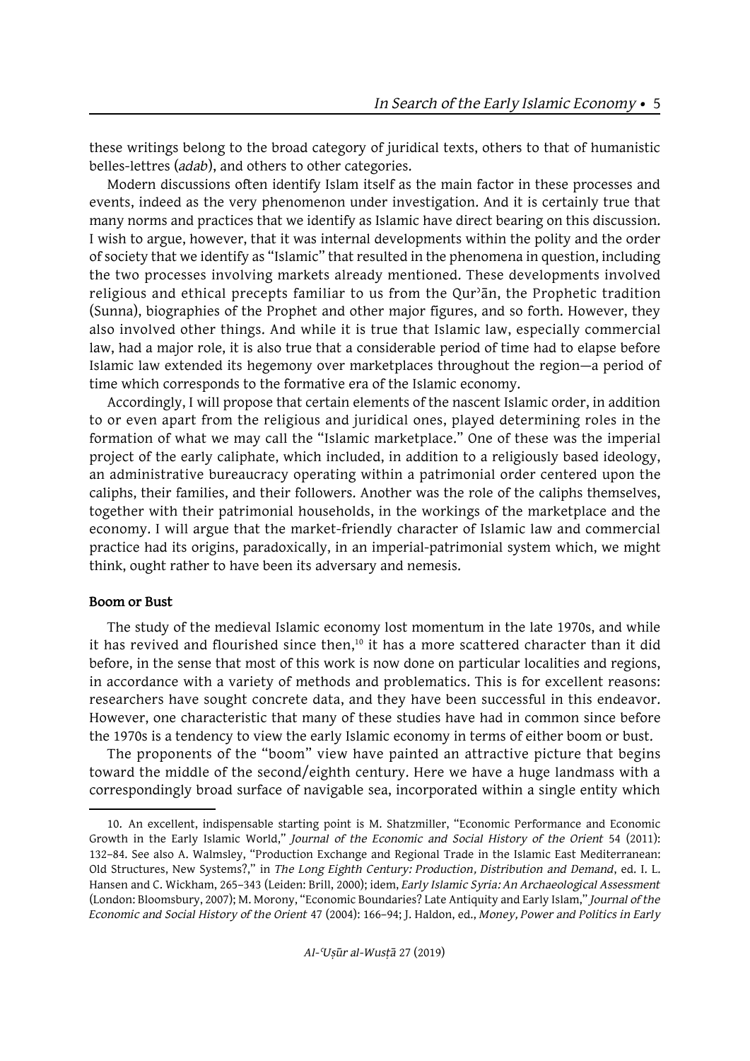these writings belong to the broad category of juridical texts, others to that of humanistic belles-lettres (*adab*), and others to other categories.

Modern discussions often identify Islam itself as the main factor in these processes and events, indeed as the very phenomenon under investigation. And it is certainly true that many norms and practices that we identify as Islamic have direct bearing on this discussion. I wish to argue, however, that it was internal developments within the polity and the order of society that we identify as "Islamic" that resulted in the phenomena in question, including the two processes involving markets already mentioned. These developments involved religious and ethical precepts familiar to us from the Qurʾān, the Prophetic tradition (Sunna), biographies of the Prophet and other major figures, and so forth. However, they also involved other things. And while it is true that Islamic law, especially commercial law, had a major role, it is also true that a considerable period of time had to elapse before Islamic law extended its hegemony over marketplaces throughout the region—a period of time which corresponds to the formative era of the Islamic economy.

Accordingly, I will propose that certain elements of the nascent Islamic order, in addition to or even apart from the religious and juridical ones, played determining roles in the formation of what we may call the "Islamic marketplace." One of these was the imperial project of the early caliphate, which included, in addition to a religiously based ideology, an administrative bureaucracy operating within a patrimonial order centered upon the caliphs, their families, and their followers. Another was the role of the caliphs themselves, together with their patrimonial households, in the workings of the marketplace and the economy. I will argue that the market-friendly character of Islamic law and commercial practice had its origins, paradoxically, in an imperial-patrimonial system which, we might think, ought rather to have been its adversary and nemesis.

**Boom or Bust**

The study of the medieval Islamic economy lost momentum in the late 1970s, and while it has revived and flourished since then,[10] it has a more scattered character than it did before, in the sense that most of this work is now done on particular localities and regions, in accordance with a variety of methods and problematics. This is for excellent reasons: researchers have sought concrete data, and they have been successful in this endeavor. However, one characteristic that many of these studies have had in common since before the 1970s is a tendency to view the early Islamic economy in terms of either boom or bust.

The proponents of the "boom" view have painted an attractive picture that begins toward the middle of the second/eighth century. Here we have a huge landmass with a correspondingly broad surface of navigable sea, incorporated within a single entity which

10. An excellent, indispensable starting point is M. Shatzmiller, "Economic Performance and Economic Growth in the Early Islamic World," *Journal of the Economic and Social History of the Orient* 54 (2011): 132–84. See also A. Walmsley, "Production Exchange and Regional Trade in the Islamic East Mediterranean: Old Structures, New Systems?," in *The Long Eighth Century: Production, Distribution and Demand*, ed. I. L. Hansen and C. Wickham, 265–343 (Leiden: Brill, 2000); idem, *Early Islamic Syria: An Archaeological Assessment* (London: Bloomsbury, 2007); M. Morony, "Economic Boundaries? Late Antiquity and Early Islam," *Journal of the Economic and Social History of the Orient* 47 (2004): 166–94; J. Haldon, ed., *Money, Power and Politics in Early*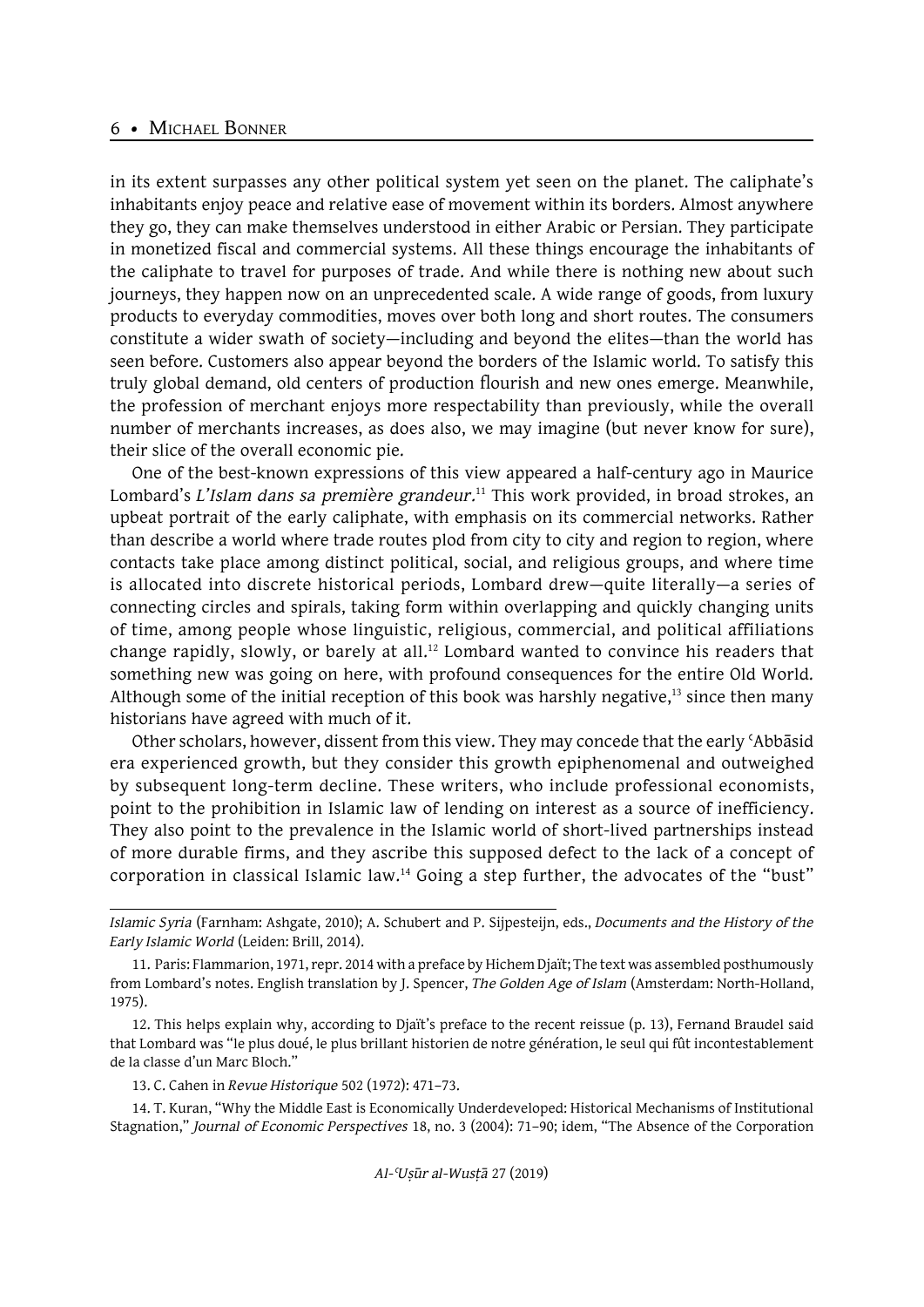in its extent surpasses any other political system yet seen on the planet. The caliphate's inhabitants enjoy peace and relative ease of movement within its borders. Almost anywhere they go, they can make themselves understood in either Arabic or Persian. They participate in monetized fiscal and commercial systems. All these things encourage the inhabitants of the caliphate to travel for purposes of trade. And while there is nothing new about such journeys, they happen now on an unprecedented scale. A wide range of goods, from luxury products to everyday commodities, moves over both long and short routes. The consumers constitute a wider swath of society—including and beyond the elites—than the world has seen before. Customers also appear beyond the borders of the Islamic world. To satisfy this truly global demand, old centers of production flourish and new ones emerge. Meanwhile, the profession of merchant enjoys more respectability than previously, while the overall number of merchants increases, as does also, we may imagine (but never know for sure), their slice of the overall economic pie.

One of the best-known expressions of this view appeared a half-century ago in Maurice Lombard's *L'Islam dans sa première grandeur.*[11] This work provided, in broad strokes, an upbeat portrait of the early caliphate, with emphasis on its commercial networks. Rather than describe a world where trade routes plod from city to city and region to region, where contacts take place among distinct political, social, and religious groups, and where time is allocated into discrete historical periods, Lombard drew—quite literally—a series of connecting circles and spirals, taking form within overlapping and quickly changing units of time, among people whose linguistic, religious, commercial, and political affiliations change rapidly, slowly, or barely at all.[12] Lombard wanted to convince his readers that something new was going on here, with profound consequences for the entire Old World. Although some of the initial reception of this book was harshly negative,[13] since then many historians have agreed with much of it.

Other scholars, however, dissent from this view. They may concede that the early ʿAbbāsid era experienced growth, but they consider this growth epiphenomenal and outweighed by subsequent long-term decline. These writers, who include professional economists, point to the prohibition in Islamic law of lending on interest as a source of inefficiency. They also point to the prevalence in the Islamic world of short-lived partnerships instead of more durable firms, and they ascribe this supposed defect to the lack of a concept of corporation in classical Islamic law.[14] Going a step further, the advocates of the "bust"

---

*Islamic Syria* (Farnham: Ashgate, 2010); A. Schubert and P. Sijpesteijn, eds., *Documents and the History of the Early Islamic World* (Leiden: Brill, 2014).

11. Paris: Flammarion, 1971, repr. 2014 with a preface by Hichem Djaït; The text was assembled posthumously from Lombard's notes. English translation by J. Spencer, *The Golden Age of Islam* (Amsterdam: North-Holland, 1975).

12. This helps explain why, according to Djaït's preface to the recent reissue (p. 13), Fernand Braudel said that Lombard was "le plus doué, le plus brillant historien de notre génération, le seul qui fût incontestablement de la classe d'un Marc Bloch."

13. C. Cahen in *Revue Historique* 502 (1972): 471–73.

14. T. Kuran, "Why the Middle East is Economically Underdeveloped: Historical Mechanisms of Institutional Stagnation," *Journal of Economic Perspectives* 18, no. 3 (2004): 71–90; idem, "The Absence of the Corporation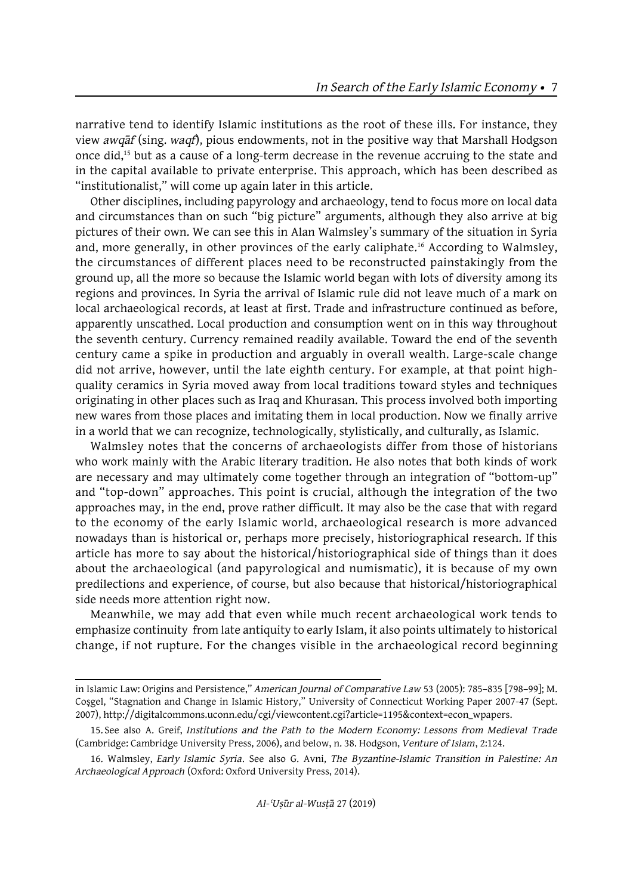narrative tend to identify Islamic institutions as the root of these ills. For instance, they view *awqāf* (sing. *waqf*), pious endowments, not in the positive way that Marshall Hodgson once did,[15] but as a cause of a long-term decrease in the revenue accruing to the state and in the capital available to private enterprise. This approach, which has been described as "institutionalist," will come up again later in this article.

Other disciplines, including papyrology and archaeology, tend to focus more on local data and circumstances than on such "big picture" arguments, although they also arrive at big pictures of their own. We can see this in Alan Walmsley's summary of the situation in Syria and, more generally, in other provinces of the early caliphate.[16] According to Walmsley, the circumstances of different places need to be reconstructed painstakingly from the ground up, all the more so because the Islamic world began with lots of diversity among its regions and provinces. In Syria the arrival of Islamic rule did not leave much of a mark on local archaeological records, at least at first. Trade and infrastructure continued as before, apparently unscathed. Local production and consumption went on in this way throughout the seventh century. Currency remained readily available. Toward the end of the seventh century came a spike in production and arguably in overall wealth. Large-scale change did not arrive, however, until the late eighth century. For example, at that point high-quality ceramics in Syria moved away from local traditions toward styles and techniques originating in other places such as Iraq and Khurasan. This process involved both importing new wares from those places and imitating them in local production. Now we finally arrive in a world that we can recognize, technologically, stylistically, and culturally, as Islamic.

Walmsley notes that the concerns of archaeologists differ from those of historians who work mainly with the Arabic literary tradition. He also notes that both kinds of work are necessary and may ultimately come together through an integration of "bottom-up" and "top-down" approaches. This point is crucial, although the integration of the two approaches may, in the end, prove rather difficult. It may also be the case that with regard to the economy of the early Islamic world, archaeological research is more advanced nowadays than is historical or, perhaps more precisely, historiographical research. If this article has more to say about the historical/historiographical side of things than it does about the archaeological (and papyrological and numismatic), it is because of my own predilections and experience, of course, but also because that historical/historiographical side needs more attention right now.

Meanwhile, we may add that even while much recent archaeological work tends to emphasize continuity from late antiquity to early Islam, it also points ultimately to historical change, if not rupture. For the changes visible in the archaeological record beginning

---

in Islamic Law: Origins and Persistence," *American Journal of Comparative Law* 53 (2005): 785–835 [798–99]; M. Coşgel, "Stagnation and Change in Islamic History," University of Connecticut Working Paper 2007-47 (Sept. 2007), http://digitalcommons.uconn.edu/cgi/viewcontent.cgi?article=1195&context=econ_wpapers.

15. See also A. Greif, *Institutions and the Path to the Modern Economy: Lessons from Medieval Trade* (Cambridge: Cambridge University Press, 2006), and below, n. 38. Hodgson, *Venture of Islam*, 2:124.

16. Walmsley, *Early Islamic Syria*. See also G. Avni, *The Byzantine-Islamic Transition in Palestine: An Archaeological Approach* (Oxford: Oxford University Press, 2014).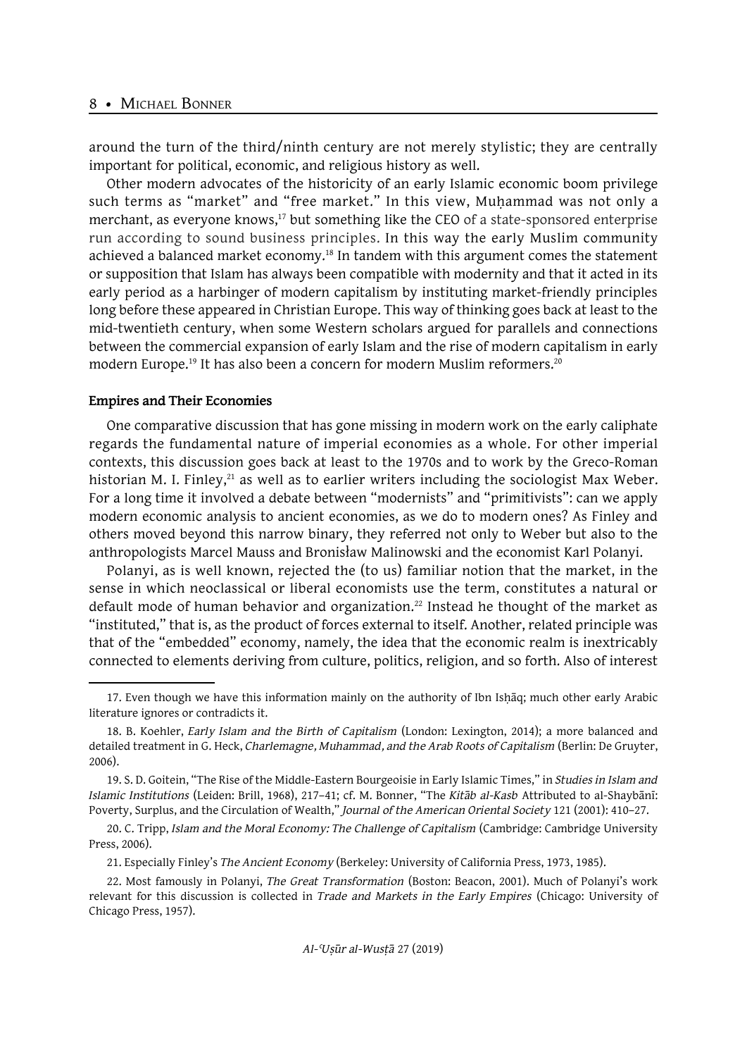around the turn of the third/ninth century are not merely stylistic; they are centrally important for political, economic, and religious history as well.

Other modern advocates of the historicity of an early Islamic economic boom privilege such terms as "market" and "free market." In this view, Muḥammad was not only a merchant, as everyone knows,[17] but something like the CEO of a state-sponsored enterprise run according to sound business principles. In this way the early Muslim community achieved a balanced market economy.[18] In tandem with this argument comes the statement or supposition that Islam has always been compatible with modernity and that it acted in its early period as a harbinger of modern capitalism by instituting market-friendly principles long before these appeared in Christian Europe. This way of thinking goes back at least to the mid-twentieth century, when some Western scholars argued for parallels and connections between the commercial expansion of early Islam and the rise of modern capitalism in early modern Europe.[19] It has also been a concern for modern Muslim reformers.[20]

**Empires and Their Economies**

One comparative discussion that has gone missing in modern work on the early caliphate regards the fundamental nature of imperial economies as a whole. For other imperial contexts, this discussion goes back at least to the 1970s and to work by the Greco-Roman historian M. I. Finley,[21] as well as to earlier writers including the sociologist Max Weber. For a long time it involved a debate between "modernists" and "primitivists": can we apply modern economic analysis to ancient economies, as we do to modern ones? As Finley and others moved beyond this narrow binary, they referred not only to Weber but also to the anthropologists Marcel Mauss and Bronisław Malinowski and the economist Karl Polanyi.

Polanyi, as is well known, rejected the (to us) familiar notion that the market, in the sense in which neoclassical or liberal economists use the term, constitutes a natural or default mode of human behavior and organization.[22] Instead he thought of the market as "instituted," that is, as the product of forces external to itself. Another, related principle was that of the "embedded" economy, namely, the idea that the economic realm is inextricably connected to elements deriving from culture, politics, religion, and so forth. Also of interest

---

17. Even though we have this information mainly on the authority of Ibn Isḥāq; much other early Arabic literature ignores or contradicts it.

18. B. Koehler, *Early Islam and the Birth of Capitalism* (London: Lexington, 2014); a more balanced and detailed treatment in G. Heck, *Charlemagne, Muhammad, and the Arab Roots of Capitalism* (Berlin: De Gruyter, 2006).

19. S. D. Goitein, "The Rise of the Middle-Eastern Bourgeoisie in Early Islamic Times," in *Studies in Islam and Islamic Institutions* (Leiden: Brill, 1968), 217–41; cf. M. Bonner, "The *Kitāb al-Kasb* Attributed to al-Shaybānī: Poverty, Surplus, and the Circulation of Wealth," *Journal of the American Oriental Society* 121 (2001): 410–27.

20. C. Tripp, *Islam and the Moral Economy: The Challenge of Capitalism* (Cambridge: Cambridge University Press, 2006).

21. Especially Finley's *The Ancient Economy* (Berkeley: University of California Press, 1973, 1985).

22. Most famously in Polanyi, *The Great Transformation* (Boston: Beacon, 2001). Much of Polanyi's work relevant for this discussion is collected in *Trade and Markets in the Early Empires* (Chicago: University of Chicago Press, 1957).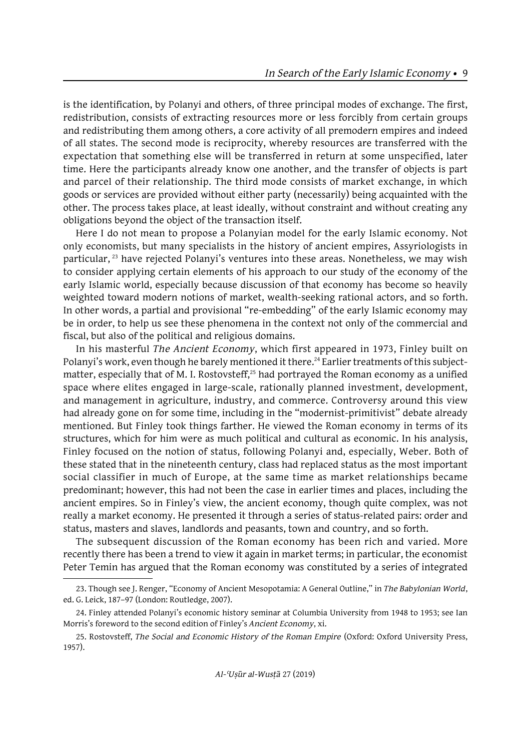is the identification, by Polanyi and others, of three principal modes of exchange. The first, redistribution, consists of extracting resources more or less forcibly from certain groups and redistributing them among others, a core activity of all premodern empires and indeed of all states. The second mode is reciprocity, whereby resources are transferred with the expectation that something else will be transferred in return at some unspecified, later time. Here the participants already know one another, and the transfer of objects is part and parcel of their relationship. The third mode consists of market exchange, in which goods or services are provided without either party (necessarily) being acquainted with the other. The process takes place, at least ideally, without constraint and without creating any obligations beyond the object of the transaction itself.

Here I do not mean to propose a Polanyian model for the early Islamic economy. Not only economists, but many specialists in the history of ancient empires, Assyriologists in particular,[23] have rejected Polanyi's ventures into these areas. Nonetheless, we may wish to consider applying certain elements of his approach to our study of the economy of the early Islamic world, especially because discussion of that economy has become so heavily weighted toward modern notions of market, wealth-seeking rational actors, and so forth. In other words, a partial and provisional "re-embedding" of the early Islamic economy may be in order, to help us see these phenomena in the context not only of the commercial and fiscal, but also of the political and religious domains.

In his masterful *The Ancient Economy*, which first appeared in 1973, Finley built on Polanyi's work, even though he barely mentioned it there.[24] Earlier treatments of this subject-matter, especially that of M. I. Rostovsteff,[25] had portrayed the Roman economy as a unified space where elites engaged in large-scale, rationally planned investment, development, and management in agriculture, industry, and commerce. Controversy around this view had already gone on for some time, including in the "modernist-primitivist" debate already mentioned. But Finley took things farther. He viewed the Roman economy in terms of its structures, which for him were as much political and cultural as economic. In his analysis, Finley focused on the notion of status, following Polanyi and, especially, Weber. Both of these stated that in the nineteenth century, class had replaced status as the most important social classifier in much of Europe, at the same time as market relationships became predominant; however, this had not been the case in earlier times and places, including the ancient empires. So in Finley's view, the ancient economy, though quite complex, was not really a market economy. He presented it through a series of status-related pairs: order and status, masters and slaves, landlords and peasants, town and country, and so forth.

The subsequent discussion of the Roman economy has been rich and varied. More recently there has been a trend to view it again in market terms; in particular, the economist Peter Temin has argued that the Roman economy was constituted by a series of integrated

---

23. Though see J. Renger, "Economy of Ancient Mesopotamia: A General Outline," in *The Babylonian World*, ed. G. Leick, 187–97 (London: Routledge, 2007).

24. Finley attended Polanyi's economic history seminar at Columbia University from 1948 to 1953; see Ian Morris's foreword to the second edition of Finley's *Ancient Economy*, xi.

25. Rostovsteff, *The Social and Economic History of the Roman Empire* (Oxford: Oxford University Press, 1957).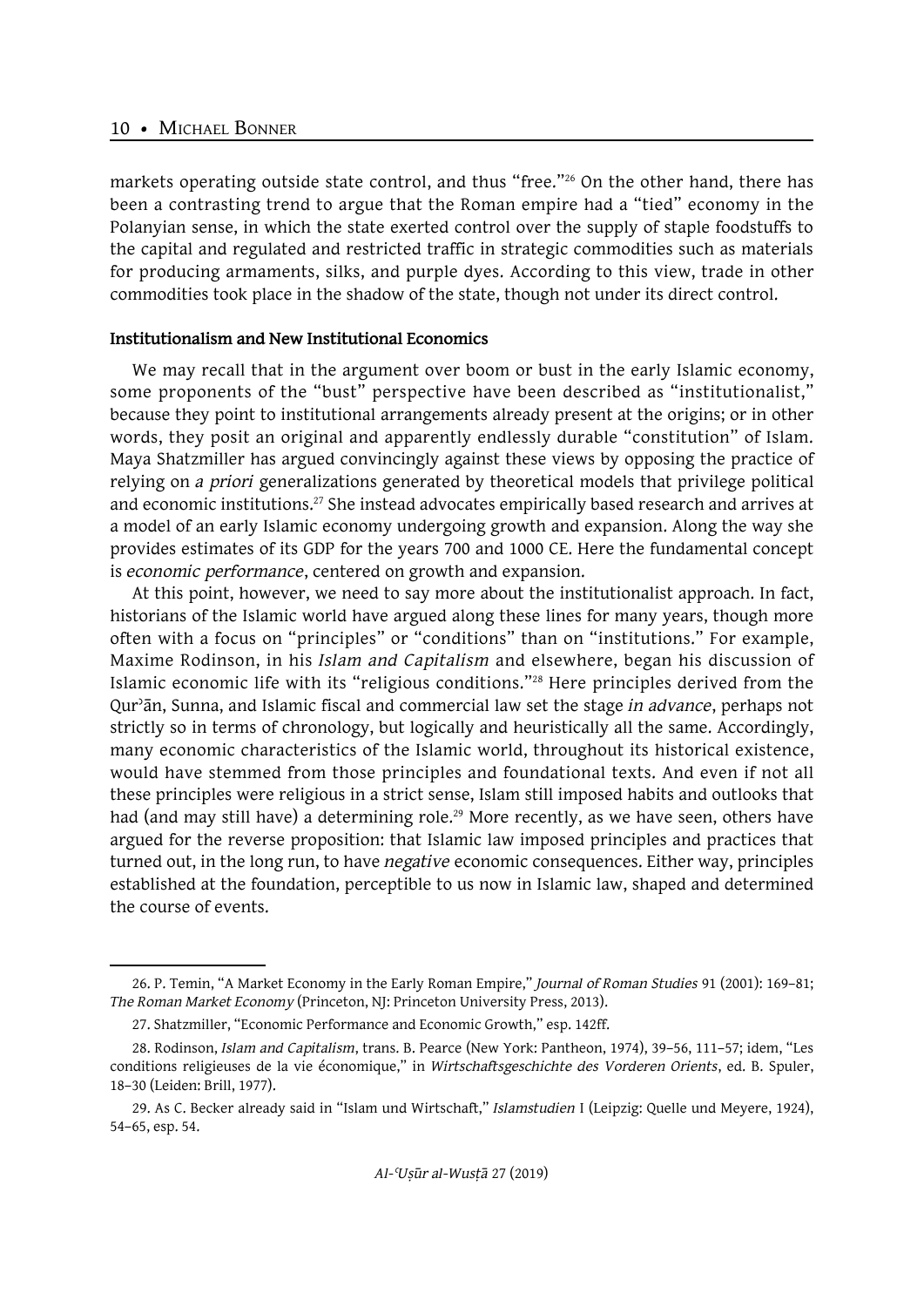markets operating outside state control, and thus "free."[26] On the other hand, there has been a contrasting trend to argue that the Roman empire had a "tied" economy in the Polanyian sense, in which the state exerted control over the supply of staple foodstuffs to the capital and regulated and restricted traffic in strategic commodities such as materials for producing armaments, silks, and purple dyes. According to this view, trade in other commodities took place in the shadow of the state, though not under its direct control.

#### Institutionalism and New Institutional Economics

We may recall that in the argument over boom or bust in the early Islamic economy, some proponents of the "bust" perspective have been described as "institutionalist," because they point to institutional arrangements already present at the origins; or in other words, they posit an original and apparently endlessly durable "constitution" of Islam. Maya Shatzmiller has argued convincingly against these views by opposing the practice of relying on *a priori* generalizations generated by theoretical models that privilege political and economic institutions.[27] She instead advocates empirically based research and arrives at a model of an early Islamic economy undergoing growth and expansion. Along the way she provides estimates of its GDP for the years 700 and 1000 CE. Here the fundamental concept is *economic performance*, centered on growth and expansion.

At this point, however, we need to say more about the institutionalist approach. In fact, historians of the Islamic world have argued along these lines for many years, though more often with a focus on "principles" or "conditions" than on "institutions." For example, Maxime Rodinson, in his *Islam and Capitalism* and elsewhere, began his discussion of Islamic economic life with its "religious conditions."[28] Here principles derived from the Qurʾān, Sunna, and Islamic fiscal and commercial law set the stage *in advance*, perhaps not strictly so in terms of chronology, but logically and heuristically all the same. Accordingly, many economic characteristics of the Islamic world, throughout its historical existence, would have stemmed from those principles and foundational texts. And even if not all these principles were religious in a strict sense, Islam still imposed habits and outlooks that had (and may still have) a determining role.[29] More recently, as we have seen, others have argued for the reverse proposition: that Islamic law imposed principles and practices that turned out, in the long run, to have *negative* economic consequences. Either way, principles established at the foundation, perceptible to us now in Islamic law, shaped and determined the course of events.

---

26. P. Temin, "A Market Economy in the Early Roman Empire," *Journal of Roman Studies* 91 (2001): 169–81; *The Roman Market Economy* (Princeton, NJ: Princeton University Press, 2013).

27. Shatzmiller, "Economic Performance and Economic Growth," esp. 142ff.

28. Rodinson, *Islam and Capitalism*, trans. B. Pearce (New York: Pantheon, 1974), 39–56, 111–57; idem, "Les conditions religieuses de la vie économique," in *Wirtschaftsgeschichte des Vorderen Orients*, ed. B. Spuler, 18–30 (Leiden: Brill, 1977).

29. As C. Becker already said in "Islam und Wirtschaft," *Islamstudien* I (Leipzig: Quelle und Meyere, 1924), 54–65, esp. 54.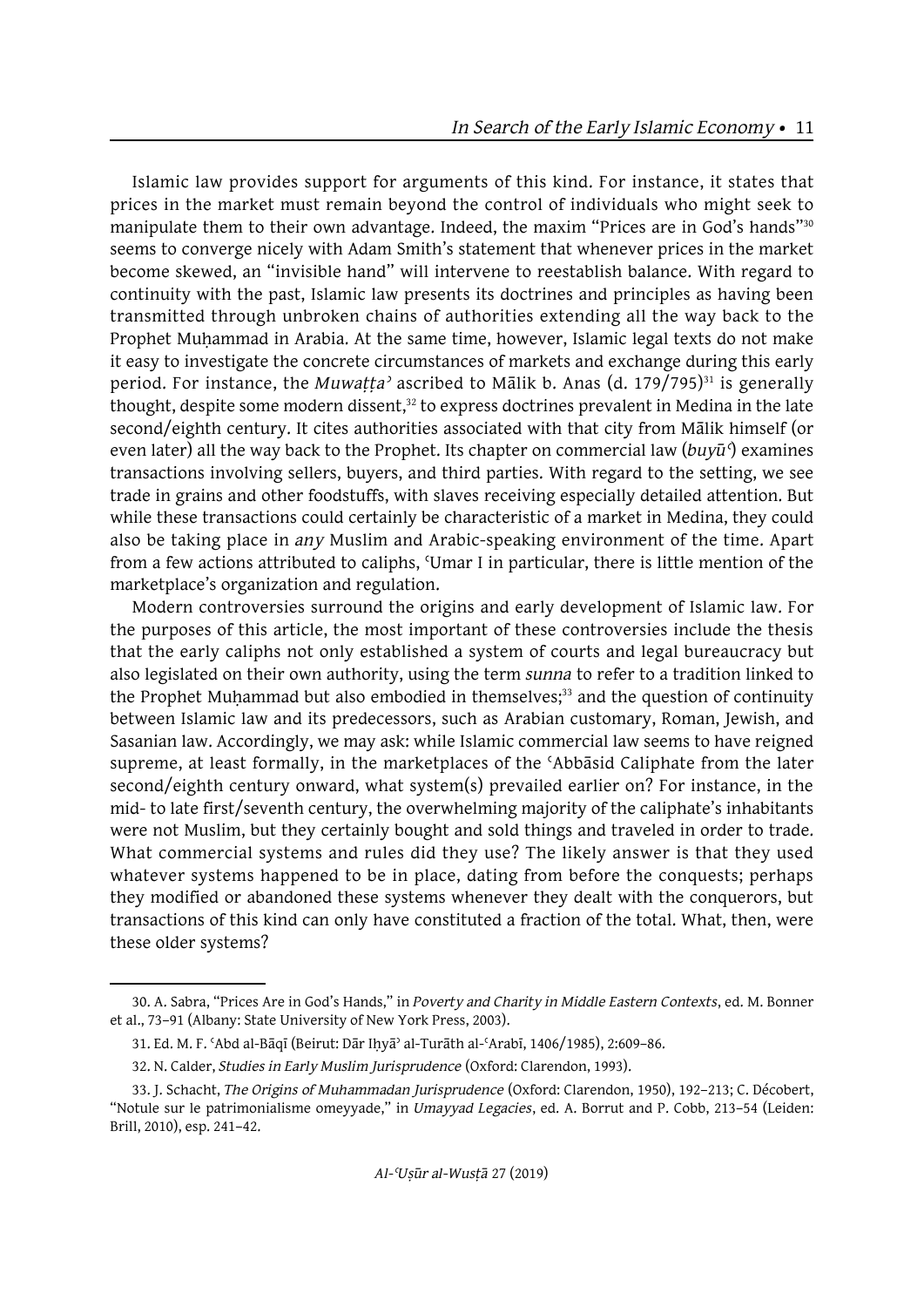Islamic law provides support for arguments of this kind. For instance, it states that prices in the market must remain beyond the control of individuals who might seek to manipulate them to their own advantage. Indeed, the maxim "Prices are in God's hands"[30] seems to converge nicely with Adam Smith's statement that whenever prices in the market become skewed, an "invisible hand" will intervene to reestablish balance. With regard to continuity with the past, Islamic law presents its doctrines and principles as having been transmitted through unbroken chains of authorities extending all the way back to the Prophet Muḥammad in Arabia. At the same time, however, Islamic legal texts do not make it easy to investigate the concrete circumstances of markets and exchange during this early period. For instance, the *Muwaṭṭaʾ* ascribed to Mālik b. Anas (d. 179/795)[31] is generally thought, despite some modern dissent,[32] to express doctrines prevalent in Medina in the late second/eighth century. It cites authorities associated with that city from Mālik himself (or even later) all the way back to the Prophet. Its chapter on commercial law (*buyūʿ*) examines transactions involving sellers, buyers, and third parties. With regard to the setting, we see trade in grains and other foodstuffs, with slaves receiving especially detailed attention. But while these transactions could certainly be characteristic of a market in Medina, they could also be taking place in *any* Muslim and Arabic-speaking environment of the time. Apart from a few actions attributed to caliphs, ʿUmar I in particular, there is little mention of the marketplace's organization and regulation.

Modern controversies surround the origins and early development of Islamic law. For the purposes of this article, the most important of these controversies include the thesis that the early caliphs not only established a system of courts and legal bureaucracy but also legislated on their own authority, using the term *sunna* to refer to a tradition linked to the Prophet Muḥammad but also embodied in themselves;[33] and the question of continuity between Islamic law and its predecessors, such as Arabian customary, Roman, Jewish, and Sasanian law. Accordingly, we may ask: while Islamic commercial law seems to have reigned supreme, at least formally, in the marketplaces of the ʿAbbāsid Caliphate from the later second/eighth century onward, what system(s) prevailed earlier on? For instance, in the mid- to late first/seventh century, the overwhelming majority of the caliphate's inhabitants were not Muslim, but they certainly bought and sold things and traveled in order to trade. What commercial systems and rules did they use? The likely answer is that they used whatever systems happened to be in place, dating from before the conquests; perhaps they modified or abandoned these systems whenever they dealt with the conquerors, but transactions of this kind can only have constituted a fraction of the total. What, then, were these older systems?

---

30. A. Sabra, "Prices Are in God's Hands," in *Poverty and Charity in Middle Eastern Contexts*, ed. M. Bonner et al., 73–91 (Albany: State University of New York Press, 2003).

31. Ed. M. F. ʿAbd al-Bāqī (Beirut: Dār Iḥyāʾ al-Turāth al-ʿArabī, 1406/1985), 2:609–86.

32. N. Calder, *Studies in Early Muslim Jurisprudence* (Oxford: Clarendon, 1993).

33. J. Schacht, *The Origins of Muhammadan Jurisprudence* (Oxford: Clarendon, 1950), 192–213; C. Décobert, "Notule sur le patrimonialisme omeyyade," in *Umayyad Legacies*, ed. A. Borrut and P. Cobb, 213–54 (Leiden: Brill, 2010), esp. 241–42.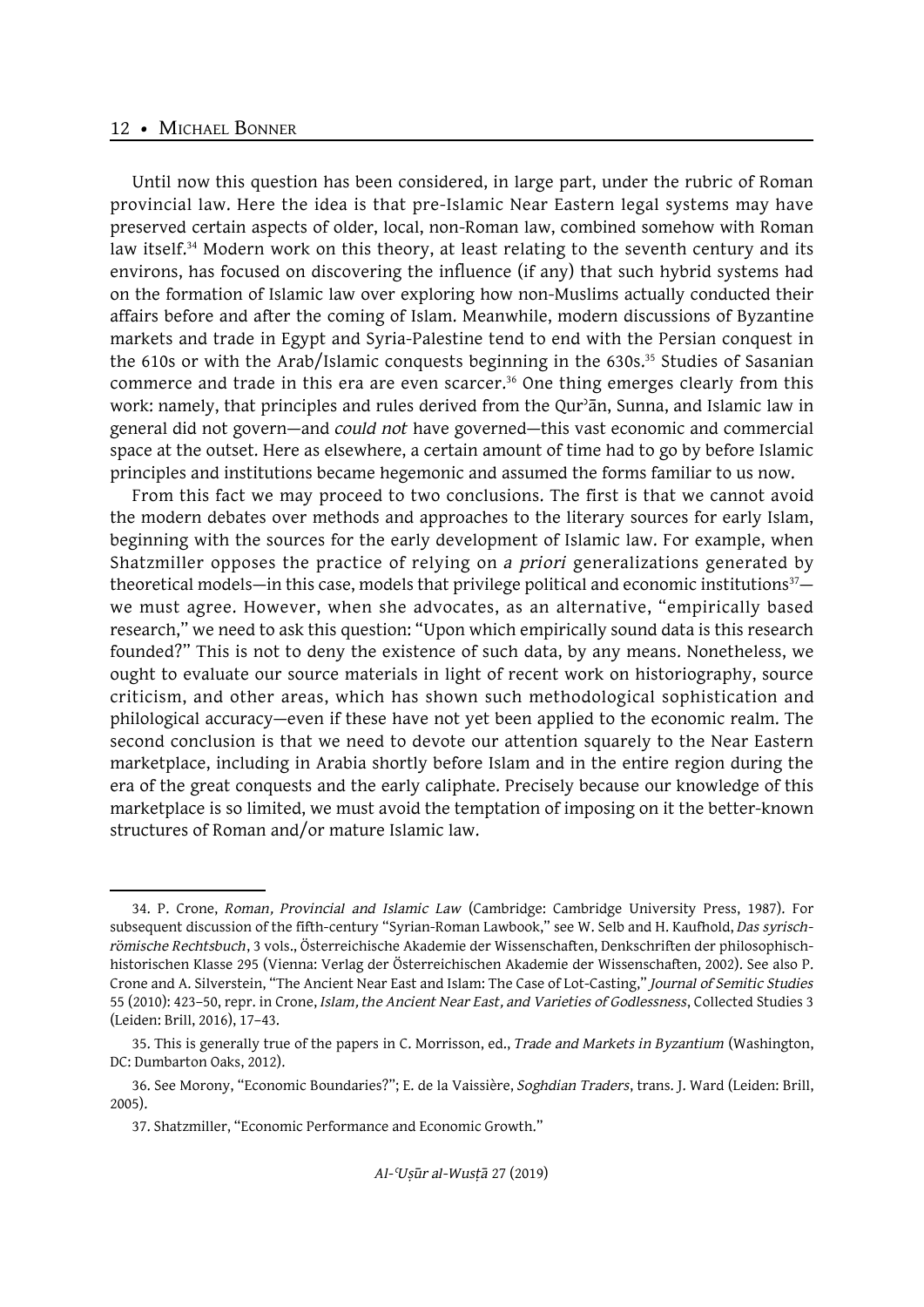Until now this question has been considered, in large part, under the rubric of Roman provincial law. Here the idea is that pre-Islamic Near Eastern legal systems may have preserved certain aspects of older, local, non-Roman law, combined somehow with Roman law itself.[34] Modern work on this theory, at least relating to the seventh century and its environs, has focused on discovering the influence (if any) that such hybrid systems had on the formation of Islamic law over exploring how non-Muslims actually conducted their affairs before and after the coming of Islam. Meanwhile, modern discussions of Byzantine markets and trade in Egypt and Syria-Palestine tend to end with the Persian conquest in the 610s or with the Arab/Islamic conquests beginning in the 630s.[35] Studies of Sasanian commerce and trade in this era are even scarcer.[36] One thing emerges clearly from this work: namely, that principles and rules derived from the Qurʾān, Sunna, and Islamic law in general did not govern—and *could not* have governed—this vast economic and commercial space at the outset. Here as elsewhere, a certain amount of time had to go by before Islamic principles and institutions became hegemonic and assumed the forms familiar to us now.

From this fact we may proceed to two conclusions. The first is that we cannot avoid the modern debates over methods and approaches to the literary sources for early Islam, beginning with the sources for the early development of Islamic law. For example, when Shatzmiller opposes the practice of relying on *a priori* generalizations generated by theoretical models—in this case, models that privilege political and economic institutions[37]—we must agree. However, when she advocates, as an alternative, "empirically based research," we need to ask this question: "Upon which empirically sound data is this research founded?" This is not to deny the existence of such data, by any means. Nonetheless, we ought to evaluate our source materials in light of recent work on historiography, source criticism, and other areas, which has shown such methodological sophistication and philological accuracy—even if these have not yet been applied to the economic realm. The second conclusion is that we need to devote our attention squarely to the Near Eastern marketplace, including in Arabia shortly before Islam and in the entire region during the era of the great conquests and the early caliphate. Precisely because our knowledge of this marketplace is so limited, we must avoid the temptation of imposing on it the better-known structures of Roman and/or mature Islamic law.

---

34. P. Crone, *Roman, Provincial and Islamic Law* (Cambridge: Cambridge University Press, 1987). For subsequent discussion of the fifth-century "Syrian-Roman Lawbook," see W. Selb and H. Kaufhold, *Das syrisch-römische Rechtsbuch*, 3 vols., Österreichische Akademie der Wissenschaften, Denkschriften der philosophisch-historischen Klasse 295 (Vienna: Verlag der Österreichischen Akademie der Wissenschaften, 2002). See also P. Crone and A. Silverstein, "The Ancient Near East and Islam: The Case of Lot-Casting," *Journal of Semitic Studies* 55 (2010): 423–50, repr. in Crone, *Islam, the Ancient Near East, and Varieties of Godlessness*, Collected Studies 3 (Leiden: Brill, 2016), 17–43.

35. This is generally true of the papers in C. Morrisson, ed., *Trade and Markets in Byzantium* (Washington, DC: Dumbarton Oaks, 2012).

36. See Morony, "Economic Boundaries?"; E. de la Vaissière, *Soghdian Traders*, trans. J. Ward (Leiden: Brill, 2005).

37. Shatzmiller, "Economic Performance and Economic Growth."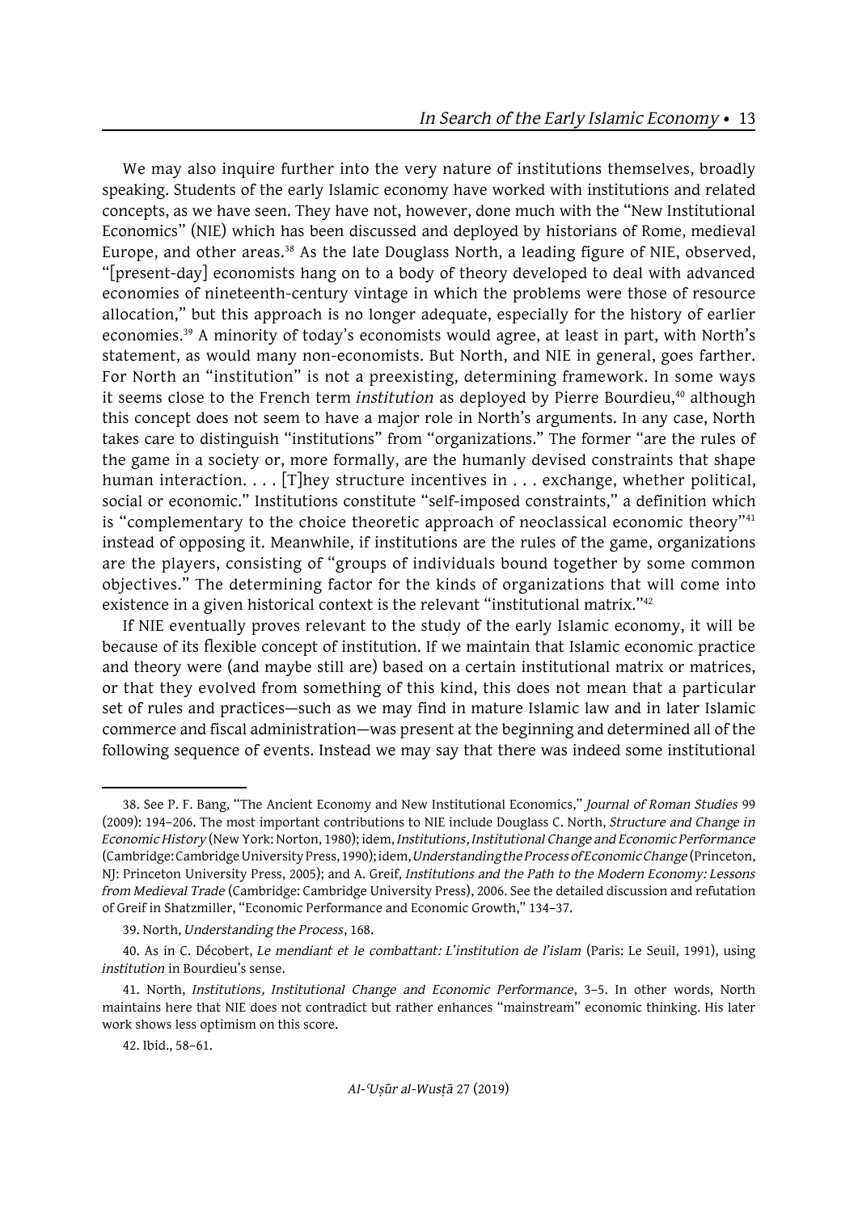We may also inquire further into the very nature of institutions themselves, broadly speaking. Students of the early Islamic economy have worked with institutions and related concepts, as we have seen. They have not, however, done much with the "New Institutional Economics" (NIE) which has been discussed and deployed by historians of Rome, medieval Europe, and other areas.[38] As the late Douglass North, a leading figure of NIE, observed, "[present-day] economists hang on to a body of theory developed to deal with advanced economies of nineteenth-century vintage in which the problems were those of resource allocation," but this approach is no longer adequate, especially for the history of earlier economies.[39] A minority of today's economists would agree, at least in part, with North's statement, as would many non-economists. But North, and NIE in general, goes farther. For North an "institution" is not a preexisting, determining framework. In some ways it seems close to the French term *institution* as deployed by Pierre Bourdieu,[40] although this concept does not seem to have a major role in North's arguments. In any case, North takes care to distinguish "institutions" from "organizations." The former "are the rules of the game in a society or, more formally, are the humanly devised constraints that shape human interaction. . . . [T]hey structure incentives in . . . exchange, whether political, social or economic." Institutions constitute "self-imposed constraints," a definition which is "complementary to the choice theoretic approach of neoclassical economic theory"[41] instead of opposing it. Meanwhile, if institutions are the rules of the game, organizations are the players, consisting of "groups of individuals bound together by some common objectives." The determining factor for the kinds of organizations that will come into existence in a given historical context is the relevant "institutional matrix."[42]

If NIE eventually proves relevant to the study of the early Islamic economy, it will be because of its flexible concept of institution. If we maintain that Islamic economic practice and theory were (and maybe still are) based on a certain institutional matrix or matrices, or that they evolved from something of this kind, this does not mean that a particular set of rules and practices—such as we may find in mature Islamic law and in later Islamic commerce and fiscal administration—was present at the beginning and determined all of the following sequence of events. Instead we may say that there was indeed some institutional

---

38. See P. F. Bang, "The Ancient Economy and New Institutional Economics," *Journal of Roman Studies* 99 (2009): 194–206. The most important contributions to NIE include Douglass C. North, *Structure and Change in Economic History* (New York: Norton, 1980); idem, *Institutions, Institutional Change and Economic Performance* (Cambridge: Cambridge University Press, 1990); idem, *Understanding the Process of Economic Change* (Princeton, NJ: Princeton University Press, 2005); and A. Greif, *Institutions and the Path to the Modern Economy: Lessons from Medieval Trade* (Cambridge: Cambridge University Press), 2006. See the detailed discussion and refutation of Greif in Shatzmiller, "Economic Performance and Economic Growth," 134–37.

39. North, *Understanding the Process*, 168.

40. As in C. Décobert, *Le mendiant et le combattant: L'institution de l'islam* (Paris: Le Seuil, 1991), using *institution* in Bourdieu's sense.

41. North, *Institutions, Institutional Change and Economic Performance*, 3–5. In other words, North maintains here that NIE does not contradict but rather enhances "mainstream" economic thinking. His later work shows less optimism on this score.

42. Ibid., 58–61.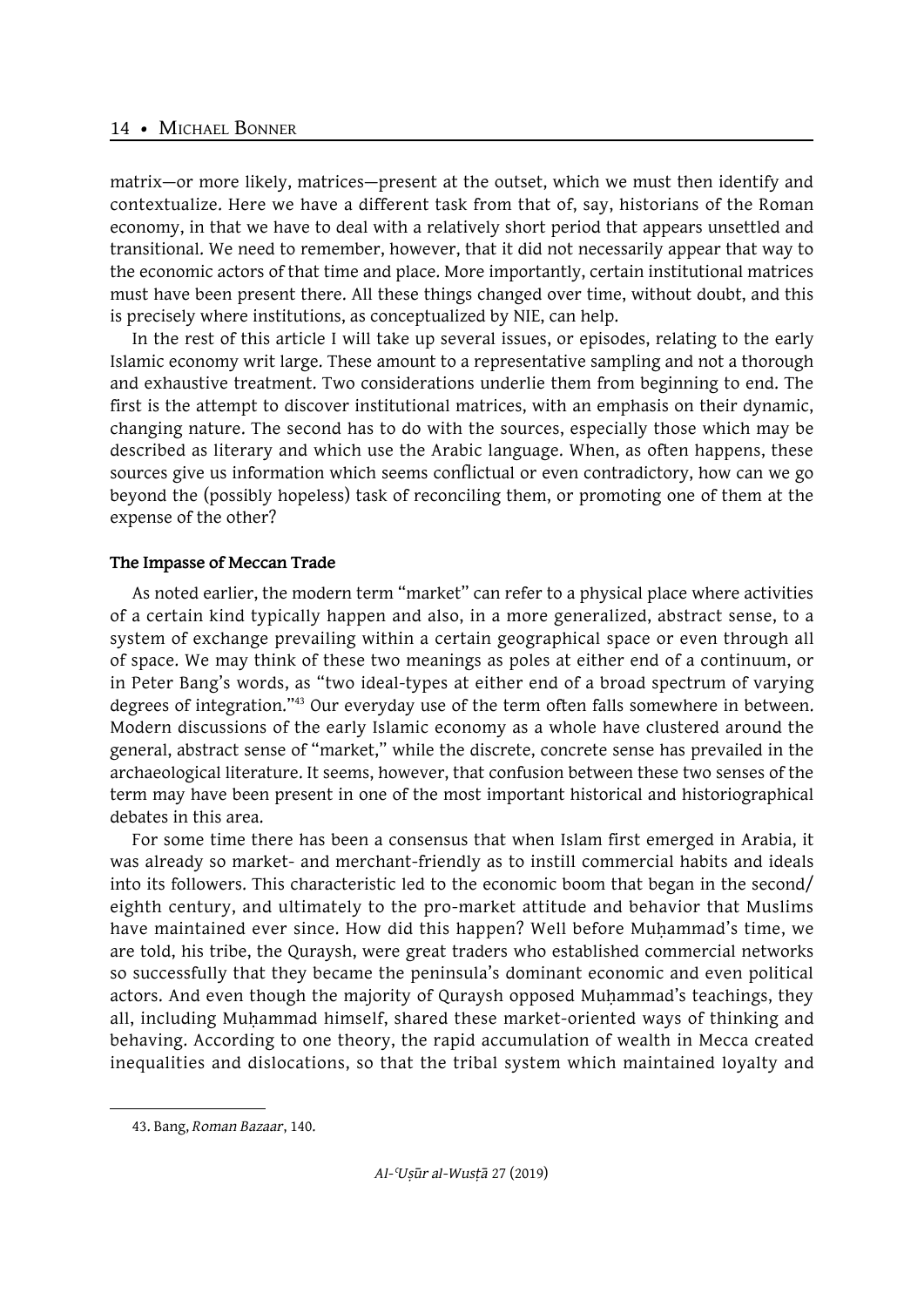matrix—or more likely, matrices—present at the outset, which we must then identify and contextualize. Here we have a different task from that of, say, historians of the Roman economy, in that we have to deal with a relatively short period that appears unsettled and transitional. We need to remember, however, that it did not necessarily appear that way to the economic actors of that time and place. More importantly, certain institutional matrices must have been present there. All these things changed over time, without doubt, and this is precisely where institutions, as conceptualized by NIE, can help.

In the rest of this article I will take up several issues, or episodes, relating to the early Islamic economy writ large. These amount to a representative sampling and not a thorough and exhaustive treatment. Two considerations underlie them from beginning to end. The first is the attempt to discover institutional matrices, with an emphasis on their dynamic, changing nature. The second has to do with the sources, especially those which may be described as literary and which use the Arabic language. When, as often happens, these sources give us information which seems conflictual or even contradictory, how can we go beyond the (possibly hopeless) task of reconciling them, or promoting one of them at the expense of the other?

**The Impasse of Meccan Trade**

As noted earlier, the modern term "market" can refer to a physical place where activities of a certain kind typically happen and also, in a more generalized, abstract sense, to a system of exchange prevailing within a certain geographical space or even through all of space. We may think of these two meanings as poles at either end of a continuum, or in Peter Bang's words, as "two ideal-types at either end of a broad spectrum of varying degrees of integration."[43] Our everyday use of the term often falls somewhere in between. Modern discussions of the early Islamic economy as a whole have clustered around the general, abstract sense of "market," while the discrete, concrete sense has prevailed in the archaeological literature. It seems, however, that confusion between these two senses of the term may have been present in one of the most important historical and historiographical debates in this area.

For some time there has been a consensus that when Islam first emerged in Arabia, it was already so market- and merchant-friendly as to instill commercial habits and ideals into its followers. This characteristic led to the economic boom that began in the second/eighth century, and ultimately to the pro-market attitude and behavior that Muslims have maintained ever since. How did this happen? Well before Muḥammad's time, we are told, his tribe, the Quraysh, were great traders who established commercial networks so successfully that they became the peninsula's dominant economic and even political actors. And even though the majority of Quraysh opposed Muḥammad's teachings, they all, including Muḥammad himself, shared these market-oriented ways of thinking and behaving. According to one theory, the rapid accumulation of wealth in Mecca created inequalities and dislocations, so that the tribal system which maintained loyalty and

---

43. Bang, *Roman Bazaar*, 140.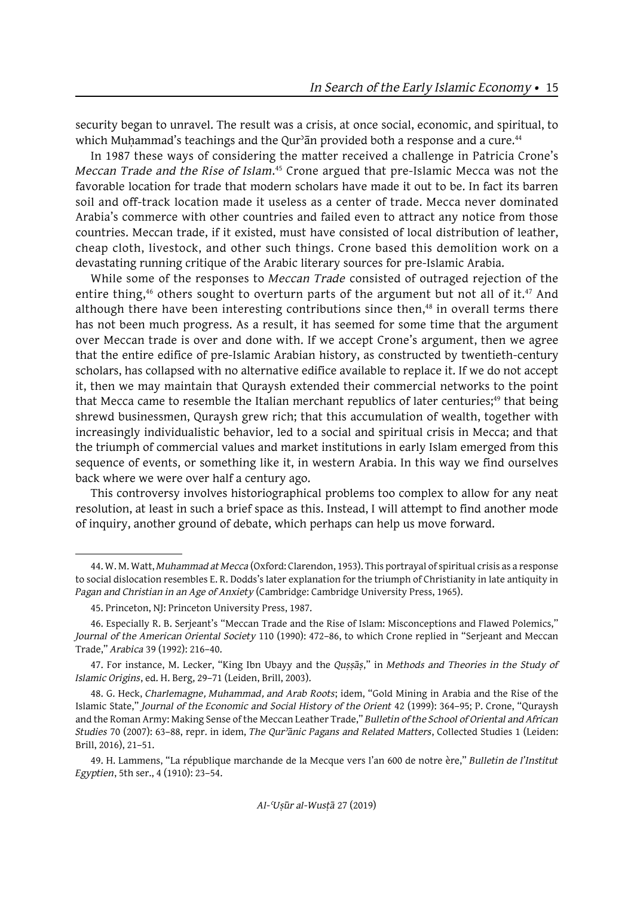security began to unravel. The result was a crisis, at once social, economic, and spiritual, to which Muḥammad's teachings and the Qurʾān provided both a response and a cure.[44]

In 1987 these ways of considering the matter received a challenge in Patricia Crone's *Meccan Trade and the Rise of Islam*.[45] Crone argued that pre-Islamic Mecca was not the favorable location for trade that modern scholars have made it out to be. In fact its barren soil and off-track location made it useless as a center of trade. Mecca never dominated Arabia's commerce with other countries and failed even to attract any notice from those countries. Meccan trade, if it existed, must have consisted of local distribution of leather, cheap cloth, livestock, and other such things. Crone based this demolition work on a devastating running critique of the Arabic literary sources for pre-Islamic Arabia.

While some of the responses to *Meccan Trade* consisted of outraged rejection of the entire thing,[46] others sought to overturn parts of the argument but not all of it.[47] And although there have been interesting contributions since then,[48] in overall terms there has not been much progress. As a result, it has seemed for some time that the argument over Meccan trade is over and done with. If we accept Crone's argument, then we agree that the entire edifice of pre-Islamic Arabian history, as constructed by twentieth-century scholars, has collapsed with no alternative edifice available to replace it. If we do not accept it, then we may maintain that Quraysh extended their commercial networks to the point that Mecca came to resemble the Italian merchant republics of later centuries;[49] that being shrewd businessmen, Quraysh grew rich; that this accumulation of wealth, together with increasingly individualistic behavior, led to a social and spiritual crisis in Mecca; and that the triumph of commercial values and market institutions in early Islam emerged from this sequence of events, or something like it, in western Arabia. In this way we find ourselves back where we were over half a century ago.

This controversy involves historiographical problems too complex to allow for any neat resolution, at least in such a brief space as this. Instead, I will attempt to find another mode of inquiry, another ground of debate, which perhaps can help us move forward.

---

44. W. M. Watt, *Muhammad at Mecca* (Oxford: Clarendon, 1953). This portrayal of spiritual crisis as a response to social dislocation resembles E. R. Dodds's later explanation for the triumph of Christianity in late antiquity in *Pagan and Christian in an Age of Anxiety* (Cambridge: Cambridge University Press, 1965).

45. Princeton, NJ: Princeton University Press, 1987.

46. Especially R. B. Serjeant's "Meccan Trade and the Rise of Islam: Misconceptions and Flawed Polemics," *Journal of the American Oriental Society* 110 (1990): 472–86, to which Crone replied in "Serjeant and Meccan Trade," *Arabica* 39 (1992): 216–40.

47. For instance, M. Lecker, "King Ibn Ubayy and the *Quṣṣāṣ*," in *Methods and Theories in the Study of Islamic Origins*, ed. H. Berg, 29–71 (Leiden, Brill, 2003).

48. G. Heck, *Charlemagne, Muhammad, and Arab Roots*; idem, "Gold Mining in Arabia and the Rise of the Islamic State," *Journal of the Economic and Social History of the Orient* 42 (1999): 364–95; P. Crone, "Quraysh and the Roman Army: Making Sense of the Meccan Leather Trade," *Bulletin of the School of Oriental and African Studies* 70 (2007): 63–88, repr. in idem, *The Qurʾānic Pagans and Related Matters*, Collected Studies 1 (Leiden: Brill, 2016), 21–51.

49. H. Lammens, "La république marchande de la Mecque vers l'an 600 de notre ère," *Bulletin de l'Institut Egyptien*, 5th ser., 4 (1910): 23–54.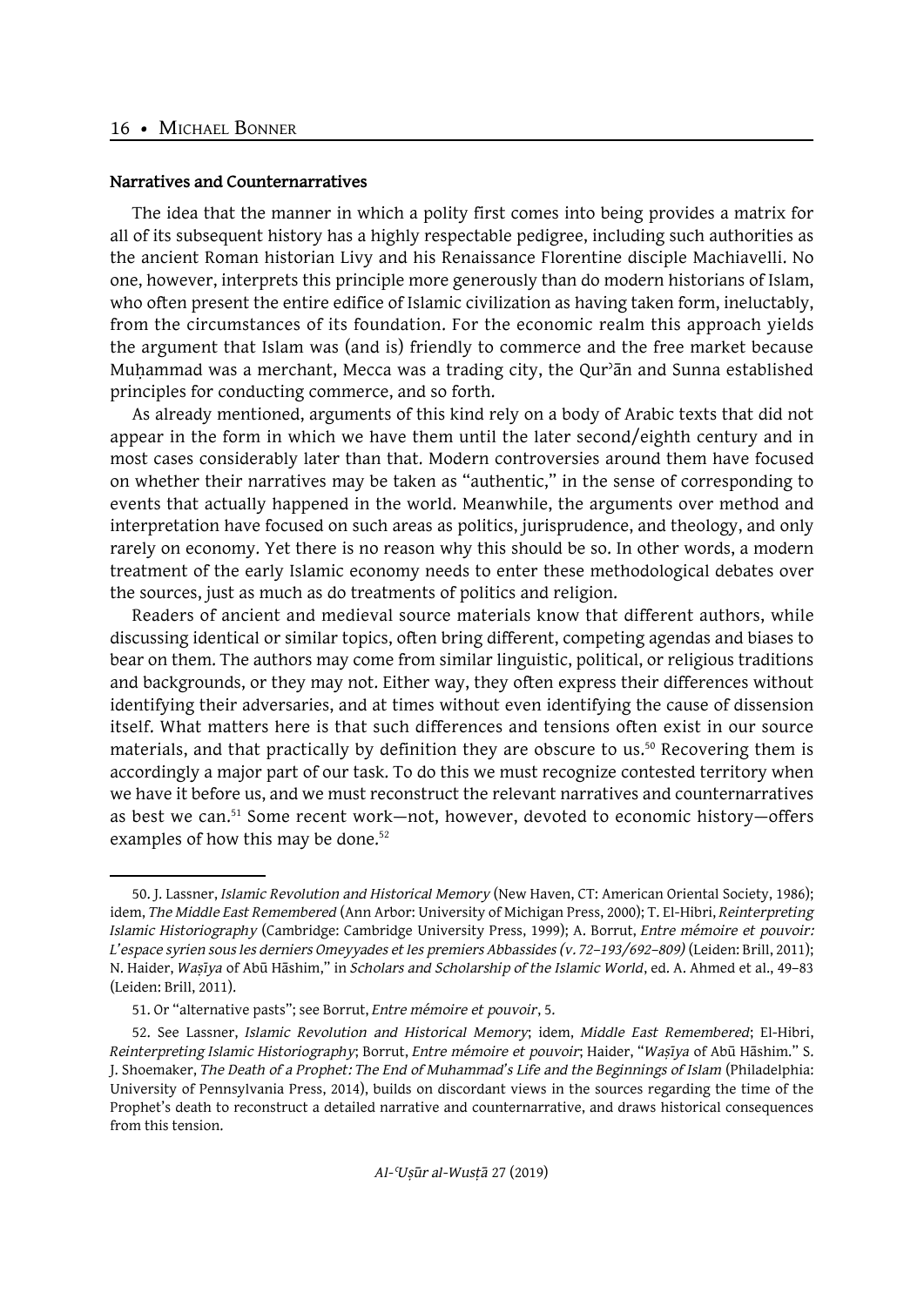### Narratives and Counternarratives

The idea that the manner in which a polity first comes into being provides a matrix for all of its subsequent history has a highly respectable pedigree, including such authorities as the ancient Roman historian Livy and his Renaissance Florentine disciple Machiavelli. No one, however, interprets this principle more generously than do modern historians of Islam, who often present the entire edifice of Islamic civilization as having taken form, ineluctably, from the circumstances of its foundation. For the economic realm this approach yields the argument that Islam was (and is) friendly to commerce and the free market because Muḥammad was a merchant, Mecca was a trading city, the Qurʾān and Sunna established principles for conducting commerce, and so forth.

As already mentioned, arguments of this kind rely on a body of Arabic texts that did not appear in the form in which we have them until the later second/eighth century and in most cases considerably later than that. Modern controversies around them have focused on whether their narratives may be taken as "authentic," in the sense of corresponding to events that actually happened in the world. Meanwhile, the arguments over method and interpretation have focused on such areas as politics, jurisprudence, and theology, and only rarely on economy. Yet there is no reason why this should be so. In other words, a modern treatment of the early Islamic economy needs to enter these methodological debates over the sources, just as much as do treatments of politics and religion.

Readers of ancient and medieval source materials know that different authors, while discussing identical or similar topics, often bring different, competing agendas and biases to bear on them. The authors may come from similar linguistic, political, or religious traditions and backgrounds, or they may not. Either way, they often express their differences without identifying their adversaries, and at times without even identifying the cause of dissension itself. What matters here is that such differences and tensions often exist in our source materials, and that practically by definition they are obscure to us.[50] Recovering them is accordingly a major part of our task. To do this we must recognize contested territory when we have it before us, and we must reconstruct the relevant narratives and counternarratives as best we can.[51] Some recent work—not, however, devoted to economic history—offers examples of how this may be done.[52]

---

50. J. Lassner, *Islamic Revolution and Historical Memory* (New Haven, CT: American Oriental Society, 1986); idem, *The Middle East Remembered* (Ann Arbor: University of Michigan Press, 2000); T. El-Hibri, *Reinterpreting Islamic Historiography* (Cambridge: Cambridge University Press, 1999); A. Borrut, *Entre mémoire et pouvoir: L'espace syrien sous les derniers Omeyyades et les premiers Abbassides (v. 72–193/692–809)* (Leiden: Brill, 2011); N. Haider, *Waṣīya* of Abū Hāshim," in *Scholars and Scholarship of the Islamic World*, ed. A. Ahmed et al., 49–83 (Leiden: Brill, 2011).

51. Or "alternative pasts"; see Borrut, *Entre mémoire et pouvoir*, 5.

52. See Lassner, *Islamic Revolution and Historical Memory*; idem, *Middle East Remembered*; El-Hibri, *Reinterpreting Islamic Historiography*; Borrut, *Entre mémoire et pouvoir*; Haider, "*Waṣīya* of Abū Hāshim." S. J. Shoemaker, *The Death of a Prophet: The End of Muhammad's Life and the Beginnings of Islam* (Philadelphia: University of Pennsylvania Press, 2014), builds on discordant views in the sources regarding the time of the Prophet's death to reconstruct a detailed narrative and counternarrative, and draws historical consequences from this tension.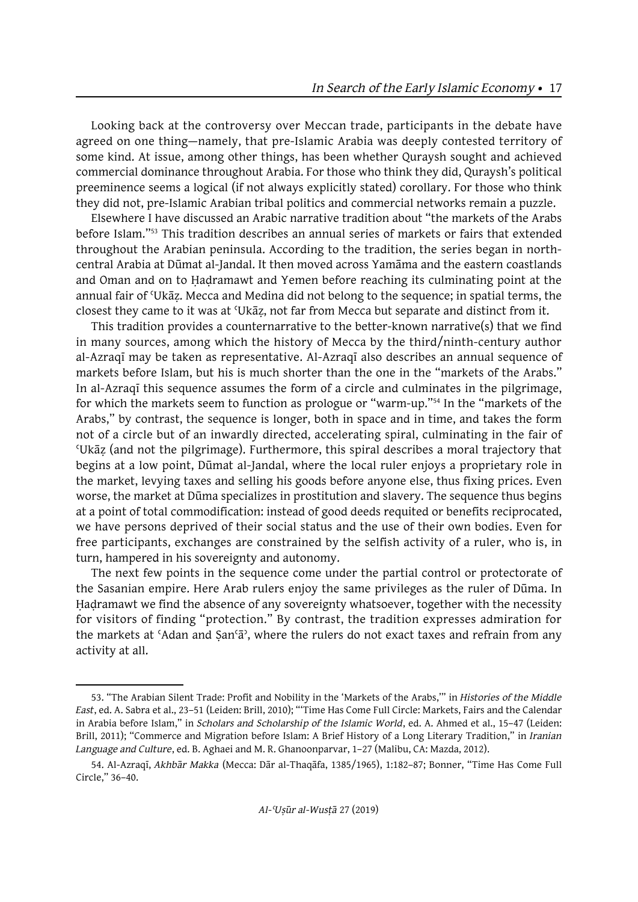Looking back at the controversy over Meccan trade, participants in the debate have agreed on one thing—namely, that pre-Islamic Arabia was deeply contested territory of some kind. At issue, among other things, has been whether Quraysh sought and achieved commercial dominance throughout Arabia. For those who think they did, Quraysh's political preeminence seems a logical (if not always explicitly stated) corollary. For those who think they did not, pre-Islamic Arabian tribal politics and commercial networks remain a puzzle.

Elsewhere I have discussed an Arabic narrative tradition about "the markets of the Arabs before Islam."[53] This tradition describes an annual series of markets or fairs that extended throughout the Arabian peninsula. According to the tradition, the series began in north-central Arabia at Dūmat al-Jandal. It then moved across Yamāma and the eastern coastlands and Oman and on to Ḥaḍramawt and Yemen before reaching its culminating point at the annual fair of ʿUkāẓ. Mecca and Medina did not belong to the sequence; in spatial terms, the closest they came to it was at ʿUkāẓ, not far from Mecca but separate and distinct from it.

This tradition provides a counternarrative to the better-known narrative(s) that we find in many sources, among which the history of Mecca by the third/ninth-century author al-Azraqī may be taken as representative. Al-Azraqī also describes an annual sequence of markets before Islam, but his is much shorter than the one in the "markets of the Arabs." In al-Azraqī this sequence assumes the form of a circle and culminates in the pilgrimage, for which the markets seem to function as prologue or "warm-up."[54] In the "markets of the Arabs," by contrast, the sequence is longer, both in space and in time, and takes the form not of a circle but of an inwardly directed, accelerating spiral, culminating in the fair of ʿUkāẓ (and not the pilgrimage). Furthermore, this spiral describes a moral trajectory that begins at a low point, Dūmat al-Jandal, where the local ruler enjoys a proprietary role in the market, levying taxes and selling his goods before anyone else, thus fixing prices. Even worse, the market at Dūma specializes in prostitution and slavery. The sequence thus begins at a point of total commodification: instead of good deeds requited or benefits reciprocated, we have persons deprived of their social status and the use of their own bodies. Even for free participants, exchanges are constrained by the selfish activity of a ruler, who is, in turn, hampered in his sovereignty and autonomy.

The next few points in the sequence come under the partial control or protectorate of the Sasanian empire. Here Arab rulers enjoy the same privileges as the ruler of Dūma. In Ḥaḍramawt we find the absence of any sovereignty whatsoever, together with the necessity for visitors of finding "protection." By contrast, the tradition expresses admiration for the markets at ʿAdan and Ṣanʿāʾ, where the rulers do not exact taxes and refrain from any activity at all.

---

53. "The Arabian Silent Trade: Profit and Nobility in the 'Markets of the Arabs,'" in *Histories of the Middle East*, ed. A. Sabra et al., 23–51 (Leiden: Brill, 2010); "'Time Has Come Full Circle: Markets, Fairs and the Calendar in Arabia before Islam," in *Scholars and Scholarship of the Islamic World*, ed. A. Ahmed et al., 15–47 (Leiden: Brill, 2011); "Commerce and Migration before Islam: A Brief History of a Long Literary Tradition," in *Iranian Language and Culture*, ed. B. Aghaei and M. R. Ghanoonparvar, 1–27 (Malibu, CA: Mazda, 2012).

54. Al-Azraqī, *Akhbār Makka* (Mecca: Dār al-Thaqāfa, 1385/1965), 1:182–87; Bonner, "Time Has Come Full Circle," 36–40.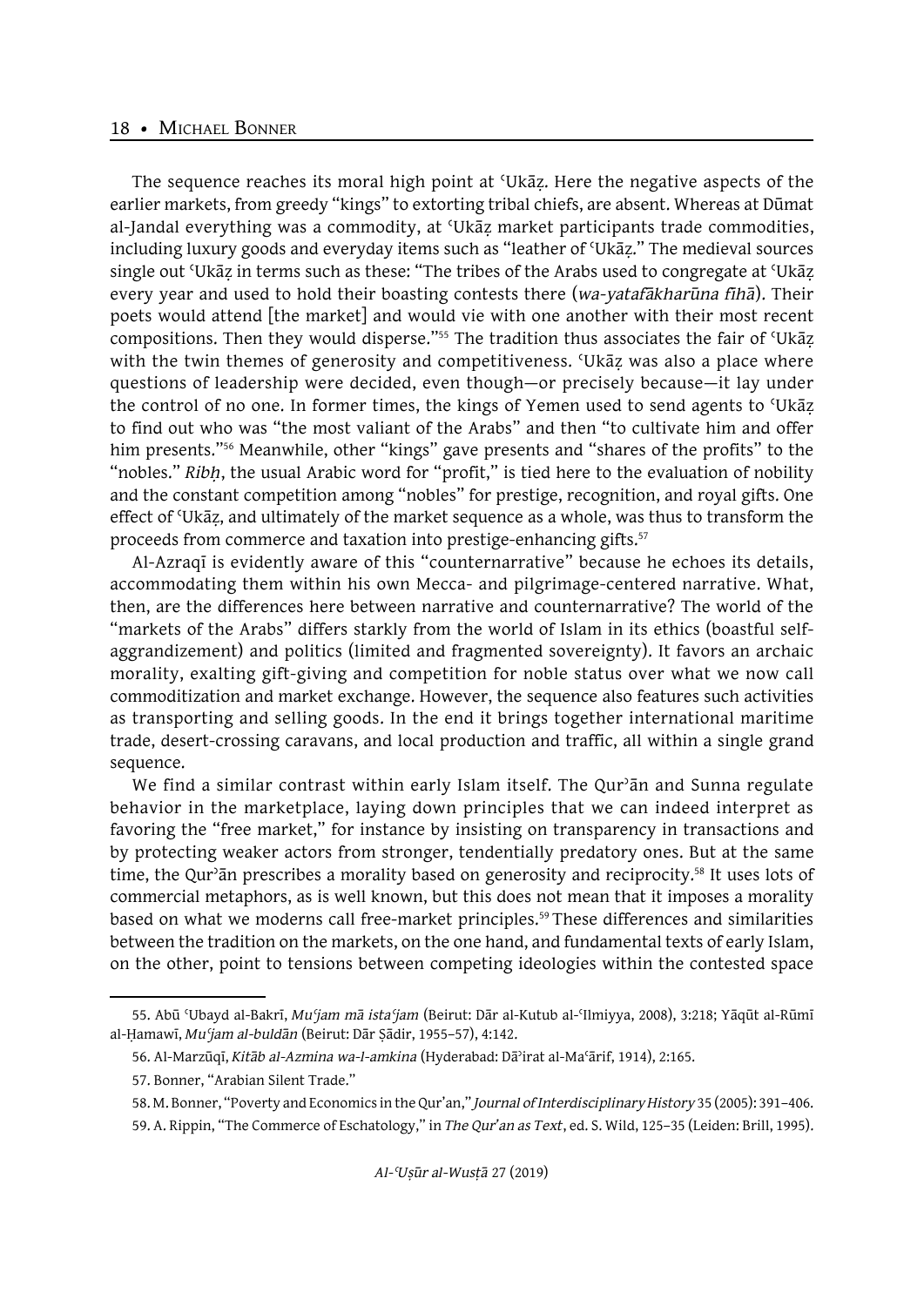The sequence reaches its moral high point at ʿUkāẓ. Here the negative aspects of the earlier markets, from greedy "kings" to extorting tribal chiefs, are absent. Whereas at Dūmat al-Jandal everything was a commodity, at ʿUkāẓ market participants trade commodities, including luxury goods and everyday items such as "leather of ʿUkāẓ." The medieval sources single out ʿUkāẓ in terms such as these: "The tribes of the Arabs used to congregate at ʿUkāẓ every year and used to hold their boasting contests there (*wa-yatafākharūna fīhā*). Their poets would attend [the market] and would vie with one another with their most recent compositions. Then they would disperse."[55] The tradition thus associates the fair of ʿUkāẓ with the twin themes of generosity and competitiveness. ʿUkāẓ was also a place where questions of leadership were decided, even though—or precisely because—it lay under the control of no one. In former times, the kings of Yemen used to send agents to ʿUkāẓ to find out who was "the most valiant of the Arabs" and then "to cultivate him and offer him presents."[56] Meanwhile, other "kings" gave presents and "shares of the profits" to the "nobles." *Ribḥ*, the usual Arabic word for "profit," is tied here to the evaluation of nobility and the constant competition among "nobles" for prestige, recognition, and royal gifts. One effect of ʿUkāẓ, and ultimately of the market sequence as a whole, was thus to transform the proceeds from commerce and taxation into prestige-enhancing gifts.[57]

Al-Azraqī is evidently aware of this "counternarrative" because he echoes its details, accommodating them within his own Mecca- and pilgrimage-centered narrative. What, then, are the differences here between narrative and counternarrative? The world of the "markets of the Arabs" differs starkly from the world of Islam in its ethics (boastful self-aggrandizement) and politics (limited and fragmented sovereignty). It favors an archaic morality, exalting gift-giving and competition for noble status over what we now call commoditization and market exchange. However, the sequence also features such activities as transporting and selling goods. In the end it brings together international maritime trade, desert-crossing caravans, and local production and traffic, all within a single grand sequence.

We find a similar contrast within early Islam itself. The Qurʾān and Sunna regulate behavior in the marketplace, laying down principles that we can indeed interpret as favoring the "free market," for instance by insisting on transparency in transactions and by protecting weaker actors from stronger, tendentially predatory ones. But at the same time, the Qurʾān prescribes a morality based on generosity and reciprocity.[58] It uses lots of commercial metaphors, as is well known, but this does not mean that it imposes a morality based on what we moderns call free-market principles.[59] These differences and similarities between the tradition on the markets, on the one hand, and fundamental texts of early Islam, on the other, point to tensions between competing ideologies within the contested space

---

55. Abū ʿUbayd al-Bakrī, *Muʿjam mā istaʿjam* (Beirut: Dār al-Kutub al-ʿIlmiyya, 2008), 3:218; Yāqūt al-Rūmī al-Ḥamawī, *Muʿjam al-buldān* (Beirut: Dār Ṣādir, 1955–57), 4:142.

56. Al-Marzūqī, *Kitāb al-Azmina wa-l-amkina* (Hyderabad: Dāʾirat al-Maʿārif, 1914), 2:165.

57. Bonner, "Arabian Silent Trade."

58. M. Bonner, "Poverty and Economics in the Qur'an," *Journal of Interdisciplinary History* 35 (2005): 391–406.

59. A. Rippin, "The Commerce of Eschatology," in *The Qur'an as Text*, ed. S. Wild, 125–35 (Leiden: Brill, 1995).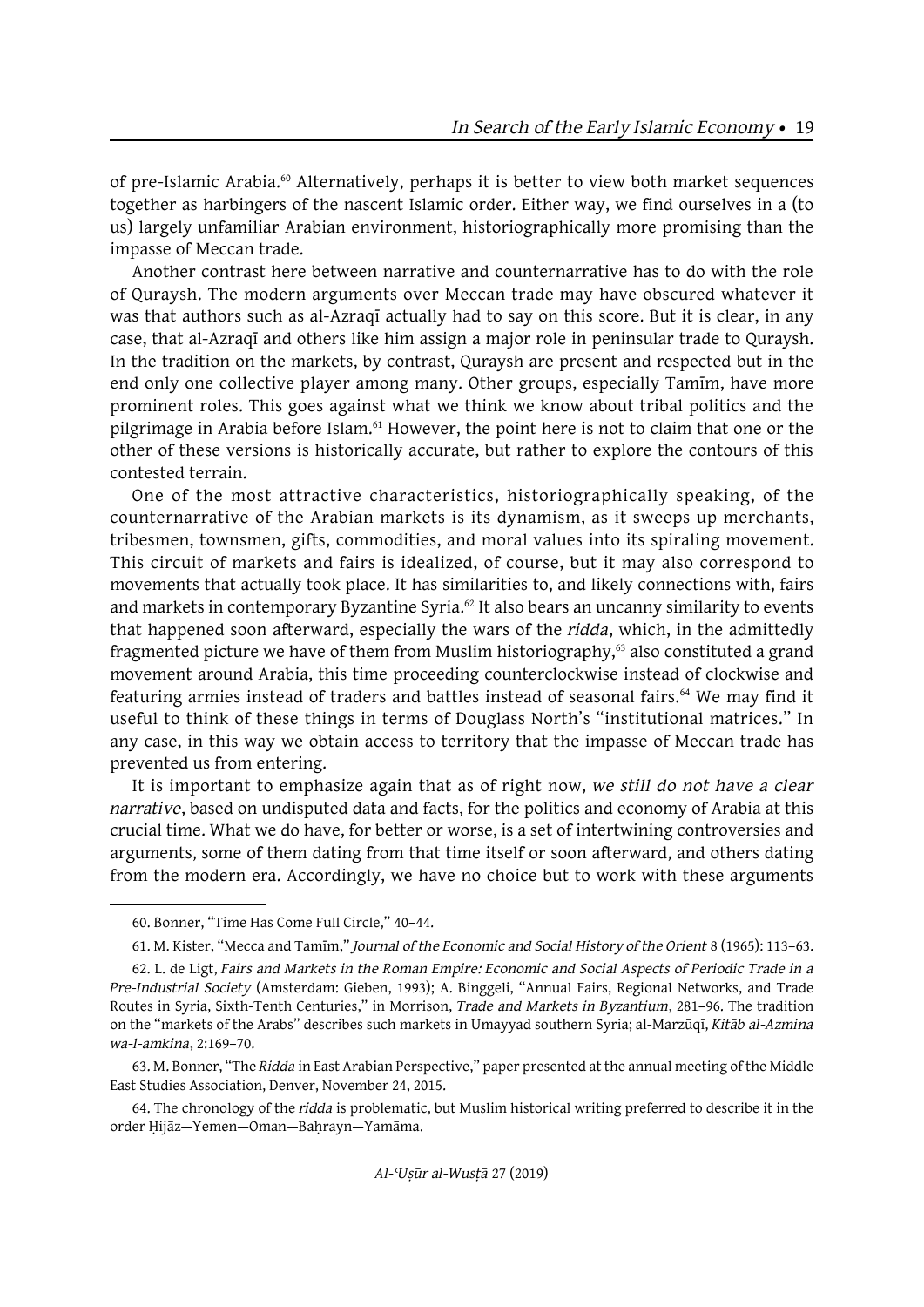of pre-Islamic Arabia.[60] Alternatively, perhaps it is better to view both market sequences together as harbingers of the nascent Islamic order. Either way, we find ourselves in a (to us) largely unfamiliar Arabian environment, historiographically more promising than the impasse of Meccan trade.

Another contrast here between narrative and counternarrative has to do with the role of Quraysh. The modern arguments over Meccan trade may have obscured whatever it was that authors such as al-Azraqī actually had to say on this score. But it is clear, in any case, that al-Azraqī and others like him assign a major role in peninsular trade to Quraysh. In the tradition on the markets, by contrast, Quraysh are present and respected but in the end only one collective player among many. Other groups, especially Tamīm, have more prominent roles. This goes against what we think we know about tribal politics and the pilgrimage in Arabia before Islam.[61] However, the point here is not to claim that one or the other of these versions is historically accurate, but rather to explore the contours of this contested terrain.

One of the most attractive characteristics, historiographically speaking, of the counternarrative of the Arabian markets is its dynamism, as it sweeps up merchants, tribesmen, townsmen, gifts, commodities, and moral values into its spiraling movement. This circuit of markets and fairs is idealized, of course, but it may also correspond to movements that actually took place. It has similarities to, and likely connections with, fairs and markets in contemporary Byzantine Syria.[62] It also bears an uncanny similarity to events that happened soon afterward, especially the wars of the *ridda*, which, in the admittedly fragmented picture we have of them from Muslim historiography,[63] also constituted a grand movement around Arabia, this time proceeding counterclockwise instead of clockwise and featuring armies instead of traders and battles instead of seasonal fairs.[64] We may find it useful to think of these things in terms of Douglass North's "institutional matrices." In any case, in this way we obtain access to territory that the impasse of Meccan trade has prevented us from entering.

It is important to emphasize again that as of right now, *we still do not have a clear narrative*, based on undisputed data and facts, for the politics and economy of Arabia at this crucial time. What we do have, for better or worse, is a set of intertwining controversies and arguments, some of them dating from that time itself or soon afterward, and others dating from the modern era. Accordingly, we have no choice but to work with these arguments

---

60. Bonner, "Time Has Come Full Circle," 40–44.

61. M. Kister, "Mecca and Tamīm," *Journal of the Economic and Social History of the Orient* 8 (1965): 113–63.

62. L. de Ligt, *Fairs and Markets in the Roman Empire: Economic and Social Aspects of Periodic Trade in a Pre-Industrial Society* (Amsterdam: Gieben, 1993); A. Binggeli, "Annual Fairs, Regional Networks, and Trade Routes in Syria, Sixth-Tenth Centuries," in Morrison, *Trade and Markets in Byzantium*, 281–96. The tradition on the "markets of the Arabs" describes such markets in Umayyad southern Syria; al-Marzūqī, *Kitāb al-Azmina wa-l-amkina*, 2:169–70.

63. M. Bonner, "The *Ridda* in East Arabian Perspective," paper presented at the annual meeting of the Middle East Studies Association, Denver, November 24, 2015.

64. The chronology of the *ridda* is problematic, but Muslim historical writing preferred to describe it in the order Ḥijāz—Yemen—Oman—Baḥrayn—Yamāma.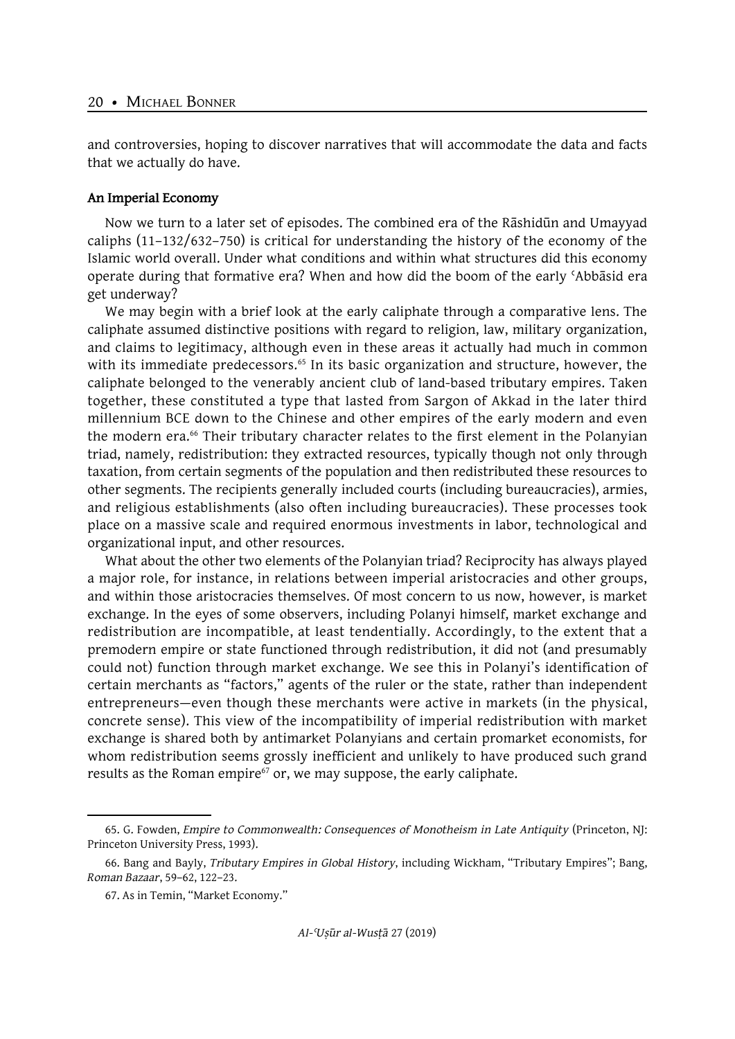and controversies, hoping to discover narratives that will accommodate the data and facts that we actually do have.

**An Imperial Economy**

Now we turn to a later set of episodes. The combined era of the Rāshidūn and Umayyad caliphs (11–132/632–750) is critical for understanding the history of the economy of the Islamic world overall. Under what conditions and within what structures did this economy operate during that formative era? When and how did the boom of the early ʿAbbāsid era get underway?

We may begin with a brief look at the early caliphate through a comparative lens. The caliphate assumed distinctive positions with regard to religion, law, military organization, and claims to legitimacy, although even in these areas it actually had much in common with its immediate predecessors.[65] In its basic organization and structure, however, the caliphate belonged to the venerably ancient club of land-based tributary empires. Taken together, these constituted a type that lasted from Sargon of Akkad in the later third millennium BCE down to the Chinese and other empires of the early modern and even the modern era.[66] Their tributary character relates to the first element in the Polanyian triad, namely, redistribution: they extracted resources, typically though not only through taxation, from certain segments of the population and then redistributed these resources to other segments. The recipients generally included courts (including bureaucracies), armies, and religious establishments (also often including bureaucracies). These processes took place on a massive scale and required enormous investments in labor, technological and organizational input, and other resources.

What about the other two elements of the Polanyian triad? Reciprocity has always played a major role, for instance, in relations between imperial aristocracies and other groups, and within those aristocracies themselves. Of most concern to us now, however, is market exchange. In the eyes of some observers, including Polanyi himself, market exchange and redistribution are incompatible, at least tendentially. Accordingly, to the extent that a premodern empire or state functioned through redistribution, it did not (and presumably could not) function through market exchange. We see this in Polanyi's identification of certain merchants as "factors," agents of the ruler or the state, rather than independent entrepreneurs—even though these merchants were active in markets (in the physical, concrete sense). This view of the incompatibility of imperial redistribution with market exchange is shared both by antimarket Polanyians and certain promarket economists, for whom redistribution seems grossly inefficient and unlikely to have produced such grand results as the Roman empire[67] or, we may suppose, the early caliphate.

---

65. G. Fowden, *Empire to Commonwealth: Consequences of Monotheism in Late Antiquity* (Princeton, NJ: Princeton University Press, 1993).

66. Bang and Bayly, *Tributary Empires in Global History*, including Wickham, "Tributary Empires"; Bang, *Roman Bazaar*, 59–62, 122–23.

67. As in Temin, "Market Economy."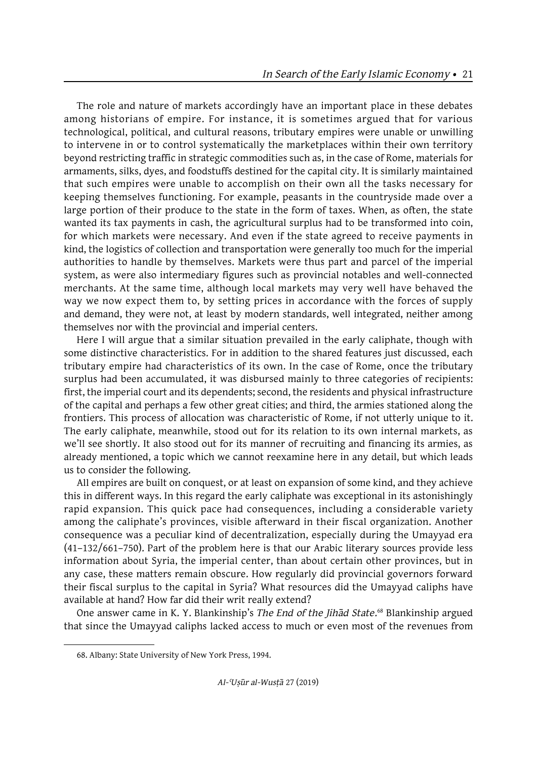The role and nature of markets accordingly have an important place in these debates among historians of empire. For instance, it is sometimes argued that for various technological, political, and cultural reasons, tributary empires were unable or unwilling to intervene in or to control systematically the marketplaces within their own territory beyond restricting traffic in strategic commodities such as, in the case of Rome, materials for armaments, silks, dyes, and foodstuffs destined for the capital city. It is similarly maintained that such empires were unable to accomplish on their own all the tasks necessary for keeping themselves functioning. For example, peasants in the countryside made over a large portion of their produce to the state in the form of taxes. When, as often, the state wanted its tax payments in cash, the agricultural surplus had to be transformed into coin, for which markets were necessary. And even if the state agreed to receive payments in kind, the logistics of collection and transportation were generally too much for the imperial authorities to handle by themselves. Markets were thus part and parcel of the imperial system, as were also intermediary figures such as provincial notables and well-connected merchants. At the same time, although local markets may very well have behaved the way we now expect them to, by setting prices in accordance with the forces of supply and demand, they were not, at least by modern standards, well integrated, neither among themselves nor with the provincial and imperial centers.

Here I will argue that a similar situation prevailed in the early caliphate, though with some distinctive characteristics. For in addition to the shared features just discussed, each tributary empire had characteristics of its own. In the case of Rome, once the tributary surplus had been accumulated, it was disbursed mainly to three categories of recipients: first, the imperial court and its dependents; second, the residents and physical infrastructure of the capital and perhaps a few other great cities; and third, the armies stationed along the frontiers. This process of allocation was characteristic of Rome, if not utterly unique to it. The early caliphate, meanwhile, stood out for its relation to its own internal markets, as we'll see shortly. It also stood out for its manner of recruiting and financing its armies, as already mentioned, a topic which we cannot reexamine here in any detail, but which leads us to consider the following.

All empires are built on conquest, or at least on expansion of some kind, and they achieve this in different ways. In this regard the early caliphate was exceptional in its astonishingly rapid expansion. This quick pace had consequences, including a considerable variety among the caliphate's provinces, visible afterward in their fiscal organization. Another consequence was a peculiar kind of decentralization, especially during the Umayyad era (41–132/661–750). Part of the problem here is that our Arabic literary sources provide less information about Syria, the imperial center, than about certain other provinces, but in any case, these matters remain obscure. How regularly did provincial governors forward their fiscal surplus to the capital in Syria? What resources did the Umayyad caliphs have available at hand? How far did their writ really extend?

One answer came in K. Y. Blankinship's *The End of the Jihād State*.[68] Blankinship argued that since the Umayyad caliphs lacked access to much or even most of the revenues from

---

68. Albany: State University of New York Press, 1994.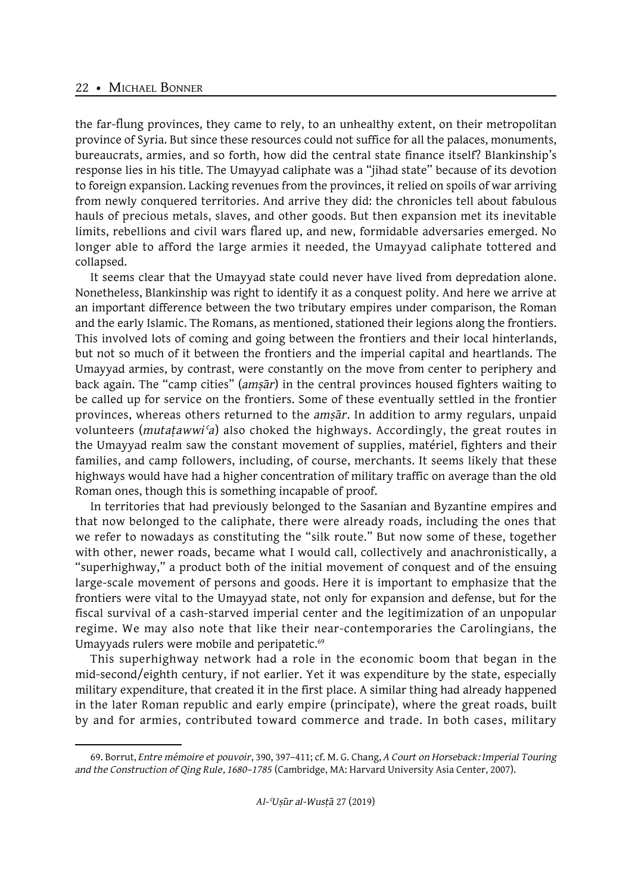the far-flung provinces, they came to rely, to an unhealthy extent, on their metropolitan province of Syria. But since these resources could not suffice for all the palaces, monuments, bureaucrats, armies, and so forth, how did the central state finance itself? Blankinship's response lies in his title. The Umayyad caliphate was a "jihad state" because of its devotion to foreign expansion. Lacking revenues from the provinces, it relied on spoils of war arriving from newly conquered territories. And arrive they did: the chronicles tell about fabulous hauls of precious metals, slaves, and other goods. But then expansion met its inevitable limits, rebellions and civil wars flared up, and new, formidable adversaries emerged. No longer able to afford the large armies it needed, the Umayyad caliphate tottered and collapsed.

It seems clear that the Umayyad state could never have lived from depredation alone. Nonetheless, Blankinship was right to identify it as a conquest polity. And here we arrive at an important difference between the two tributary empires under comparison, the Roman and the early Islamic. The Romans, as mentioned, stationed their legions along the frontiers. This involved lots of coming and going between the frontiers and their local hinterlands, but not so much of it between the frontiers and the imperial capital and heartlands. The Umayyad armies, by contrast, were constantly on the move from center to periphery and back again. The "camp cities" (*amṣār*) in the central provinces housed fighters waiting to be called up for service on the frontiers. Some of these eventually settled in the frontier provinces, whereas others returned to the *amṣār*. In addition to army regulars, unpaid volunteers (*mutaṭawwiʿa*) also choked the highways. Accordingly, the great routes in the Umayyad realm saw the constant movement of supplies, matériel, fighters and their families, and camp followers, including, of course, merchants. It seems likely that these highways would have had a higher concentration of military traffic on average than the old Roman ones, though this is something incapable of proof.

In territories that had previously belonged to the Sasanian and Byzantine empires and that now belonged to the caliphate, there were already roads, including the ones that we refer to nowadays as constituting the "silk route." But now some of these, together with other, newer roads, became what I would call, collectively and anachronistically, a "superhighway," a product both of the initial movement of conquest and of the ensuing large-scale movement of persons and goods. Here it is important to emphasize that the frontiers were vital to the Umayyad state, not only for expansion and defense, but for the fiscal survival of a cash-starved imperial center and the legitimization of an unpopular regime. We may also note that like their near-contemporaries the Carolingians, the Umayyads rulers were mobile and peripatetic.[69]

This superhighway network had a role in the economic boom that began in the mid-second/eighth century, if not earlier. Yet it was expenditure by the state, especially military expenditure, that created it in the first place. A similar thing had already happened in the later Roman republic and early empire (principate), where the great roads, built by and for armies, contributed toward commerce and trade. In both cases, military

---

69. Borrut, *Entre mémoire et pouvoir*, 390, 397–411; cf. M. G. Chang, *A Court on Horseback: Imperial Touring and the Construction of Qing Rule, 1680–1785* (Cambridge, MA: Harvard University Asia Center, 2007).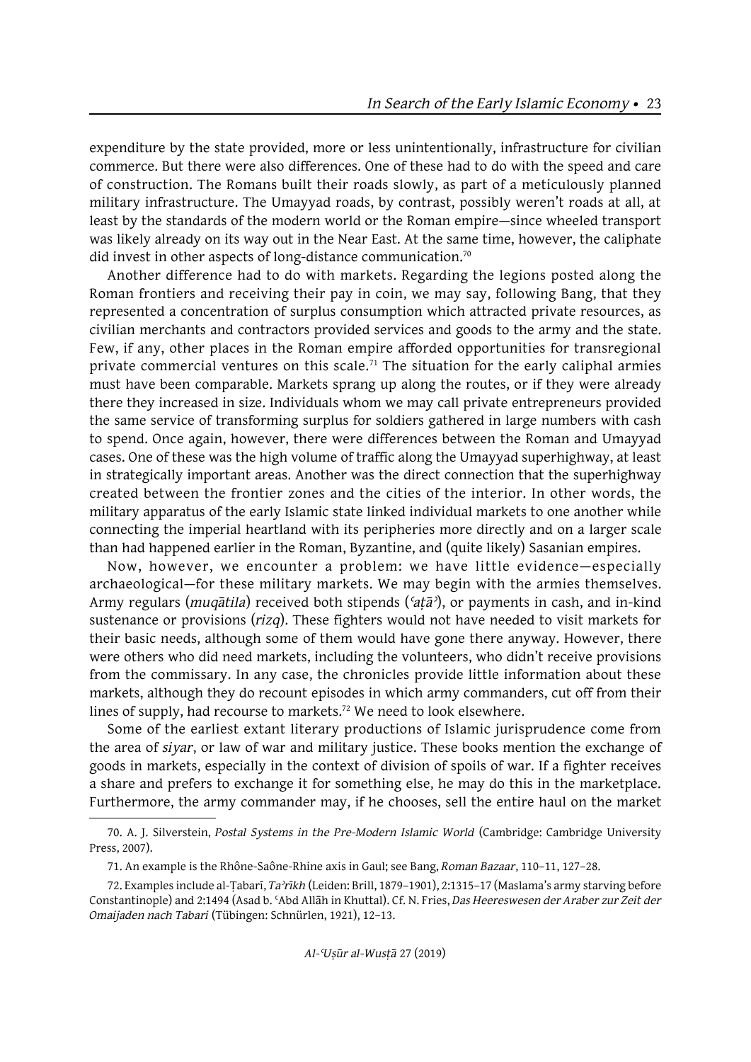expenditure by the state provided, more or less unintentionally, infrastructure for civilian commerce. But there were also differences. One of these had to do with the speed and care of construction. The Romans built their roads slowly, as part of a meticulously planned military infrastructure. The Umayyad roads, by contrast, possibly weren't roads at all, at least by the standards of the modern world or the Roman empire—since wheeled transport was likely already on its way out in the Near East. At the same time, however, the caliphate did invest in other aspects of long-distance communication.[70]

Another difference had to do with markets. Regarding the legions posted along the Roman frontiers and receiving their pay in coin, we may say, following Bang, that they represented a concentration of surplus consumption which attracted private resources, as civilian merchants and contractors provided services and goods to the army and the state. Few, if any, other places in the Roman empire afforded opportunities for transregional private commercial ventures on this scale.[71] The situation for the early caliphal armies must have been comparable. Markets sprang up along the routes, or if they were already there they increased in size. Individuals whom we may call private entrepreneurs provided the same service of transforming surplus for soldiers gathered in large numbers with cash to spend. Once again, however, there were differences between the Roman and Umayyad cases. One of these was the high volume of traffic along the Umayyad superhighway, at least in strategically important areas. Another was the direct connection that the superhighway created between the frontier zones and the cities of the interior. In other words, the military apparatus of the early Islamic state linked individual markets to one another while connecting the imperial heartland with its peripheries more directly and on a larger scale than had happened earlier in the Roman, Byzantine, and (quite likely) Sasanian empires.

Now, however, we encounter a problem: we have little evidence—especially archaeological—for these military markets. We may begin with the armies themselves. Army regulars (*muqātila*) received both stipends (*ʿaṭāʾ*), or payments in cash, and in-kind sustenance or provisions (*rizq*). These fighters would not have needed to visit markets for their basic needs, although some of them would have gone there anyway. However, there were others who did need markets, including the volunteers, who didn't receive provisions from the commissary. In any case, the chronicles provide little information about these markets, although they do recount episodes in which army commanders, cut off from their lines of supply, had recourse to markets.[72] We need to look elsewhere.

Some of the earliest extant literary productions of Islamic jurisprudence come from the area of *siyar*, or law of war and military justice. These books mention the exchange of goods in markets, especially in the context of division of spoils of war. If a fighter receives a share and prefers to exchange it for something else, he may do this in the marketplace. Furthermore, the army commander may, if he chooses, sell the entire haul on the market

---

70. A. J. Silverstein, *Postal Systems in the Pre-Modern Islamic World* (Cambridge: Cambridge University Press, 2007).

71. An example is the Rhône-Saône-Rhine axis in Gaul; see Bang, *Roman Bazaar*, 110–11, 127–28.

72. Examples include al-Ṭabarī, *Taʾrīkh* (Leiden: Brill, 1879–1901), 2:1315–17 (Maslama's army starving before Constantinople) and 2:1494 (Asad b. ʿAbd Allāh in Khuttal). Cf. N. Fries, *Das Heereswesen der Araber zur Zeit der Omaijaden nach Tabari* (Tübingen: Schnürlen, 1921), 12–13.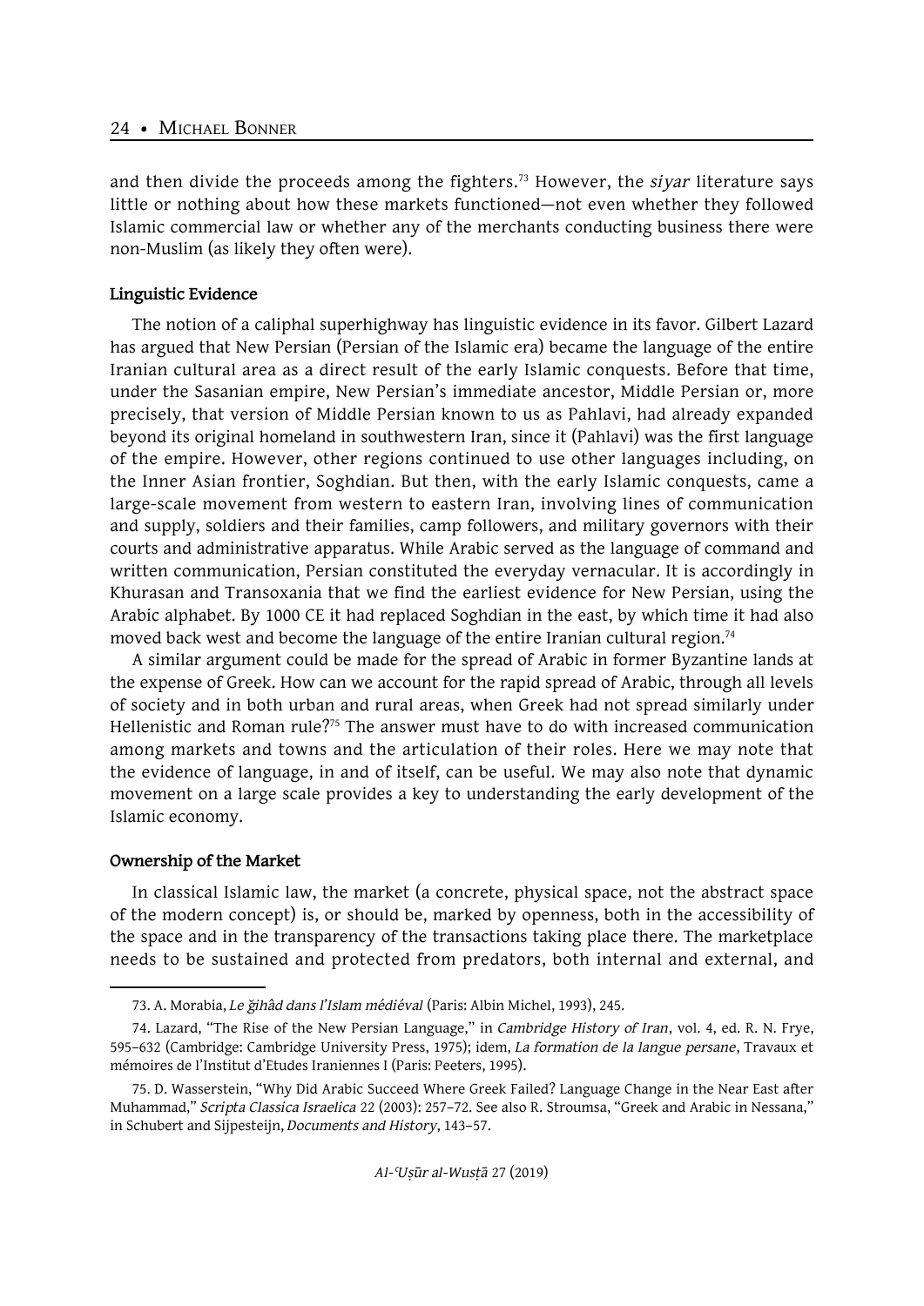and then divide the proceeds among the fighters.[73] However, the *siyar* literature says little or nothing about how these markets functioned—not even whether they followed Islamic commercial law or whether any of the merchants conducting business there were non-Muslim (as likely they often were).

### Linguistic Evidence

The notion of a caliphal superhighway has linguistic evidence in its favor. Gilbert Lazard has argued that New Persian (Persian of the Islamic era) became the language of the entire Iranian cultural area as a direct result of the early Islamic conquests. Before that time, under the Sasanian empire, New Persian's immediate ancestor, Middle Persian or, more precisely, that version of Middle Persian known to us as Pahlavi, had already expanded beyond its original homeland in southwestern Iran, since it (Pahlavi) was the first language of the empire. However, other regions continued to use other languages including, on the Inner Asian frontier, Soghdian. But then, with the early Islamic conquests, came a large-scale movement from western to eastern Iran, involving lines of communication and supply, soldiers and their families, camp followers, and military governors with their courts and administrative apparatus. While Arabic served as the language of command and written communication, Persian constituted the everyday vernacular. It is accordingly in Khurasan and Transoxania that we find the earliest evidence for New Persian, using the Arabic alphabet. By 1000 CE it had replaced Soghdian in the east, by which time it had also moved back west and become the language of the entire Iranian cultural region.[74]

A similar argument could be made for the spread of Arabic in former Byzantine lands at the expense of Greek. How can we account for the rapid spread of Arabic, through all levels of society and in both urban and rural areas, when Greek had not spread similarly under Hellenistic and Roman rule?[75] The answer must have to do with increased communication among markets and towns and the articulation of their roles. Here we may note that the evidence of language, in and of itself, can be useful. We may also note that dynamic movement on a large scale provides a key to understanding the early development of the Islamic economy.

### Ownership of the Market

In classical Islamic law, the market (a concrete, physical space, not the abstract space of the modern concept) is, or should be, marked by openness, both in the accessibility of the space and in the transparency of the transactions taking place there. The marketplace needs to be sustained and protected from predators, both internal and external, and

---

73. A. Morabia, *Le ǧihâd dans l'Islam médiéval* (Paris: Albin Michel, 1993), 245.

74. Lazard, "The Rise of the New Persian Language," in *Cambridge History of Iran*, vol. 4, ed. R. N. Frye, 595–632 (Cambridge: Cambridge University Press, 1975); idem, *La formation de la langue persane*, Travaux et mémoires de l'Institut d'Etudes Iraniennes I (Paris: Peeters, 1995).

75. D. Wasserstein, "Why Did Arabic Succeed Where Greek Failed? Language Change in the Near East after Muhammad," *Scripta Classica Israelica* 22 (2003): 257–72. See also R. Stroumsa, "Greek and Arabic in Nessana," in Schubert and Sijpesteijn, *Documents and History*, 143–57.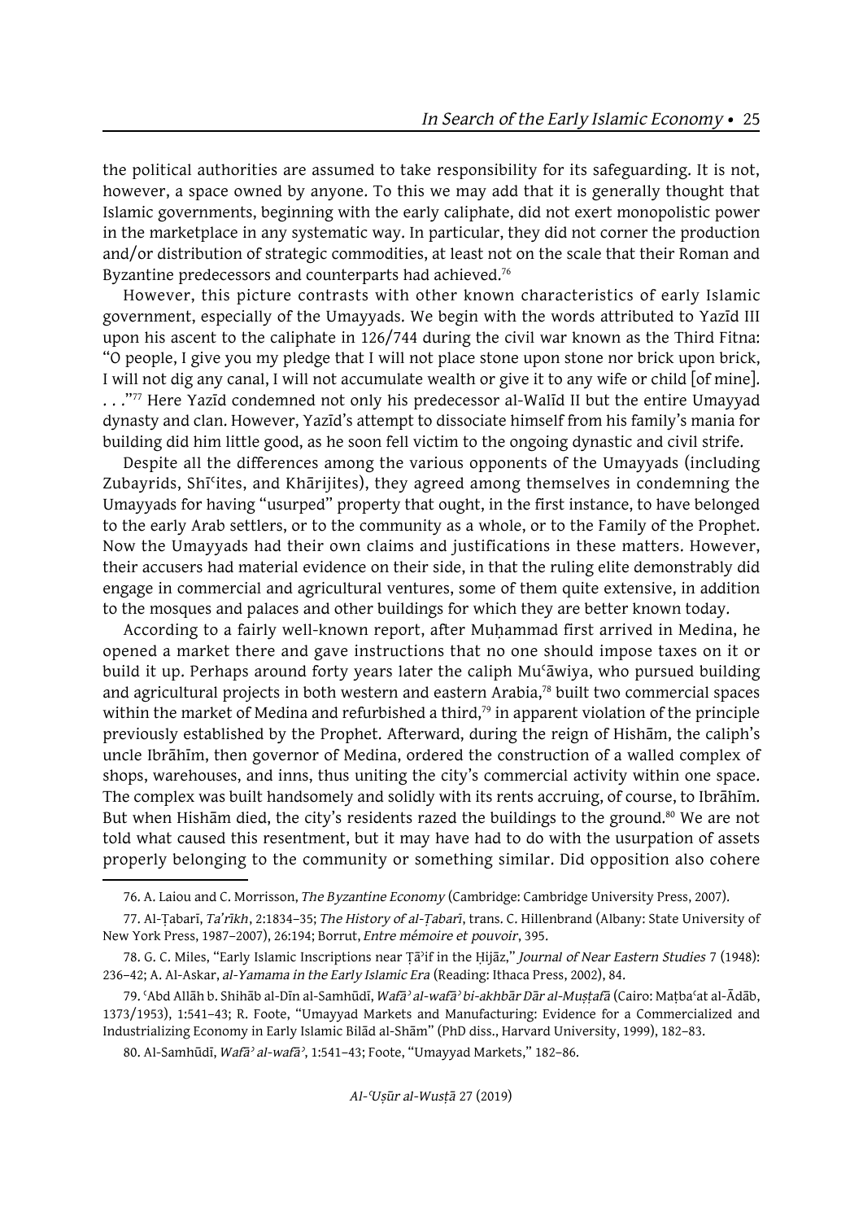the political authorities are assumed to take responsibility for its safeguarding. It is not, however, a space owned by anyone. To this we may add that it is generally thought that Islamic governments, beginning with the early caliphate, did not exert monopolistic power in the marketplace in any systematic way. In particular, they did not corner the production and/or distribution of strategic commodities, at least not on the scale that their Roman and Byzantine predecessors and counterparts had achieved.[76]

However, this picture contrasts with other known characteristics of early Islamic government, especially of the Umayyads. We begin with the words attributed to Yazīd III upon his ascent to the caliphate in 126/744 during the civil war known as the Third Fitna: "O people, I give you my pledge that I will not place stone upon stone nor brick upon brick, I will not dig any canal, I will not accumulate wealth or give it to any wife or child [of mine]. . . ."[77] Here Yazīd condemned not only his predecessor al-Walīd II but the entire Umayyad dynasty and clan. However, Yazīd's attempt to dissociate himself from his family's mania for building did him little good, as he soon fell victim to the ongoing dynastic and civil strife.

Despite all the differences among the various opponents of the Umayyads (including Zubayrids, Shīʿites, and Khārijites), they agreed among themselves in condemning the Umayyads for having "usurped" property that ought, in the first instance, to have belonged to the early Arab settlers, or to the community as a whole, or to the Family of the Prophet. Now the Umayyads had their own claims and justifications in these matters. However, their accusers had material evidence on their side, in that the ruling elite demonstrably did engage in commercial and agricultural ventures, some of them quite extensive, in addition to the mosques and palaces and other buildings for which they are better known today.

According to a fairly well-known report, after Muḥammad first arrived in Medina, he opened a market there and gave instructions that no one should impose taxes on it or build it up. Perhaps around forty years later the caliph Muʿāwiya, who pursued building and agricultural projects in both western and eastern Arabia,[78] built two commercial spaces within the market of Medina and refurbished a third,[79] in apparent violation of the principle previously established by the Prophet. Afterward, during the reign of Hishām, the caliph's uncle Ibrāhīm, then governor of Medina, ordered the construction of a walled complex of shops, warehouses, and inns, thus uniting the city's commercial activity within one space. The complex was built handsomely and solidly with its rents accruing, of course, to Ibrāhīm. But when Hishām died, the city's residents razed the buildings to the ground.[80] We are not told what caused this resentment, but it may have had to do with the usurpation of assets properly belonging to the community or something similar. Did opposition also cohere

---

76. A. Laiou and C. Morrisson, *The Byzantine Economy* (Cambridge: Cambridge University Press, 2007).

77. Al-Ṭabarī, *Taʾrīkh*, 2:1834–35; *The History of al-Ṭabarī*, trans. C. Hillenbrand (Albany: State University of New York Press, 1987–2007), 26:194; Borrut, *Entre mémoire et pouvoir*, 395.

78. G. C. Miles, "Early Islamic Inscriptions near Ṭāʾif in the Ḥijāz," *Journal of Near Eastern Studies* 7 (1948): 236–42; A. Al-Askar, *al-Yamama in the Early Islamic Era* (Reading: Ithaca Press, 2002), 84.

79. ʿAbd Allāh b. Shihāb al-Dīn al-Samhūdī, *Wafāʾ al-wafāʾ bi-akhbār Dār al-Muṣṭafā* (Cairo: Maṭbaʿat al-Ādāb, 1373/1953), 1:541–43; R. Foote, "Umayyad Markets and Manufacturing: Evidence for a Commercialized and Industrializing Economy in Early Islamic Bilād al-Shām" (PhD diss., Harvard University, 1999), 182–83.

80. Al-Samhūdī, *Wafāʾ al-wafāʾ*, 1:541–43; Foote, "Umayyad Markets," 182–86.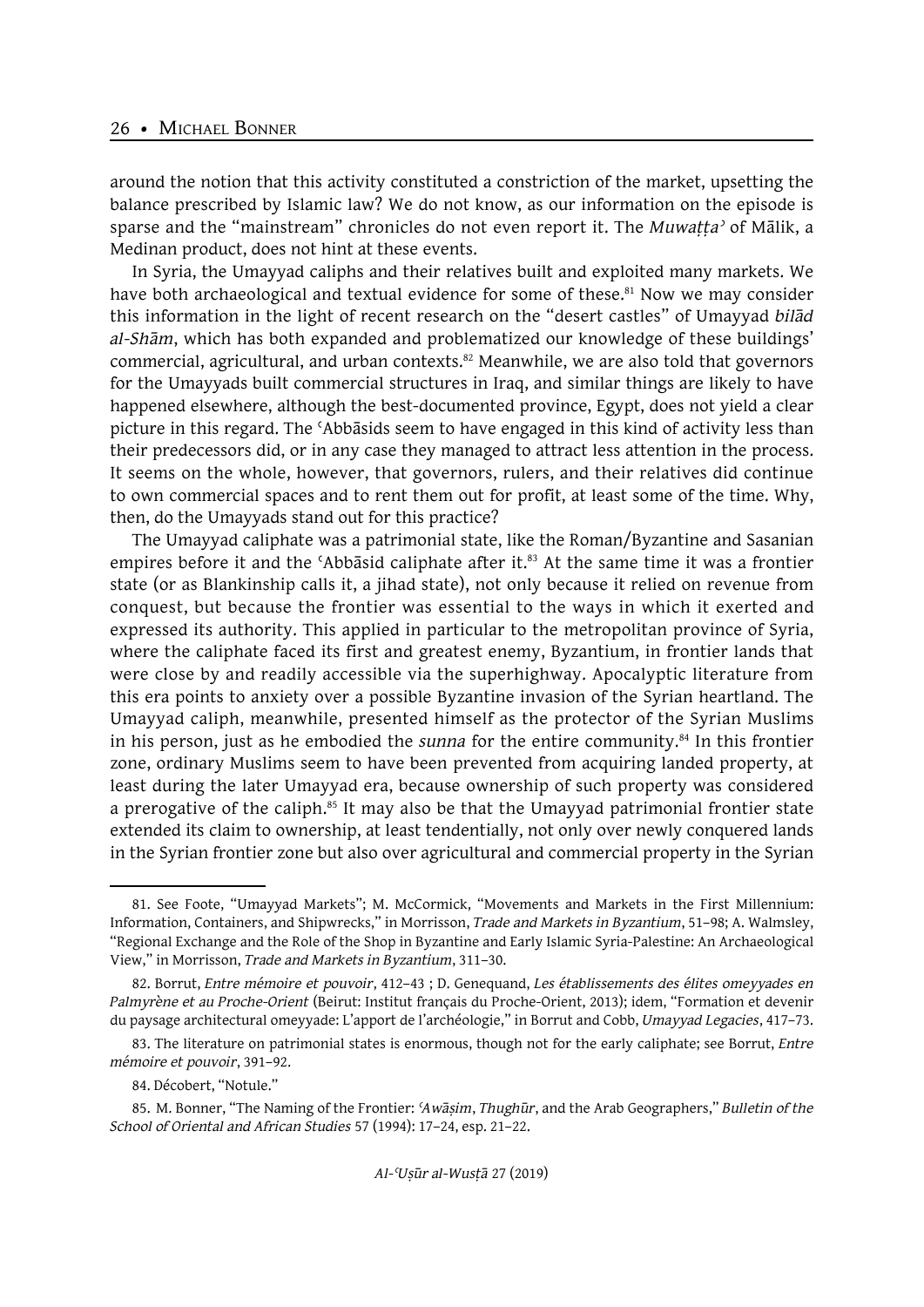around the notion that this activity constituted a constriction of the market, upsetting the balance prescribed by Islamic law? We do not know, as our information on the episode is sparse and the "mainstream" chronicles do not even report it. The *Muwaṭṭaʾ* of Mālik, a Medinan product, does not hint at these events.

In Syria, the Umayyad caliphs and their relatives built and exploited many markets. We have both archaeological and textual evidence for some of these.[81] Now we may consider this information in the light of recent research on the "desert castles" of Umayyad *bilād al-Shām*, which has both expanded and problematized our knowledge of these buildings' commercial, agricultural, and urban contexts.[82] Meanwhile, we are also told that governors for the Umayyads built commercial structures in Iraq, and similar things are likely to have happened elsewhere, although the best-documented province, Egypt, does not yield a clear picture in this regard. The ʿAbbāsids seem to have engaged in this kind of activity less than their predecessors did, or in any case they managed to attract less attention in the process. It seems on the whole, however, that governors, rulers, and their relatives did continue to own commercial spaces and to rent them out for profit, at least some of the time. Why, then, do the Umayyads stand out for this practice?

The Umayyad caliphate was a patrimonial state, like the Roman/Byzantine and Sasanian empires before it and the ʿAbbāsid caliphate after it.[83] At the same time it was a frontier state (or as Blankinship calls it, a jihad state), not only because it relied on revenue from conquest, but because the frontier was essential to the ways in which it exerted and expressed its authority. This applied in particular to the metropolitan province of Syria, where the caliphate faced its first and greatest enemy, Byzantium, in frontier lands that were close by and readily accessible via the superhighway. Apocalyptic literature from this era points to anxiety over a possible Byzantine invasion of the Syrian heartland. The Umayyad caliph, meanwhile, presented himself as the protector of the Syrian Muslims in his person, just as he embodied the *sunna* for the entire community.[84] In this frontier zone, ordinary Muslims seem to have been prevented from acquiring landed property, at least during the later Umayyad era, because ownership of such property was considered a prerogative of the caliph.[85] It may also be that the Umayyad patrimonial frontier state extended its claim to ownership, at least tendentially, not only over newly conquered lands in the Syrian frontier zone but also over agricultural and commercial property in the Syrian

---

81. See Foote, "Umayyad Markets"; M. McCormick, "Movements and Markets in the First Millennium: Information, Containers, and Shipwrecks," in Morrisson, *Trade and Markets in Byzantium*, 51–98; A. Walmsley, "Regional Exchange and the Role of the Shop in Byzantine and Early Islamic Syria-Palestine: An Archaeological View," in Morrisson, *Trade and Markets in Byzantium*, 311–30.

82. Borrut, *Entre mémoire et pouvoir*, 412–43 ; D. Genequand, *Les établissements des élites omeyyades en Palmyrène et au Proche-Orient* (Beirut: Institut français du Proche-Orient, 2013); idem, "Formation et devenir du paysage architectural omeyyade: L'apport de l'archéologie," in Borrut and Cobb, *Umayyad Legacies*, 417–73.

83. The literature on patrimonial states is enormous, though not for the early caliphate; see Borrut, *Entre mémoire et pouvoir*, 391–92.

84. Décobert, "Notule."

85. M. Bonner, "The Naming of the Frontier: *ʿAwāṣim*, *Thughūr*, and the Arab Geographers," *Bulletin of the School of Oriental and African Studies* 57 (1994): 17–24, esp. 21–22.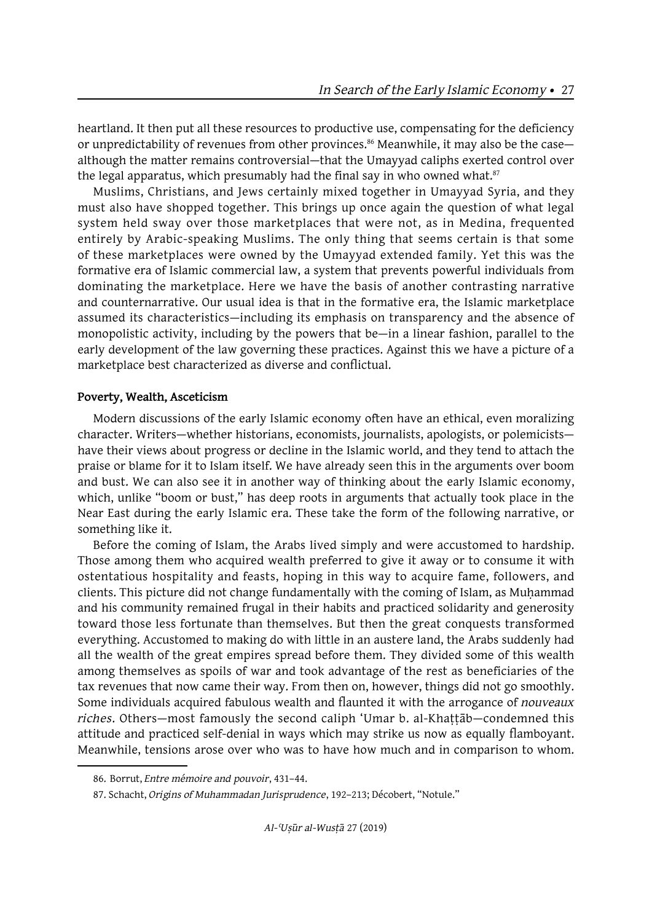heartland. It then put all these resources to productive use, compensating for the deficiency or unpredictability of revenues from other provinces.[86] Meanwhile, it may also be the case—although the matter remains controversial—that the Umayyad caliphs exerted control over the legal apparatus, which presumably had the final say in who owned what.[87]

Muslims, Christians, and Jews certainly mixed together in Umayyad Syria, and they must also have shopped together. This brings up once again the question of what legal system held sway over those marketplaces that were not, as in Medina, frequented entirely by Arabic-speaking Muslims. The only thing that seems certain is that some of these marketplaces were owned by the Umayyad extended family. Yet this was the formative era of Islamic commercial law, a system that prevents powerful individuals from dominating the marketplace. Here we have the basis of another contrasting narrative and counternarrative. Our usual idea is that in the formative era, the Islamic marketplace assumed its characteristics—including its emphasis on transparency and the absence of monopolistic activity, including by the powers that be—in a linear fashion, parallel to the early development of the law governing these practices. Against this we have a picture of a marketplace best characterized as diverse and conflictual.

**Poverty, Wealth, Asceticism**

Modern discussions of the early Islamic economy often have an ethical, even moralizing character. Writers—whether historians, economists, journalists, apologists, or polemicists—have their views about progress or decline in the Islamic world, and they tend to attach the praise or blame for it to Islam itself. We have already seen this in the arguments over boom and bust. We can also see it in another way of thinking about the early Islamic economy, which, unlike "boom or bust," has deep roots in arguments that actually took place in the Near East during the early Islamic era. These take the form of the following narrative, or something like it.

Before the coming of Islam, the Arabs lived simply and were accustomed to hardship. Those among them who acquired wealth preferred to give it away or to consume it with ostentatious hospitality and feasts, hoping in this way to acquire fame, followers, and clients. This picture did not change fundamentally with the coming of Islam, as Muḥammad and his community remained frugal in their habits and practiced solidarity and generosity toward those less fortunate than themselves. But then the great conquests transformed everything. Accustomed to making do with little in an austere land, the Arabs suddenly had all the wealth of the great empires spread before them. They divided some of this wealth among themselves as spoils of war and took advantage of the rest as beneficiaries of the tax revenues that now came their way. From then on, however, things did not go smoothly. Some individuals acquired fabulous wealth and flaunted it with the arrogance of *nouveaux riches*. Others—most famously the second caliph ʿUmar b. al-Khaṭṭāb—condemned this attitude and practiced self-denial in ways which may strike us now as equally flamboyant. Meanwhile, tensions arose over who was to have how much and in comparison to whom.

---

86. Borrut, *Entre mémoire and pouvoir*, 431–44.

87. Schacht, *Origins of Muhammadan Jurisprudence*, 192–213; Décobert, "Notule."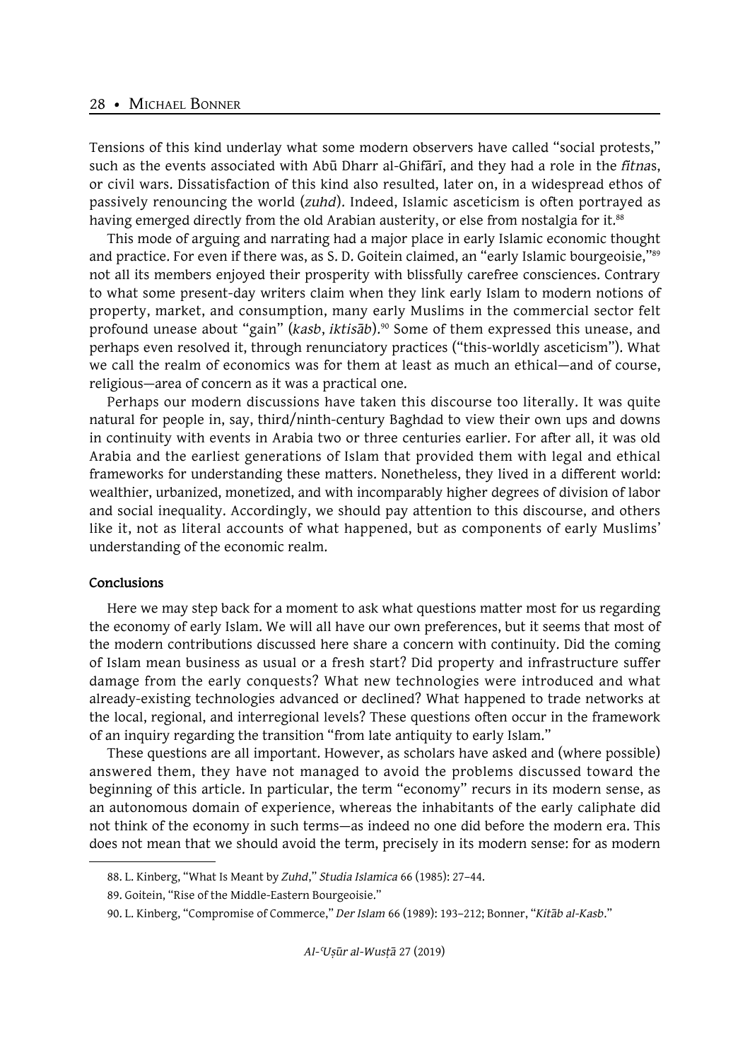Tensions of this kind underlay what some modern observers have called "social protests," such as the events associated with Abū Dharr al-Ghifārī, and they had a role in the *fitna*s, or civil wars. Dissatisfaction of this kind also resulted, later on, in a widespread ethos of passively renouncing the world (*zuhd*). Indeed, Islamic asceticism is often portrayed as having emerged directly from the old Arabian austerity, or else from nostalgia for it.[88]

This mode of arguing and narrating had a major place in early Islamic economic thought and practice. For even if there was, as S. D. Goitein claimed, an "early Islamic bourgeoisie,"[89] not all its members enjoyed their prosperity with blissfully carefree consciences. Contrary to what some present-day writers claim when they link early Islam to modern notions of property, market, and consumption, many early Muslims in the commercial sector felt profound unease about "gain" (*kasb*, *iktisāb*).[90] Some of them expressed this unease, and perhaps even resolved it, through renunciatory practices ("this-worldly asceticism"). What we call the realm of economics was for them at least as much an ethical—and of course, religious—area of concern as it was a practical one.

Perhaps our modern discussions have taken this discourse too literally. It was quite natural for people in, say, third/ninth-century Baghdad to view their own ups and downs in continuity with events in Arabia two or three centuries earlier. For after all, it was old Arabia and the earliest generations of Islam that provided them with legal and ethical frameworks for understanding these matters. Nonetheless, they lived in a different world: wealthier, urbanized, monetized, and with incomparably higher degrees of division of labor and social inequality. Accordingly, we should pay attention to this discourse, and others like it, not as literal accounts of what happened, but as components of early Muslims' understanding of the economic realm.

## Conclusions

Here we may step back for a moment to ask what questions matter most for us regarding the economy of early Islam. We will all have our own preferences, but it seems that most of the modern contributions discussed here share a concern with continuity. Did the coming of Islam mean business as usual or a fresh start? Did property and infrastructure suffer damage from the early conquests? What new technologies were introduced and what already-existing technologies advanced or declined? What happened to trade networks at the local, regional, and interregional levels? These questions often occur in the framework of an inquiry regarding the transition "from late antiquity to early Islam."

These questions are all important. However, as scholars have asked and (where possible) answered them, they have not managed to avoid the problems discussed toward the beginning of this article. In particular, the term "economy" recurs in its modern sense, as an autonomous domain of experience, whereas the inhabitants of the early caliphate did not think of the economy in such terms—as indeed no one did before the modern era. This does not mean that we should avoid the term, precisely in its modern sense: for as modern

---

88. L. Kinberg, "What Is Meant by *Zuhd*," *Studia Islamica* 66 (1985): 27–44.

89. Goitein, "Rise of the Middle-Eastern Bourgeoisie."

90. L. Kinberg, "Compromise of Commerce," *Der Islam* 66 (1989): 193–212; Bonner, "*Kitāb al-Kasb*."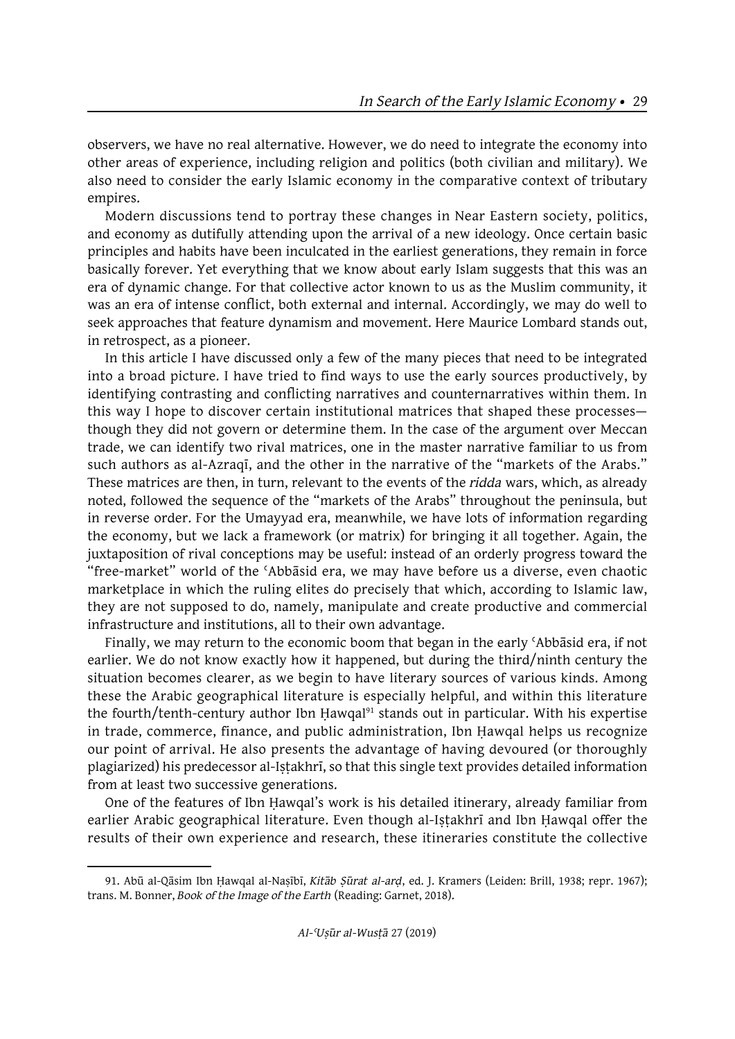observers, we have no real alternative. However, we do need to integrate the economy into other areas of experience, including religion and politics (both civilian and military). We also need to consider the early Islamic economy in the comparative context of tributary empires.

Modern discussions tend to portray these changes in Near Eastern society, politics, and economy as dutifully attending upon the arrival of a new ideology. Once certain basic principles and habits have been inculcated in the earliest generations, they remain in force basically forever. Yet everything that we know about early Islam suggests that this was an era of dynamic change. For that collective actor known to us as the Muslim community, it was an era of intense conflict, both external and internal. Accordingly, we may do well to seek approaches that feature dynamism and movement. Here Maurice Lombard stands out, in retrospect, as a pioneer.

In this article I have discussed only a few of the many pieces that need to be integrated into a broad picture. I have tried to find ways to use the early sources productively, by identifying contrasting and conflicting narratives and counternarratives within them. In this way I hope to discover certain institutional matrices that shaped these processes—though they did not govern or determine them. In the case of the argument over Meccan trade, we can identify two rival matrices, one in the master narrative familiar to us from such authors as al-Azraqī, and the other in the narrative of the "markets of the Arabs." These matrices are then, in turn, relevant to the events of the *ridda* wars, which, as already noted, followed the sequence of the "markets of the Arabs" throughout the peninsula, but in reverse order. For the Umayyad era, meanwhile, we have lots of information regarding the economy, but we lack a framework (or matrix) for bringing it all together. Again, the juxtaposition of rival conceptions may be useful: instead of an orderly progress toward the "free-market" world of the ʿAbbāsid era, we may have before us a diverse, even chaotic marketplace in which the ruling elites do precisely that which, according to Islamic law, they are not supposed to do, namely, manipulate and create productive and commercial infrastructure and institutions, all to their own advantage.

Finally, we may return to the economic boom that began in the early ʿAbbāsid era, if not earlier. We do not know exactly how it happened, but during the third/ninth century the situation becomes clearer, as we begin to have literary sources of various kinds. Among these the Arabic geographical literature is especially helpful, and within this literature the fourth/tenth-century author Ibn Ḥawqal[91] stands out in particular. With his expertise in trade, commerce, finance, and public administration, Ibn Ḥawqal helps us recognize our point of arrival. He also presents the advantage of having devoured (or thoroughly plagiarized) his predecessor al-Iṣṭakhrī, so that this single text provides detailed information from at least two successive generations.

One of the features of Ibn Ḥawqal's work is his detailed itinerary, already familiar from earlier Arabic geographical literature. Even though al-Iṣṭakhrī and Ibn Ḥawqal offer the results of their own experience and research, these itineraries constitute the collective

---

91. Abū al-Qāsim Ibn Ḥawqal al-Naṣībī, *Kitāb Ṣūrat al-arḍ*, ed. J. Kramers (Leiden: Brill, 1938; repr. 1967); trans. M. Bonner, *Book of the Image of the Earth* (Reading: Garnet, 2018).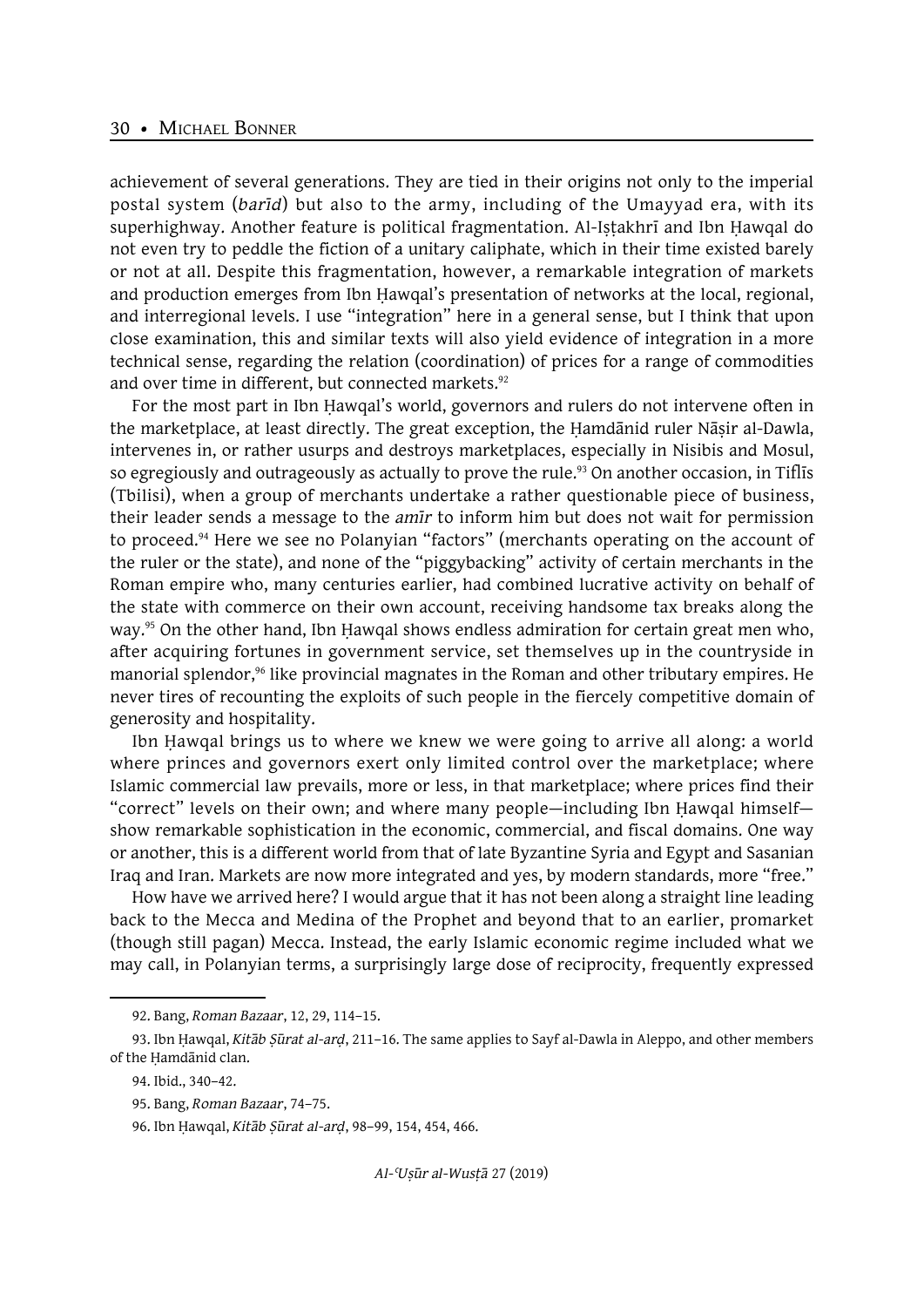achievement of several generations. They are tied in their origins not only to the imperial postal system (*barīd*) but also to the army, including of the Umayyad era, with its superhighway. Another feature is political fragmentation. Al-Iṣṭakhrī and Ibn Ḥawqal do not even try to peddle the fiction of a unitary caliphate, which in their time existed barely or not at all. Despite this fragmentation, however, a remarkable integration of markets and production emerges from Ibn Ḥawqal's presentation of networks at the local, regional, and interregional levels. I use "integration" here in a general sense, but I think that upon close examination, this and similar texts will also yield evidence of integration in a more technical sense, regarding the relation (coordination) of prices for a range of commodities and over time in different, but connected markets.[92]

For the most part in Ibn Ḥawqal's world, governors and rulers do not intervene often in the marketplace, at least directly. The great exception, the Ḥamdānid ruler Nāṣir al-Dawla, intervenes in, or rather usurps and destroys marketplaces, especially in Nisibis and Mosul, so egregiously and outrageously as actually to prove the rule.[93] On another occasion, in Tiflīs (Tbilisi), when a group of merchants undertake a rather questionable piece of business, their leader sends a message to the *amīr* to inform him but does not wait for permission to proceed.[94] Here we see no Polanyian "factors" (merchants operating on the account of the ruler or the state), and none of the "piggybacking" activity of certain merchants in the Roman empire who, many centuries earlier, had combined lucrative activity on behalf of the state with commerce on their own account, receiving handsome tax breaks along the way.[95] On the other hand, Ibn Ḥawqal shows endless admiration for certain great men who, after acquiring fortunes in government service, set themselves up in the countryside in manorial splendor,[96] like provincial magnates in the Roman and other tributary empires. He never tires of recounting the exploits of such people in the fiercely competitive domain of generosity and hospitality.

Ibn Ḥawqal brings us to where we knew we were going to arrive all along: a world where princes and governors exert only limited control over the marketplace; where Islamic commercial law prevails, more or less, in that marketplace; where prices find their "correct" levels on their own; and where many people—including Ibn Ḥawqal himself—show remarkable sophistication in the economic, commercial, and fiscal domains. One way or another, this is a different world from that of late Byzantine Syria and Egypt and Sasanian Iraq and Iran. Markets are now more integrated and yes, by modern standards, more "free."

How have we arrived here? I would argue that it has not been along a straight line leading back to the Mecca and Medina of the Prophet and beyond that to an earlier, promarket (though still pagan) Mecca. Instead, the early Islamic economic regime included what we may call, in Polanyian terms, a surprisingly large dose of reciprocity, frequently expressed

---

92. Bang, *Roman Bazaar*, 12, 29, 114–15.

93. Ibn Ḥawqal, *Kitāb Ṣūrat al-arḍ*, 211–16. The same applies to Sayf al-Dawla in Aleppo, and other members of the Ḥamdānid clan.

94. Ibid., 340–42.

95. Bang, *Roman Bazaar*, 74–75.

96. Ibn Ḥawqal, *Kitāb Ṣūrat al-arḍ*, 98–99, 154, 454, 466.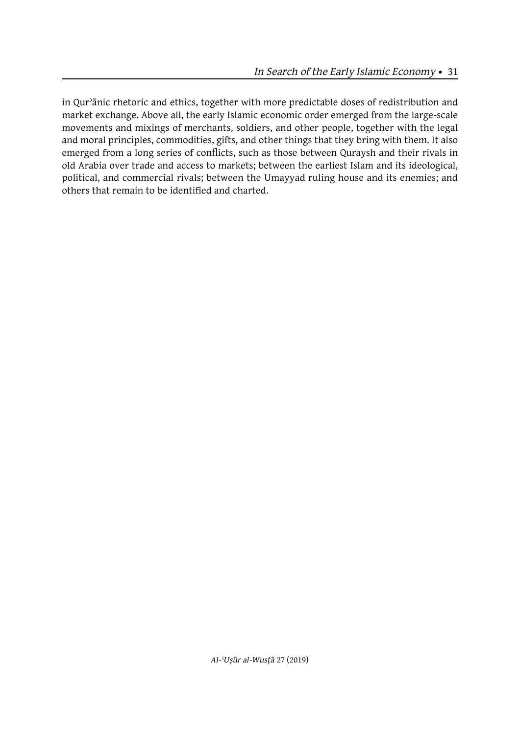in Qurʾānic rhetoric and ethics, together with more predictable doses of redistribution and market exchange. Above all, the early Islamic economic order emerged from the large-scale movements and mixings of merchants, soldiers, and other people, together with the legal and moral principles, commodities, gifts, and other things that they bring with them. It also emerged from a long series of conflicts, such as those between Quraysh and their rivals in old Arabia over trade and access to markets; between the earliest Islam and its ideological, political, and commercial rivals; between the Umayyad ruling house and its enemies; and others that remain to be identified and charted.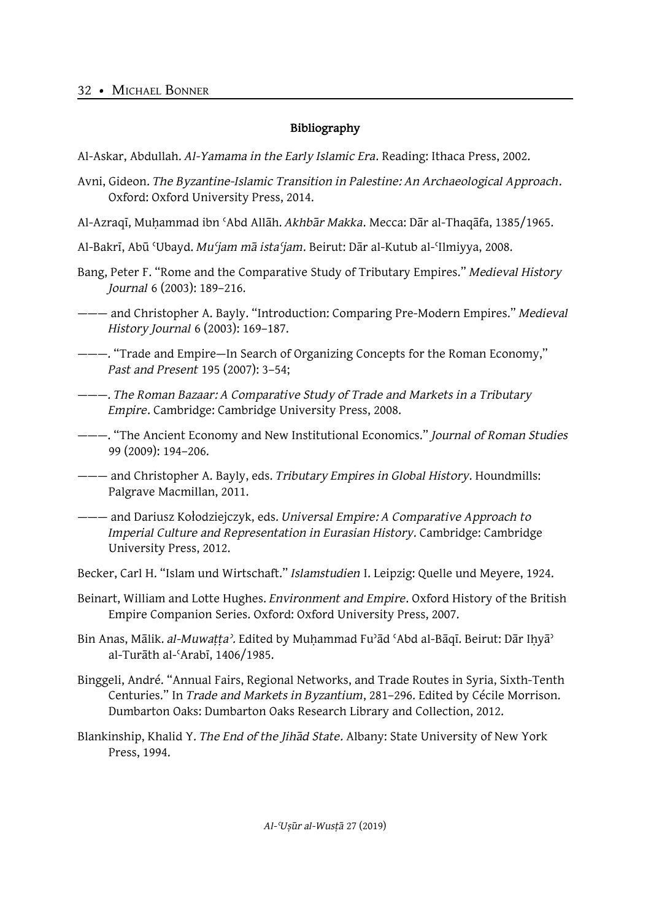**Bibliography**

Al-Askar, Abdullah. *Al-Yamama in the Early Islamic Era*. Reading: Ithaca Press, 2002.

Avni, Gideon. *The Byzantine-Islamic Transition in Palestine: An Archaeological Approach*. Oxford: Oxford University Press, 2014.

Al-Azraqī, Muḥammad ibn ʿAbd Allāh. *Akhbār Makka*. Mecca: Dār al-Thaqāfa, 1385/1965.

Al-Bakrī, Abū ʿUbayd. *Muʿjam mā istaʿjam*. Beirut: Dār al-Kutub al-ʿIlmiyya, 2008.

Bang, Peter F. "Rome and the Comparative Study of Tributary Empires." *Medieval History Journal* 6 (2003): 189–216.

——— and Christopher A. Bayly. "Introduction: Comparing Pre-Modern Empires." *Medieval History Journal* 6 (2003): 169–187.

———. "Trade and Empire—In Search of Organizing Concepts for the Roman Economy," *Past and Present* 195 (2007): 3–54;

———. *The Roman Bazaar: A Comparative Study of Trade and Markets in a Tributary Empire*. Cambridge: Cambridge University Press, 2008.

———. "The Ancient Economy and New Institutional Economics." *Journal of Roman Studies* 99 (2009): 194–206.

——— and Christopher A. Bayly, eds. *Tributary Empires in Global History*. Houndmills: Palgrave Macmillan, 2011.

——— and Dariusz Kołodziejczyk, eds. *Universal Empire: A Comparative Approach to Imperial Culture and Representation in Eurasian History*. Cambridge: Cambridge University Press, 2012.

Becker, Carl H. "Islam und Wirtschaft." *Islamstudien* I. Leipzig: Quelle und Meyere, 1924.

Beinart, William and Lotte Hughes. *Environment and Empire*. Oxford History of the British Empire Companion Series. Oxford: Oxford University Press, 2007.

Bin Anas, Mālik. *al-Muwaṭṭaʾ*. Edited by Muḥammad Fuʾād ʿAbd al-Bāqī. Beirut: Dār Iḥyāʾ al-Turāth al-ʿArabī, 1406/1985.

Binggeli, André. "Annual Fairs, Regional Networks, and Trade Routes in Syria, Sixth-Tenth Centuries." In *Trade and Markets in Byzantium*, 281–296. Edited by Cécile Morrison. Dumbarton Oaks: Dumbarton Oaks Research Library and Collection, 2012.

Blankinship, Khalid Y. *The End of the Jihād State*. Albany: State University of New York Press, 1994.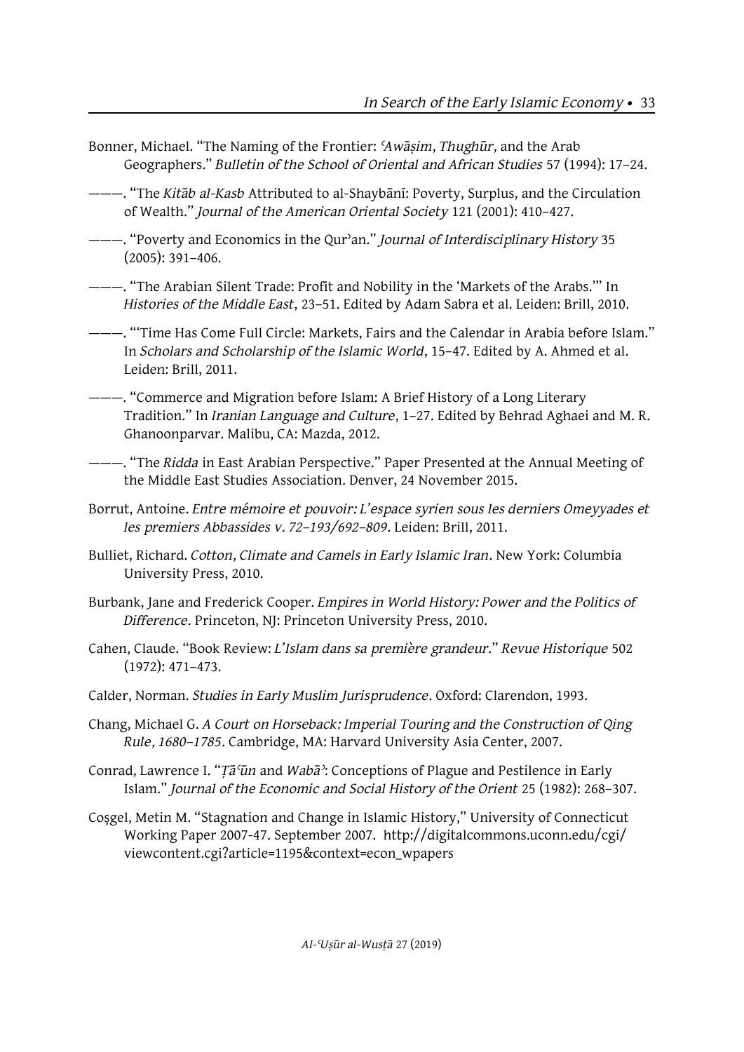Bonner, Michael. "The Naming of the Frontier: *ʿAwāṣim*, *Thughūr*, and the Arab Geographers." *Bulletin of the School of Oriental and African Studies* 57 (1994): 17–24.

———. "The *Kitāb al-Kasb* Attributed to al-Shaybānī: Poverty, Surplus, and the Circulation of Wealth." *Journal of the American Oriental Society* 121 (2001): 410–427.

———. "Poverty and Economics in the Qurʾan." *Journal of Interdisciplinary History* 35 (2005): 391–406.

———. "The Arabian Silent Trade: Profit and Nobility in the 'Markets of the Arabs.'" In *Histories of the Middle East*, 23–51. Edited by Adam Sabra et al. Leiden: Brill, 2010.

———. "'Time Has Come Full Circle: Markets, Fairs and the Calendar in Arabia before Islam." In *Scholars and Scholarship of the Islamic World*, 15–47. Edited by A. Ahmed et al. Leiden: Brill, 2011.

———. "Commerce and Migration before Islam: A Brief History of a Long Literary Tradition." In *Iranian Language and Culture*, 1–27. Edited by Behrad Aghaei and M. R. Ghanoonparvar. Malibu, CA: Mazda, 2012.

———. "The *Ridda* in East Arabian Perspective." Paper Presented at the Annual Meeting of the Middle East Studies Association. Denver, 24 November 2015.

Borrut, Antoine. *Entre mémoire et pouvoir: L'espace syrien sous les derniers Omeyyades et les premiers Abbassides v. 72–193/692–809*. Leiden: Brill, 2011.

Bulliet, Richard. *Cotton, Climate and Camels in Early Islamic Iran*. New York: Columbia University Press, 2010.

Burbank, Jane and Frederick Cooper. *Empires in World History: Power and the Politics of Difference*. Princeton, NJ: Princeton University Press, 2010.

Cahen, Claude. "Book Review: *L'Islam dans sa première grandeur*." *Revue Historique* 502 (1972): 471–473.

Calder, Norman. *Studies in Early Muslim Jurisprudence*. Oxford: Clarendon, 1993.

Chang, Michael G. *A Court on Horseback: Imperial Touring and the Construction of Qing Rule, 1680–1785*. Cambridge, MA: Harvard University Asia Center, 2007.

Conrad, Lawrence I. "*Ṭāʿūn* and *Wabāʾ*: Conceptions of Plague and Pestilence in Early Islam." *Journal of the Economic and Social History of the Orient* 25 (1982): 268–307.

Coşgel, Metin M. "Stagnation and Change in Islamic History," University of Connecticut Working Paper 2007-47. September 2007. http://digitalcommons.uconn.edu/cgi/viewcontent.cgi?article=1195&context=econ_wpapers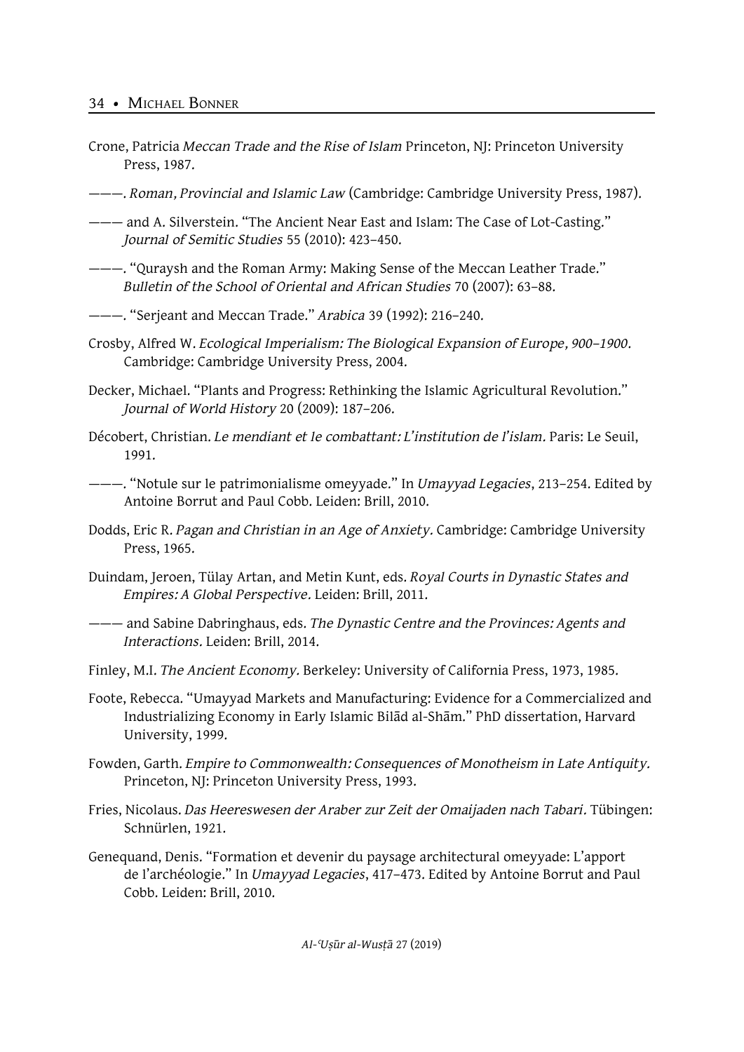Crone, Patricia *Meccan Trade and the Rise of Islam* Princeton, NJ: Princeton University Press, 1987.

———. *Roman, Provincial and Islamic Law* (Cambridge: Cambridge University Press, 1987).

——— and A. Silverstein. "The Ancient Near East and Islam: The Case of Lot-Casting." *Journal of Semitic Studies* 55 (2010): 423–450.

———. "Quraysh and the Roman Army: Making Sense of the Meccan Leather Trade." *Bulletin of the School of Oriental and African Studies* 70 (2007): 63–88.

———. "Serjeant and Meccan Trade." *Arabica* 39 (1992): 216–240.

Crosby, Alfred W. *Ecological Imperialism: The Biological Expansion of Europe, 900–1900*. Cambridge: Cambridge University Press, 2004.

Decker, Michael. "Plants and Progress: Rethinking the Islamic Agricultural Revolution." *Journal of World History* 20 (2009): 187–206.

Décobert, Christian. *Le mendiant et le combattant: L'institution de l'islam.* Paris: Le Seuil, 1991.

———. "Notule sur le patrimonialisme omeyyade." In *Umayyad Legacies*, 213–254. Edited by Antoine Borrut and Paul Cobb. Leiden: Brill, 2010.

Dodds, Eric R. *Pagan and Christian in an Age of Anxiety.* Cambridge: Cambridge University Press, 1965.

Duindam, Jeroen, Tülay Artan, and Metin Kunt, eds. *Royal Courts in Dynastic States and Empires: A Global Perspective.* Leiden: Brill, 2011.

——— and Sabine Dabringhaus, eds. *The Dynastic Centre and the Provinces: Agents and Interactions.* Leiden: Brill, 2014.

Finley, M.I. *The Ancient Economy.* Berkeley: University of California Press, 1973, 1985.

Foote, Rebecca. "Umayyad Markets and Manufacturing: Evidence for a Commercialized and Industrializing Economy in Early Islamic Bilād al-Shām." PhD dissertation, Harvard University, 1999.

Fowden, Garth. *Empire to Commonwealth: Consequences of Monotheism in Late Antiquity.* Princeton, NJ: Princeton University Press, 1993.

Fries, Nicolaus. *Das Heereswesen der Araber zur Zeit der Omaijaden nach Tabari.* Tübingen: Schnürlen, 1921.

Genequand, Denis. "Formation et devenir du paysage architectural omeyyade: L'apport de l'archéologie." In *Umayyad Legacies*, 417–473. Edited by Antoine Borrut and Paul Cobb. Leiden: Brill, 2010.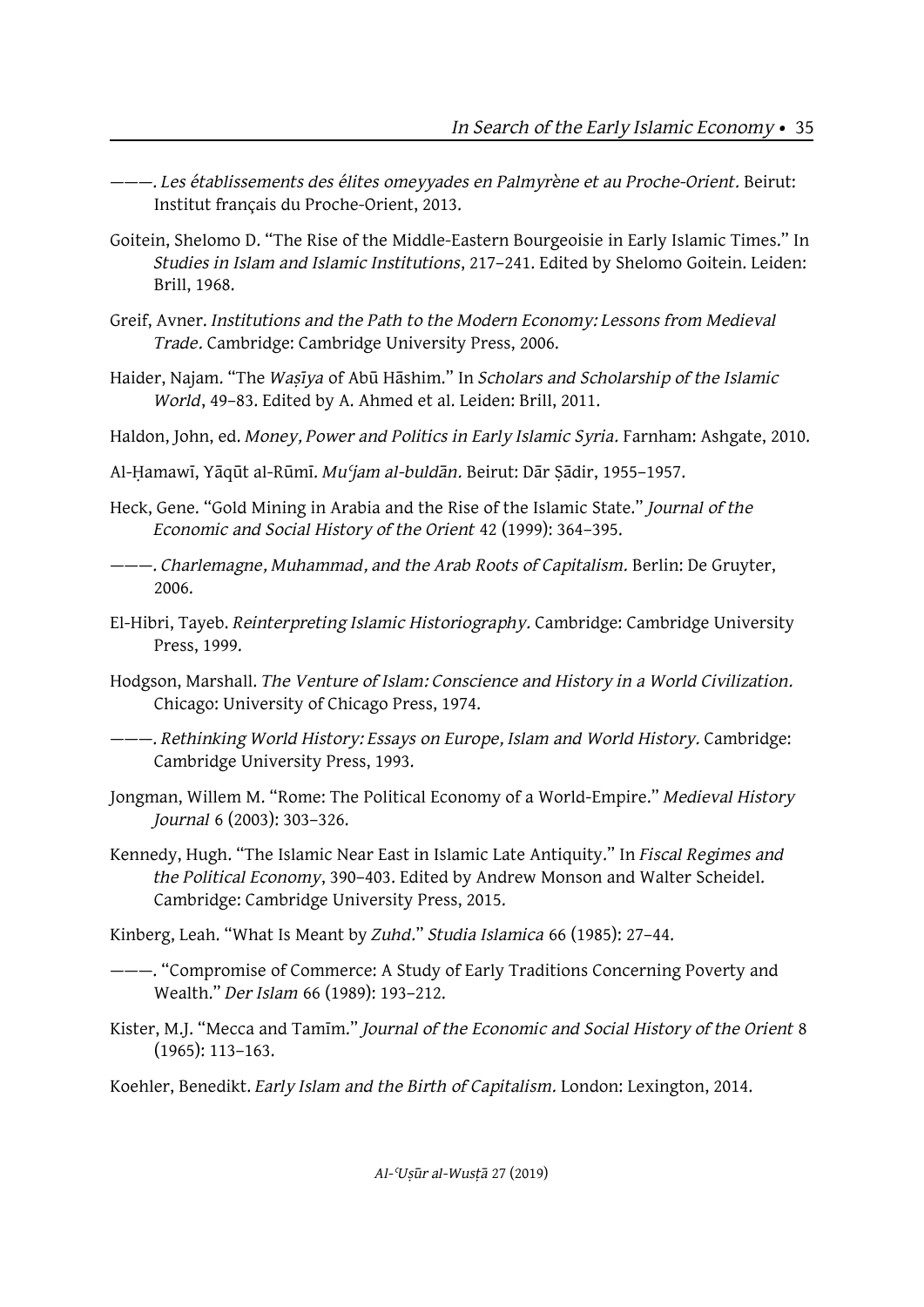———. *Les établissements des élites omeyyades en Palmyrène et au Proche-Orient.* Beirut: Institut français du Proche-Orient, 2013.

Goitein, Shelomo D. "The Rise of the Middle-Eastern Bourgeoisie in Early Islamic Times." In *Studies in Islam and Islamic Institutions*, 217–241. Edited by Shelomo Goitein. Leiden: Brill, 1968.

Greif, Avner. *Institutions and the Path to the Modern Economy: Lessons from Medieval Trade.* Cambridge: Cambridge University Press, 2006.

Haider, Najam. "The *Waṣīya* of Abū Hāshim." In *Scholars and Scholarship of the Islamic World*, 49–83. Edited by A. Ahmed et al. Leiden: Brill, 2011.

Haldon, John, ed. *Money, Power and Politics in Early Islamic Syria.* Farnham: Ashgate, 2010.

Al-Ḥamawī, Yāqūt al-Rūmī. *Muʿjam al-buldān.* Beirut: Dār Ṣādir, 1955–1957.

Heck, Gene. "Gold Mining in Arabia and the Rise of the Islamic State." *Journal of the Economic and Social History of the Orient* 42 (1999): 364–395.

———. *Charlemagne, Muhammad, and the Arab Roots of Capitalism.* Berlin: De Gruyter, 2006.

El-Hibri, Tayeb. *Reinterpreting Islamic Historiography.* Cambridge: Cambridge University Press, 1999.

Hodgson, Marshall. *The Venture of Islam: Conscience and History in a World Civilization.* Chicago: University of Chicago Press, 1974.

———. *Rethinking World History: Essays on Europe, Islam and World History.* Cambridge: Cambridge University Press, 1993.

Jongman, Willem M. "Rome: The Political Economy of a World-Empire." *Medieval History Journal* 6 (2003): 303–326.

Kennedy, Hugh. "The Islamic Near East in Islamic Late Antiquity." In *Fiscal Regimes and the Political Economy*, 390–403. Edited by Andrew Monson and Walter Scheidel. Cambridge: Cambridge University Press, 2015.

Kinberg, Leah. "What Is Meant by *Zuhd*." *Studia Islamica* 66 (1985): 27–44.

———. "Compromise of Commerce: A Study of Early Traditions Concerning Poverty and Wealth." *Der Islam* 66 (1989): 193–212.

Kister, M.J. "Mecca and Tamīm." *Journal of the Economic and Social History of the Orient* 8 (1965): 113–163.

Koehler, Benedikt. *Early Islam and the Birth of Capitalism.* London: Lexington, 2014.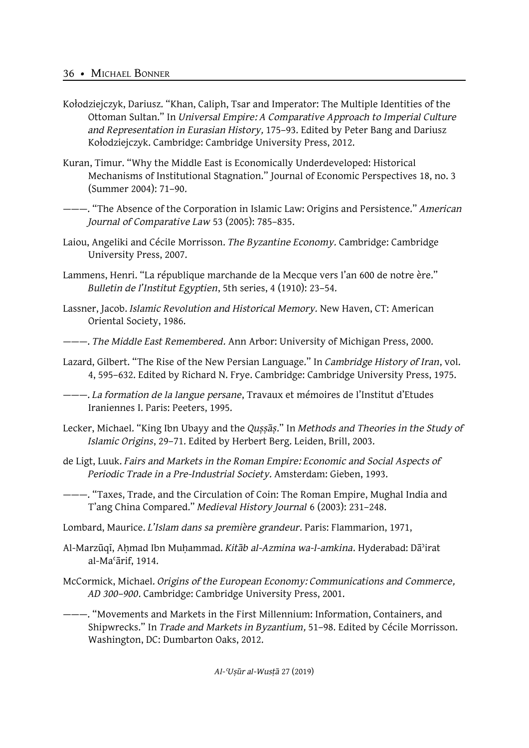Kołodziejczyk, Dariusz. "Khan, Caliph, Tsar and Imperator: The Multiple Identities of the Ottoman Sultan." In *Universal Empire: A Comparative Approach to Imperial Culture and Representation in Eurasian History,* 175–93. Edited by Peter Bang and Dariusz Kołodziejczyk. Cambridge: Cambridge University Press, 2012.

Kuran, Timur. "Why the Middle East is Economically Underdeveloped: Historical Mechanisms of Institutional Stagnation." Journal of Economic Perspectives 18, no. 3 (Summer 2004): 71–90.

———. "The Absence of the Corporation in Islamic Law: Origins and Persistence." *American Journal of Comparative Law* 53 (2005): 785–835.

Laiou, Angeliki and Cécile Morrisson. *The Byzantine Economy.* Cambridge: Cambridge University Press, 2007.

Lammens, Henri. "La république marchande de la Mecque vers l'an 600 de notre ère." *Bulletin de l'Institut Egyptien*, 5th series, 4 (1910): 23–54.

Lassner, Jacob. *Islamic Revolution and Historical Memory.* New Haven, CT: American Oriental Society, 1986.

———. *The Middle East Remembered.* Ann Arbor: University of Michigan Press, 2000.

Lazard, Gilbert. "The Rise of the New Persian Language." In *Cambridge History of Iran*, vol. 4, 595–632. Edited by Richard N. Frye. Cambridge: Cambridge University Press, 1975.

———. *La formation de la langue persane*, Travaux et mémoires de l'Institut d'Etudes Iraniennes I. Paris: Peeters, 1995.

Lecker, Michael. "King Ibn Ubayy and the *Quṣṣāṣ*." In *Methods and Theories in the Study of Islamic Origins*, 29–71. Edited by Herbert Berg. Leiden, Brill, 2003.

de Ligt, Luuk. *Fairs and Markets in the Roman Empire: Economic and Social Aspects of Periodic Trade in a Pre-Industrial Society.* Amsterdam: Gieben, 1993.

———. "Taxes, Trade, and the Circulation of Coin: The Roman Empire, Mughal India and T'ang China Compared." *Medieval History Journal* 6 (2003): 231–248.

Lombard, Maurice. *L'Islam dans sa première grandeur*. Paris: Flammarion, 1971,

Al-Marzūqī, Aḥmad Ibn Muḥammad. *Kitāb al-Azmina wa-l-amkina*. Hyderabad: Dāʾirat al-Maʿārif, 1914.

McCormick, Michael. *Origins of the European Economy: Communications and Commerce, AD 300–900*. Cambridge: Cambridge University Press, 2001.

———. "Movements and Markets in the First Millennium: Information, Containers, and Shipwrecks." In *Trade and Markets in Byzantium,* 51–98. Edited by Cécile Morrisson. Washington, DC: Dumbarton Oaks, 2012.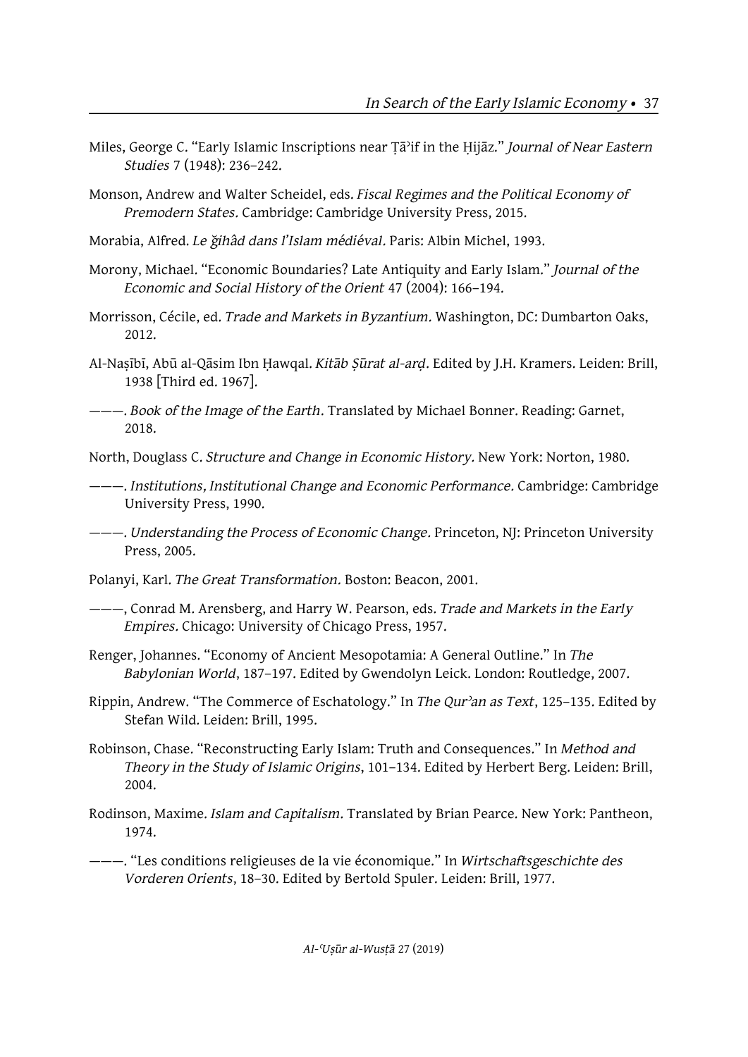Miles, George C. "Early Islamic Inscriptions near Ṭāʾif in the Ḥijāz." *Journal of Near Eastern Studies* 7 (1948): 236–242.

Monson, Andrew and Walter Scheidel, eds. *Fiscal Regimes and the Political Economy of Premodern States.* Cambridge: Cambridge University Press, 2015.

Morabia, Alfred. *Le ǧihâd dans l'Islam médiéval*. Paris: Albin Michel, 1993.

Morony, Michael. "Economic Boundaries? Late Antiquity and Early Islam." *Journal of the Economic and Social History of the Orient* 47 (2004): 166–194.

Morrisson, Cécile, ed. *Trade and Markets in Byzantium.* Washington, DC: Dumbarton Oaks, 2012.

Al-Naṣībī, Abū al-Qāsim Ibn Ḥawqal. *Kitāb Ṣūrat al-arḍ*. Edited by J.H. Kramers. Leiden: Brill, 1938 [Third ed. 1967].

———. *Book of the Image of the Earth*. Translated by Michael Bonner. Reading: Garnet, 2018.

North, Douglass C. *Structure and Change in Economic History.* New York: Norton, 1980.

———. *Institutions, Institutional Change and Economic Performance.* Cambridge: Cambridge University Press, 1990.

———. *Understanding the Process of Economic Change.* Princeton, NJ: Princeton University Press, 2005.

Polanyi, Karl. *The Great Transformation.* Boston: Beacon, 2001.

———, Conrad M. Arensberg, and Harry W. Pearson, eds. *Trade and Markets in the Early Empires.* Chicago: University of Chicago Press, 1957.

Renger, Johannes. "Economy of Ancient Mesopotamia: A General Outline." In *The Babylonian World*, 187–197. Edited by Gwendolyn Leick. London: Routledge, 2007.

Rippin, Andrew. "The Commerce of Eschatology." In *The Qurʾan as Text*, 125–135. Edited by Stefan Wild. Leiden: Brill, 1995.

Robinson, Chase. "Reconstructing Early Islam: Truth and Consequences." In *Method and Theory in the Study of Islamic Origins*, 101–134. Edited by Herbert Berg. Leiden: Brill, 2004.

Rodinson, Maxime. *Islam and Capitalism*. Translated by Brian Pearce. New York: Pantheon, 1974.

———. "Les conditions religieuses de la vie économique." In *Wirtschaftsgeschichte des Vorderen Orients*, 18–30. Edited by Bertold Spuler. Leiden: Brill, 1977.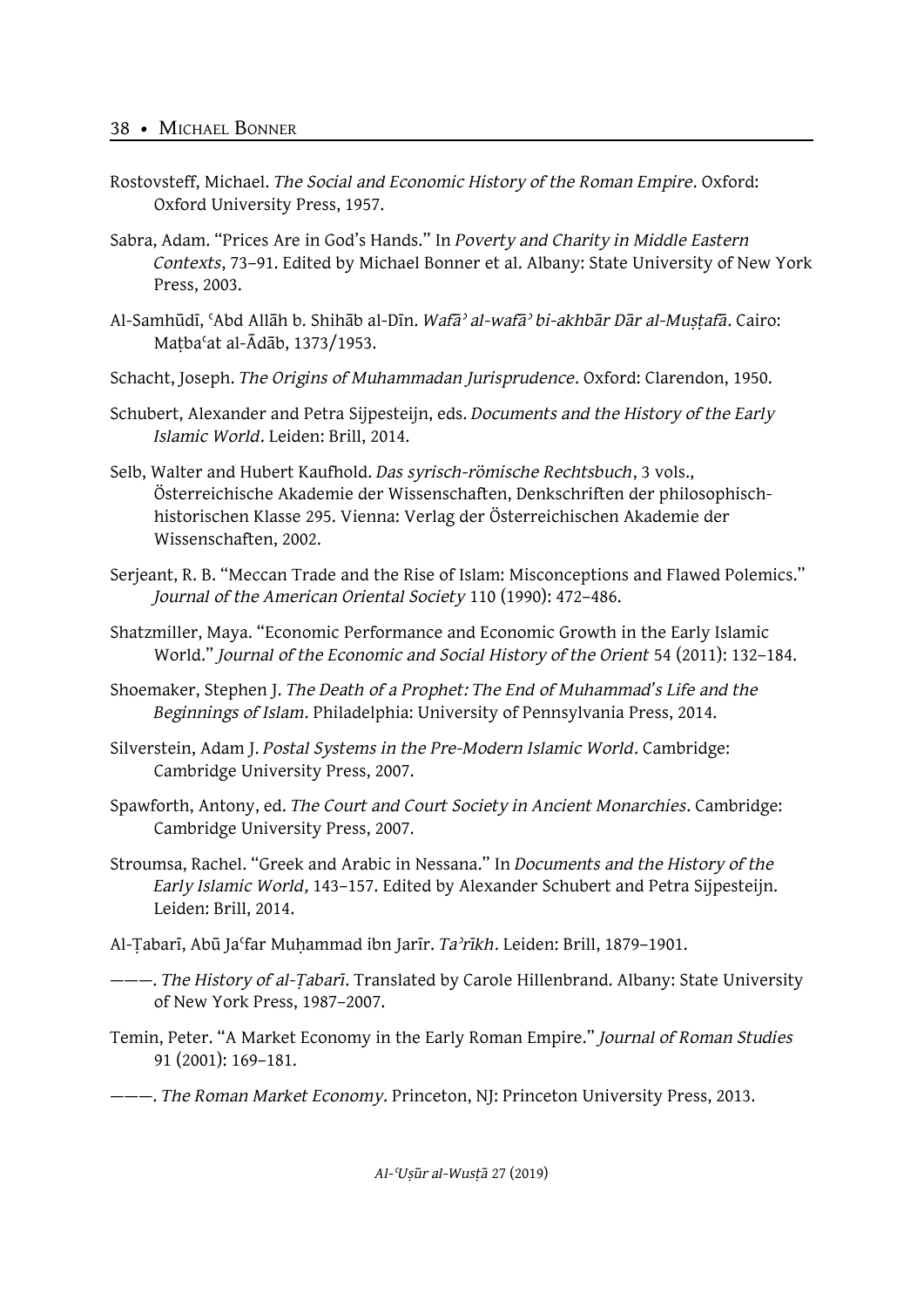Rostovsteff, Michael. *The Social and Economic History of the Roman Empire*. Oxford: Oxford University Press, 1957.

Sabra, Adam. "Prices Are in God's Hands." In *Poverty and Charity in Middle Eastern Contexts*, 73–91. Edited by Michael Bonner et al. Albany: State University of New York Press, 2003.

Al-Samhūdī, ʿAbd Allāh b. Shihāb al-Dīn. *Wafāʾ al-wafāʾ bi-akhbār Dār al-Muṣṭafā*. Cairo: Maṭbaʿat al-Ādāb, 1373/1953.

Schacht, Joseph. *The Origins of Muhammadan Jurisprudence*. Oxford: Clarendon, 1950.

Schubert, Alexander and Petra Sijpesteijn, eds. *Documents and the History of the Early Islamic World*. Leiden: Brill, 2014.

Selb, Walter and Hubert Kaufhold. *Das syrisch-römische Rechtsbuch*, 3 vols., Österreichische Akademie der Wissenschaften, Denkschriften der philosophisch-historischen Klasse 295. Vienna: Verlag der Österreichischen Akademie der Wissenschaften, 2002.

Serjeant, R. B. "Meccan Trade and the Rise of Islam: Misconceptions and Flawed Polemics." *Journal of the American Oriental Society* 110 (1990): 472–486.

Shatzmiller, Maya. "Economic Performance and Economic Growth in the Early Islamic World." *Journal of the Economic and Social History of the Orient* 54 (2011): 132–184.

Shoemaker, Stephen J. *The Death of a Prophet: The End of Muhammad's Life and the Beginnings of Islam*. Philadelphia: University of Pennsylvania Press, 2014.

Silverstein, Adam J. *Postal Systems in the Pre-Modern Islamic World*. Cambridge: Cambridge University Press, 2007.

Spawforth, Antony, ed. *The Court and Court Society in Ancient Monarchies*. Cambridge: Cambridge University Press, 2007.

Stroumsa, Rachel. "Greek and Arabic in Nessana." In *Documents and the History of the Early Islamic World,* 143–157. Edited by Alexander Schubert and Petra Sijpesteijn. Leiden: Brill, 2014.

Al-Ṭabarī, Abū Jaʿfar Muḥammad ibn Jarīr. *Taʾrīkh*. Leiden: Brill, 1879–1901.

———. *The History of al-Ṭabarī*. Translated by Carole Hillenbrand. Albany: State University of New York Press, 1987–2007.

Temin, Peter. "A Market Economy in the Early Roman Empire." *Journal of Roman Studies* 91 (2001): 169–181.

———. *The Roman Market Economy*. Princeton, NJ: Princeton University Press, 2013.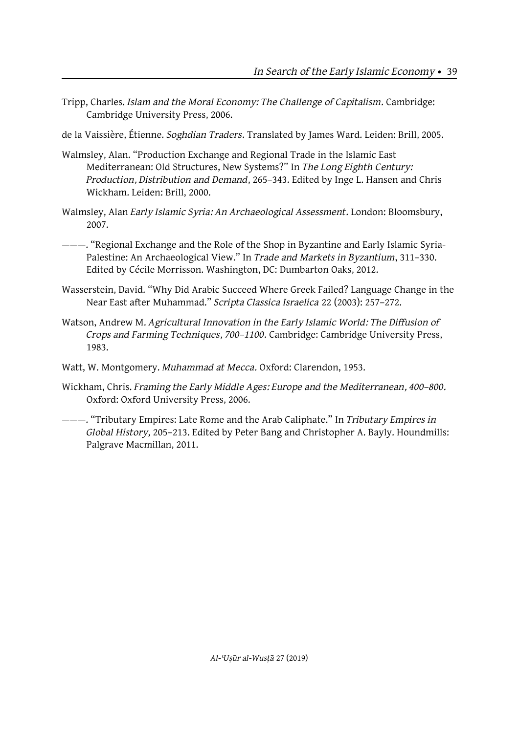Tripp, Charles. *Islam and the Moral Economy: The Challenge of Capitalism.* Cambridge: Cambridge University Press, 2006.

de la Vaissière, Étienne. *Soghdian Traders*. Translated by James Ward. Leiden: Brill, 2005.

Walmsley, Alan. "Production Exchange and Regional Trade in the Islamic East Mediterranean: Old Structures, New Systems?" In *The Long Eighth Century: Production, Distribution and Demand*, 265–343. Edited by Inge L. Hansen and Chris Wickham. Leiden: Brill, 2000.

Walmsley, Alan *Early Islamic Syria: An Archaeological Assessment*. London: Bloomsbury, 2007.

———. "Regional Exchange and the Role of the Shop in Byzantine and Early Islamic Syria-Palestine: An Archaeological View." In *Trade and Markets in Byzantium*, 311–330. Edited by Cécile Morrisson. Washington, DC: Dumbarton Oaks, 2012.

Wasserstein, David. "Why Did Arabic Succeed Where Greek Failed? Language Change in the Near East after Muhammad." *Scripta Classica Israelica* 22 (2003): 257–272.

Watson, Andrew M. *Agricultural Innovation in the Early Islamic World: The Diffusion of Crops and Farming Techniques, 700–1100*. Cambridge: Cambridge University Press, 1983.

Watt, W. Montgomery. *Muhammad at Mecca.* Oxford: Clarendon, 1953.

Wickham, Chris. *Framing the Early Middle Ages: Europe and the Mediterranean, 400–800.* Oxford: Oxford University Press, 2006.

———. "Tributary Empires: Late Rome and the Arab Caliphate." In *Tributary Empires in Global History,* 205–213. Edited by Peter Bang and Christopher A. Bayly. Houndmills: Palgrave Macmillan, 2011.